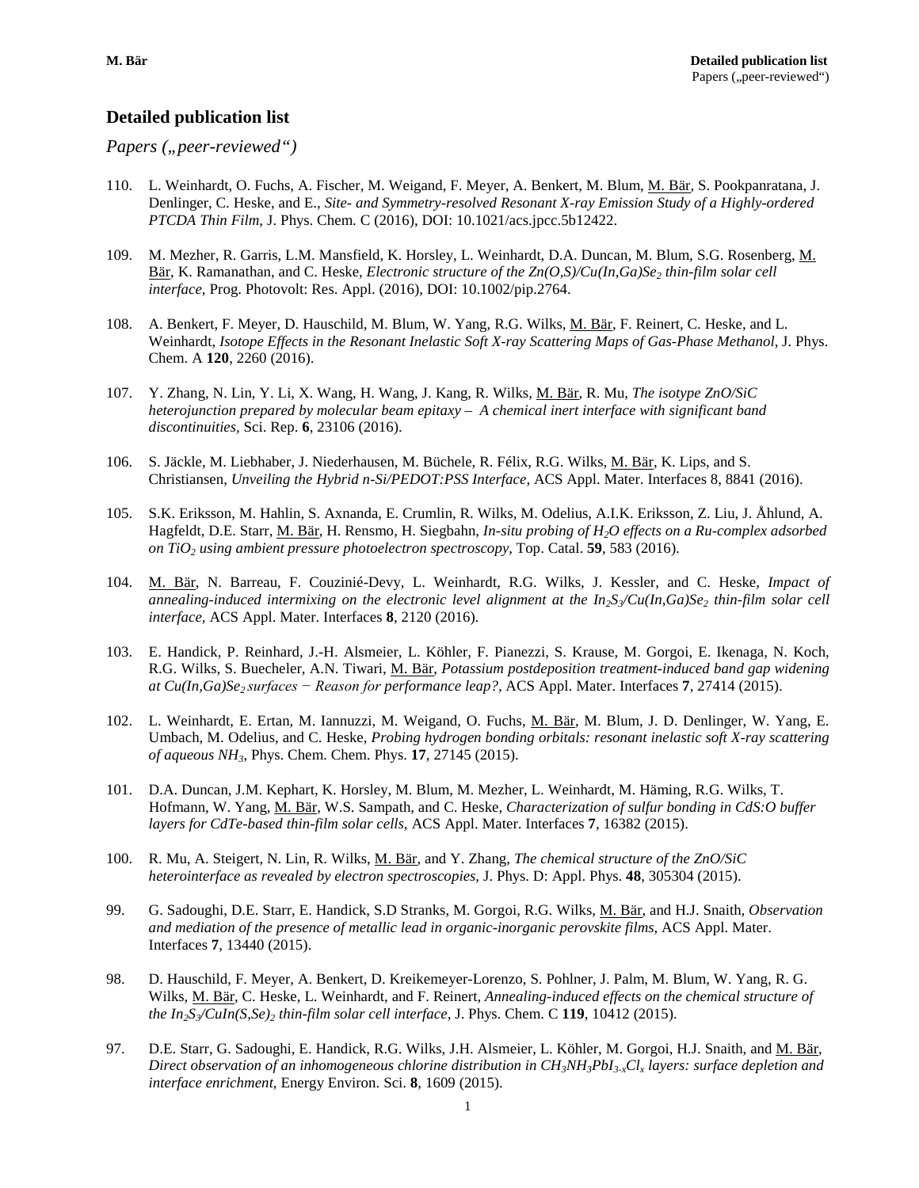# Detailed publication list

## *Papers („peer-reviewed“)*

110. L. Weinhardt, O. Fuchs, A. Fischer, M. Weigand, F. Meyer, A. Benkert, M. Blum, M. Bär, S. Pookpanratana, J. Denlinger, C. Heske, and E., *Site- and Symmetry-resolved Resonant X-ray Emission Study of a Highly-ordered PTCDA Thin Film*, J. Phys. Chem. C (2016), DOI: 10.1021/acs.jpcc.5b12422.

109. M. Mezher, R. Garris, L.M. Mansfield, K. Horsley, L. Weinhardt, D.A. Duncan, M. Blum, S.G. Rosenberg, M. Bär, K. Ramanathan, and C. Heske, *Electronic structure of the Zn(O,S)/Cu(In,Ga)$Se_2$ thin-film solar cell interface*, Prog. Photovolt: Res. Appl. (2016), DOI: 10.1002/pip.2764.

108. A. Benkert, F. Meyer, D. Hauschild, M. Blum, W. Yang, R.G. Wilks, M. Bär, F. Reinert, C. Heske, and L. Weinhardt, *Isotope Effects in the Resonant Inelastic Soft X-ray Scattering Maps of Gas-Phase Methanol*, J. Phys. Chem. A **120**, 2260 (2016).

107. Y. Zhang, N. Lin, Y. Li, X. Wang, H. Wang, J. Kang, R. Wilks, M. Bär, R. Mu, *The isotype ZnO/SiC heterojunction prepared by molecular beam epitaxy – A chemical inert interface with significant band discontinuities*, Sci. Rep. **6**, 23106 (2016).

106. S. Jäckle, M. Liebhaber, J. Niederhausen, M. Büchele, R. Félix, R.G. Wilks, M. Bär, K. Lips, and S. Christiansen, *Unveiling the Hybrid n-Si/PEDOT:PSS Interface*, ACS Appl. Mater. Interfaces 8, 8841 (2016).

105. S.K. Eriksson, M. Hahlin, S. Axnanda, E. Crumlin, R. Wilks, M. Odelius, A.I.K. Eriksson, Z. Liu, J. Åhlund, A. Hagfeldt, D.E. Starr, M. Bär, H. Rensmo, H. Siegbahn, *In-situ probing of $H_2O$ effects on a Ru-complex adsorbed on $TiO_2$ using ambient pressure photoelectron spectroscopy*, Top. Catal. **59**, 583 (2016).

104. M. Bär, N. Barreau, F. Couzinié-Devy, L. Weinhardt, R.G. Wilks, J. Kessler, and C. Heske, *Impact of annealing-induced intermixing on the electronic level alignment at the $In_2S_3$/Cu(In,Ga)$Se_2$ thin-film solar cell interface,* ACS Appl. Mater. Interfaces **8**, 2120 (2016).

103. E. Handick, P. Reinhard, J.-H. Alsmeier, L. Köhler, F. Pianezzi, S. Krause, M. Gorgoi, E. Ikenaga, N. Koch, R.G. Wilks, S. Buecheler, A.N. Tiwari, M. Bär, *Potassium postdeposition treatment-induced band gap widening at Cu(In,Ga)$Se_2$ surfaces − Reason for performance leap?,* ACS Appl. Mater. Interfaces **7**, 27414 (2015).

102. L. Weinhardt, E. Ertan, M. Iannuzzi, M. Weigand, O. Fuchs, M. Bär, M. Blum, J. D. Denlinger, W. Yang, E. Umbach, M. Odelius, and C. Heske, *Probing hydrogen bonding orbitals: resonant inelastic soft X-ray scattering of aqueous $NH_3$*, Phys. Chem. Chem. Phys. **17**, 27145 (2015).

101. D.A. Duncan, J.M. Kephart, K. Horsley, M. Blum, M. Mezher, L. Weinhardt, M. Häming, R.G. Wilks, T. Hofmann, W. Yang, M. Bär, W.S. Sampath, and C. Heske, *Characterization of sulfur bonding in CdS:O buffer layers for CdTe-based thin-film solar cells*, ACS Appl. Mater. Interfaces **7**, 16382 (2015).

100. R. Mu, A. Steigert, N. Lin, R. Wilks, M. Bär, and Y. Zhang, *The chemical structure of the ZnO/SiC heterointerface as revealed by electron spectroscopies*, J. Phys. D: Appl. Phys. **48**, 305304 (2015).

99. G. Sadoughi, D.E. Starr, E. Handick, S.D Stranks, M. Gorgoi, R.G. Wilks, M. Bär, and H.J. Snaith, *Observation and mediation of the presence of metallic lead in organic-inorganic perovskite films*, ACS Appl. Mater. Interfaces **7**, 13440 (2015).

98. D. Hauschild, F. Meyer, A. Benkert, D. Kreikemeyer-Lorenzo, S. Pohlner, J. Palm, M. Blum, W. Yang, R. G. Wilks, M. Bär, C. Heske, L. Weinhardt, and F. Reinert, *Annealing-induced effects on the chemical structure of the $In_2S_3$/CuIn$(S,Se)_2$ thin-film solar cell interface*, J. Phys. Chem. C **119**, 10412 (2015).

97. D.E. Starr, G. Sadoughi, E. Handick, R.G. Wilks, J.H. Alsmeier, L. Köhler, M. Gorgoi, H.J. Snaith, and M. Bär, *Direct observation of an inhomogeneous chlorine distribution in $CH_3NH_3PbI_{3-x}Cl_x$ layers: surface depletion and interface enrichment*, Energy Environ. Sci. **8**, 1609 (2015).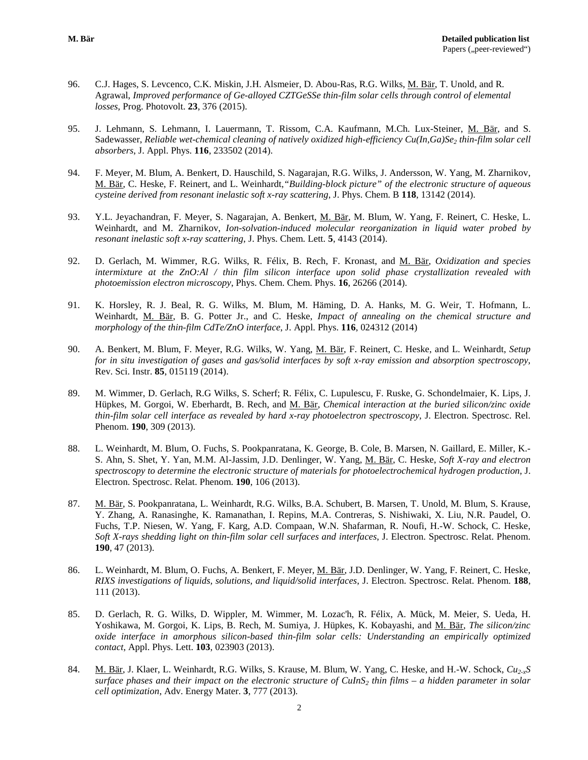96. C.J. Hages, S. Levcenco, C.K. Miskin, J.H. Alsmeier, D. Abou-Ras, R.G. Wilks, M. Bär, T. Unold, and R. Agrawal, *Improved performance of Ge-alloyed CZTGeSSe thin-film solar cells through control of elemental losses*, Prog. Photovolt. **23**, 376 (2015).

95. J. Lehmann, S. Lehmann, I. Lauermann, T. Rissom, C.A. Kaufmann, M.Ch. Lux-Steiner, M. Bär, and S. Sadewasser, *Reliable wet-chemical cleaning of natively oxidized high-efficiency Cu(In,Ga)$Se_2$ thin-film solar cell absorbers*, J. Appl. Phys. **116**, 233502 (2014).

94. F. Meyer, M. Blum, A. Benkert, D. Hauschild, S. Nagarajan, R.G. Wilks, J. Andersson, W. Yang, M. Zharnikov, M. Bär, C. Heske, F. Reinert, and L. Weinhardt, *"Building-block picture" of the electronic structure of aqueous cysteine derived from resonant inelastic soft x-ray scattering*, J. Phys. Chem. B **118**, 13142 (2014).

93. Y.L. Jeyachandran, F. Meyer, S. Nagarajan, A. Benkert, M. Bär, M. Blum, W. Yang, F. Reinert, C. Heske, L. Weinhardt, and M. Zharnikov, *Ion-solvation-induced molecular reorganization in liquid water probed by resonant inelastic soft x-ray scattering*, J. Phys. Chem. Lett. **5**, 4143 (2014).

92. D. Gerlach, M. Wimmer, R.G. Wilks, R. Félix, B. Rech, F. Kronast, and M. Bär, *Oxidization and species intermixture at the ZnO:Al / thin film silicon interface upon solid phase crystallization revealed with photoemission electron microscopy*, Phys. Chem. Chem. Phys. **16**, 26266 (2014).

91. K. Horsley, R. J. Beal, R. G. Wilks, M. Blum, M. Häming, D. A. Hanks, M. G. Weir, T. Hofmann, L. Weinhardt, M. Bär, B. G. Potter Jr., and C. Heske, *Impact of annealing on the chemical structure and morphology of the thin-film CdTe/ZnO interface*, J. Appl. Phys. **116**, 024312 (2014)

90. A. Benkert, M. Blum, F. Meyer, R.G. Wilks, W. Yang, M. Bär, F. Reinert, C. Heske, and L. Weinhardt, *Setup for in situ investigation of gases and gas/solid interfaces by soft x-ray emission and absorption spectroscopy*, Rev. Sci. Instr. **85**, 015119 (2014).

89. M. Wimmer, D. Gerlach, R.G Wilks, S. Scherf; R. Félix, C. Lupulescu, F. Ruske, G. Schondelmaier, K. Lips, J. Hüpkes, M. Gorgoi, W. Eberhardt, B. Rech, and M. Bär, *Chemical interaction at the buried silicon/zinc oxide thin-film solar cell interface as revealed by hard x-ray photoelectron spectroscopy*, J. Electron. Spectrosc. Rel. Phenom. **190**, 309 (2013).

88. L. Weinhardt, M. Blum, O. Fuchs, S. Pookpanratana, K. George, B. Cole, B. Marsen, N. Gaillard, E. Miller, K.-S. Ahn, S. Shet, Y. Yan, M.M. Al-Jassim, J.D. Denlinger, W. Yang, M. Bär, C. Heske, *Soft X-ray and electron spectroscopy to determine the electronic structure of materials for photoelectrochemical hydrogen production*, J. Electron. Spectrosc. Relat. Phenom. **190**, 106 (2013).

87. M. Bär, S. Pookpanratana, L. Weinhardt, R.G. Wilks, B.A. Schubert, B. Marsen, T. Unold, M. Blum, S. Krause, Y. Zhang, A. Ranasinghe, K. Ramanathan, I. Repins, M.A. Contreras, S. Nishiwaki, X. Liu, N.R. Paudel, O. Fuchs, T.P. Niesen, W. Yang, F. Karg, A.D. Compaan, W.N. Shafarman, R. Noufi, H.-W. Schock, C. Heske, *Soft X-rays shedding light on thin-film solar cell surfaces and interfaces*, J. Electron. Spectrosc. Relat. Phenom. **190**, 47 (2013).

86. L. Weinhardt, M. Blum, O. Fuchs, A. Benkert, F. Meyer, M. Bär, J.D. Denlinger, W. Yang, F. Reinert, C. Heske, *RIXS investigations of liquids, solutions, and liquid/solid interfaces*, J. Electron. Spectrosc. Relat. Phenom. **188**, 111 (2013).

85. D. Gerlach, R. G. Wilks, D. Wippler, M. Wimmer, M. Lozac'h, R. Félix, A. Mück, M. Meier, S. Ueda, H. Yoshikawa, M. Gorgoi, K. Lips, B. Rech, M. Sumiya, J. Hüpkes, K. Kobayashi, and M. Bär, *The silicon/zinc oxide interface in amorphous silicon-based thin-film solar cells: Understanding an empirically optimized contact*, Appl. Phys. Lett. **103**, 023903 (2013).

84. M. Bär, J. Klaer, L. Weinhardt, R.G. Wilks, S. Krause, M. Blum, W. Yang, C. Heske, and H.-W. Schock, *$Cu_{2-x}S$ surface phases and their impact on the electronic structure of $CuInS_2$ thin films – a hidden parameter in solar cell optimization*, Adv. Energy Mater. **3**, 777 (2013).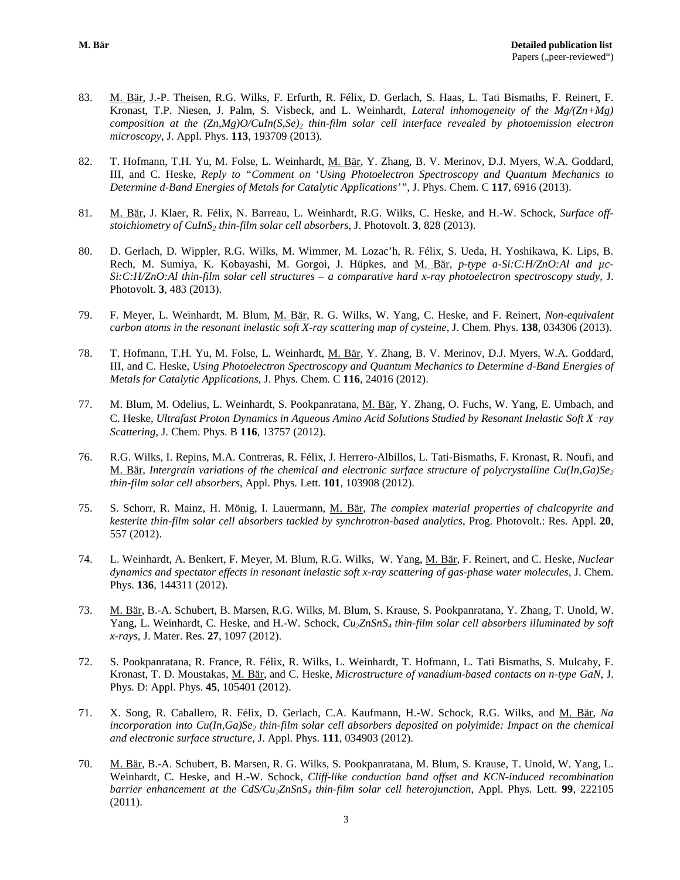83. M. Bär, J.-P. Theisen, R.G. Wilks, F. Erfurth, R. Félix, D. Gerlach, S. Haas, L. Tati Bismaths, F. Reinert, F. Kronast, T.P. Niesen, J. Palm, S. Visbeck, and L. Weinhardt, *Lateral inhomogeneity of the Mg/(Zn+Mg) composition at the (Zn,Mg)O/CuIn(S,Se)$_2$ thin-film solar cell interface revealed by photoemission electron microscopy*, J. Appl. Phys. **113**, 193709 (2013).

82. T. Hofmann, T.H. Yu, M. Folse, L. Weinhardt, M. Bär, Y. Zhang, B. V. Merinov, D.J. Myers, W.A. Goddard, III, and C. Heske, *Reply to "Comment on 'Using Photoelectron Spectroscopy and Quantum Mechanics to Determine d-Band Energies of Metals for Catalytic Applications'"*, J. Phys. Chem. C **117**, 6916 (2013).

81. M. Bär, J. Klaer, R. Félix, N. Barreau, L. Weinhardt, R.G. Wilks, C. Heske, and H.-W. Schock, *Surface off-stoichiometry of CuInS$_2$ thin-film solar cell absorbers*, J. Photovolt. **3**, 828 (2013).

80. D. Gerlach, D. Wippler, R.G. Wilks, M. Wimmer, M. Lozac'h, R. Félix, S. Ueda, H. Yoshikawa, K. Lips, B. Rech, M. Sumiya, K. Kobayashi, M. Gorgoi, J. Hüpkes, and M. Bär, *p-type a-Si:C:H/ZnO:Al and μc-Si:C:H/ZnO:Al thin-film solar cell structures – a comparative hard x-ray photoelectron spectroscopy study*, J. Photovolt. **3**, 483 (2013).

79. F. Meyer, L. Weinhardt, M. Blum, M. Bär, R. G. Wilks, W. Yang, C. Heske, and F. Reinert, *Non-equivalent carbon atoms in the resonant inelastic soft X-ray scattering map of cysteine*, J. Chem. Phys. **138**, 034306 (2013).

78. T. Hofmann, T.H. Yu, M. Folse, L. Weinhardt, M. Bär, Y. Zhang, B. V. Merinov, D.J. Myers, W.A. Goddard, III, and C. Heske, *Using Photoelectron Spectroscopy and Quantum Mechanics to Determine d-Band Energies of Metals for Catalytic Applications*, J. Phys. Chem. C **116**, 24016 (2012).

77. M. Blum, M. Odelius, L. Weinhardt, S. Pookpanratana, M. Bär, Y. Zhang, O. Fuchs, W. Yang, E. Umbach, and C. Heske, *Ultrafast Proton Dynamics in Aqueous Amino Acid Solutions Studied by Resonant Inelastic Soft X-ray Scattering*, J. Chem. Phys. B **116**, 13757 (2012).

76. R.G. Wilks, I. Repins, M.A. Contreras, R. Félix, J. Herrero-Albillos, L. Tati-Bismaths, F. Kronast, R. Noufi, and M. Bär, *Intergrain variations of the chemical and electronic surface structure of polycrystalline Cu(In,Ga)Se$_2$ thin-film solar cell absorbers*, Appl. Phys. Lett. **101**, 103908 (2012).

75. S. Schorr, R. Mainz, H. Mönig, I. Lauermann, M. Bär, *The complex material properties of chalcopyrite and kesterite thin-film solar cell absorbers tackled by synchrotron-based analytics*, Prog. Photovolt.: Res. Appl. **20**, 557 (2012).

74. L. Weinhardt, A. Benkert, F. Meyer, M. Blum, R.G. Wilks, W. Yang, M. Bär, F. Reinert, and C. Heske, *Nuclear dynamics and spectator effects in resonant inelastic soft x-ray scattering of gas-phase water molecules*, J. Chem. Phys. **136**, 144311 (2012).

73. M. Bär, B.-A. Schubert, B. Marsen, R.G. Wilks, M. Blum, S. Krause, S. Pookpanratana, Y. Zhang, T. Unold, W. Yang, L. Weinhardt, C. Heske, and H.-W. Schock, *Cu$_2$ZnSnS$_4$ thin-film solar cell absorbers illuminated by soft x-rays*, J. Mater. Res. **27**, 1097 (2012).

72. S. Pookpanratana, R. France, R. Félix, R. Wilks, L. Weinhardt, T. Hofmann, L. Tati Bismaths, S. Mulcahy, F. Kronast, T. D. Moustakas, M. Bär, and C. Heske, *Microstructure of vanadium-based contacts on n-type GaN*, J. Phys. D: Appl. Phys. **45**, 105401 (2012).

71. X. Song, R. Caballero, R. Félix, D. Gerlach, C.A. Kaufmann, H.-W. Schock, R.G. Wilks, and M. Bär, *Na incorporation into Cu(In,Ga)Se$_2$ thin-film solar cell absorbers deposited on polyimide: Impact on the chemical and electronic surface structure*, J. Appl. Phys. **111**, 034903 (2012).

70. M. Bär, B.-A. Schubert, B. Marsen, R. G. Wilks, S. Pookpanratana, M. Blum, S. Krause, T. Unold, W. Yang, L. Weinhardt, C. Heske, and H.-W. Schock, *Cliff-like conduction band offset and KCN-induced recombination barrier enhancement at the CdS/Cu$_2$ZnSnS$_4$ thin-film solar cell heterojunction*, Appl. Phys. Lett. **99**, 222105 (2011).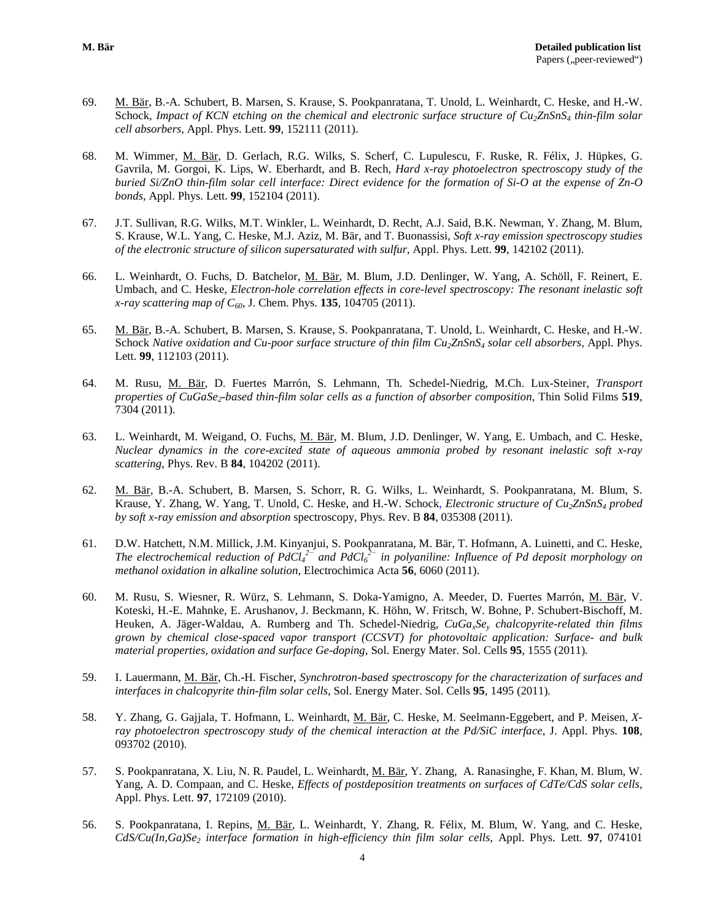69. M. Bär, B.-A. Schubert, B. Marsen, S. Krause, S. Pookpanratana, T. Unold, L. Weinhardt, C. Heske, and H.-W. Schock, *Impact of KCN etching on the chemical and electronic surface structure of $Cu_2ZnSnS_4$ thin-film solar cell absorbers*, Appl. Phys. Lett. **99**, 152111 (2011).

68. M. Wimmer, M. Bär, D. Gerlach, R.G. Wilks, S. Scherf, C. Lupulescu, F. Ruske, R. Félix, J. Hüpkes, G. Gavrila, M. Gorgoi, K. Lips, W. Eberhardt, and B. Rech, *Hard x-ray photoelectron spectroscopy study of the buried Si/ZnO thin-film solar cell interface: Direct evidence for the formation of Si-O at the expense of Zn-O bonds*, Appl. Phys. Lett. **99**, 152104 (2011).

67. J.T. Sullivan, R.G. Wilks, M.T. Winkler, L. Weinhardt, D. Recht, A.J. Said, B.K. Newman, Y. Zhang, M. Blum, S. Krause, W.L. Yang, C. Heske, M.J. Aziz, M. Bär, and T. Buonassisi, *Soft x-ray emission spectroscopy studies of the electronic structure of silicon supersaturated with sulfur*, Appl. Phys. Lett. **99**, 142102 (2011).

66. L. Weinhardt, O. Fuchs, D. Batchelor, M. Bär, M. Blum, J.D. Denlinger, W. Yang, A. Schöll, F. Reinert, E. Umbach, and C. Heske, *Electron-hole correlation effects in core-level spectroscopy: The resonant inelastic soft x-ray scattering map of $C_{60}$*, J. Chem. Phys. **135**, 104705 (2011).

65. M. Bär, B.-A. Schubert, B. Marsen, S. Krause, S. Pookpanratana, T. Unold, L. Weinhardt, C. Heske, and H.-W. Schock *Native oxidation and Cu-poor surface structure of thin film $Cu_2ZnSnS_4$ solar cell absorbers*, Appl. Phys. Lett. **99**, 112103 (2011).

64. M. Rusu, M. Bär, D. Fuertes Marrón, S. Lehmann, Th. Schedel-Niedrig, M.Ch. Lux-Steiner, *Transport properties of $CuGaSe_2$-based thin-film solar cells as a function of absorber composition*, Thin Solid Films **519**, 7304 (2011).

63. L. Weinhardt, M. Weigand, O. Fuchs, M. Bär, M. Blum, J.D. Denlinger, W. Yang, E. Umbach, and C. Heske, *Nuclear dynamics in the core-excited state of aqueous ammonia probed by resonant inelastic soft x-ray scattering*, Phys. Rev. B **84**, 104202 (2011).

62. M. Bär, B.-A. Schubert, B. Marsen, S. Schorr, R. G. Wilks, L. Weinhardt, S. Pookpanratana, M. Blum, S. Krause, Y. Zhang, W. Yang, T. Unold, C. Heske, and H.-W. Schock, *Electronic structure of $Cu_2ZnSnS_4$ probed by soft x-ray emission and absorption* spectroscopy, Phys. Rev. B **84**, 035308 (2011).

61. D.W. Hatchett, N.M. Millick, J.M. Kinyanjui, S. Pookpanratana, M. Bär, T. Hofmann, A. Luinetti, and C. Heske, *The electrochemical reduction of $PdCl_4^{2-}$ and $PdCl_6^{2-}$ in polyaniline: Influence of Pd deposit morphology on methanol oxidation in alkaline solution*, Electrochimica Acta **56**, 6060 (2011).

60. M. Rusu, S. Wiesner, R. Würz, S. Lehmann, S. Doka-Yamigno, A. Meeder, D. Fuertes Marrón, M. Bär, V. Koteski, H.-E. Mahnke, E. Arushanov, J. Beckmann, K. Höhn, W. Fritsch, W. Bohne, P. Schubert-Bischoff, M. Heuken, A. Jäger-Waldau, A. Rumberg and Th. Schedel-Niedrig, *$CuGa_xSe_y$ chalcopyrite-related thin films grown by chemical close-spaced vapor transport (CCSVT) for photovoltaic application: Surface- and bulk material properties, oxidation and surface Ge-doping*, Sol. Energy Mater. Sol. Cells **95**, 1555 (2011).

59. I. Lauermann, M. Bär, Ch.-H. Fischer, *Synchrotron-based spectroscopy for the characterization of surfaces and interfaces in chalcopyrite thin-film solar cells*, Sol. Energy Mater. Sol. Cells **95**, 1495 (2011).

58. Y. Zhang, G. Gajjala, T. Hofmann, L. Weinhardt, M. Bär, C. Heske, M. Seelmann-Eggebert, and P. Meisen, *X-ray photoelectron spectroscopy study of the chemical interaction at the Pd/SiC interface*, J. Appl. Phys. **108**, 093702 (2010).

57. S. Pookpanratana, X. Liu, N. R. Paudel, L. Weinhardt, M. Bär, Y. Zhang, A. Ranasinghe, F. Khan, M. Blum, W. Yang, A. D. Compaan, and C. Heske, *Effects of postdeposition treatments on surfaces of CdTe/CdS solar cells*, Appl. Phys. Lett. **97**, 172109 (2010).

56. S. Pookpanratana, I. Repins, M. Bär, L. Weinhardt, Y. Zhang, R. Félix, M. Blum, W. Yang, and C. Heske, *$CdS/Cu(In,Ga)Se_2$ interface formation in high-efficiency thin film solar cells*, Appl. Phys. Lett. **97**, 074101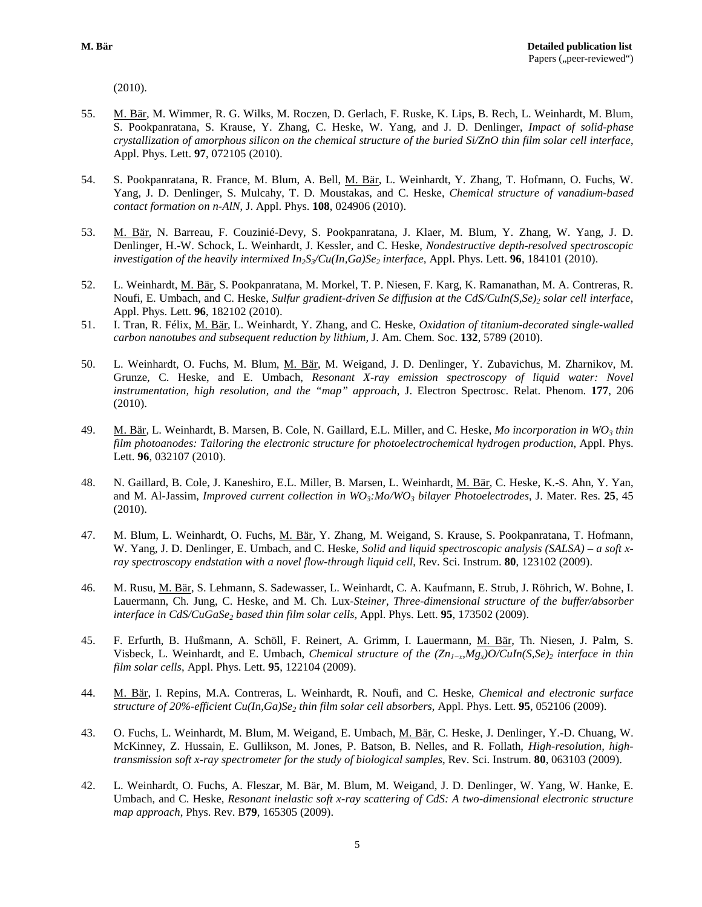(2010).

55. M. Bär, M. Wimmer, R. G. Wilks, M. Roczen, D. Gerlach, F. Ruske, K. Lips, B. Rech, L. Weinhardt, M. Blum, S. Pookpanratana, S. Krause, Y. Zhang, C. Heske, W. Yang, and J. D. Denlinger, *Impact of solid-phase crystallization of amorphous silicon on the chemical structure of the buried Si/ZnO thin film solar cell interface*, Appl. Phys. Lett. **97**, 072105 (2010).

54. S. Pookpanratana, R. France, M. Blum, A. Bell, M. Bär, L. Weinhardt, Y. Zhang, T. Hofmann, O. Fuchs, W. Yang, J. D. Denlinger, S. Mulcahy, T. D. Moustakas, and C. Heske, *Chemical structure of vanadium-based contact formation on n-AlN*, J. Appl. Phys. **108**, 024906 (2010).

53. M. Bär, N. Barreau, F. Couzinié-Devy, S. Pookpanratana, J. Klaer, M. Blum, Y. Zhang, W. Yang, J. D. Denlinger, H.-W. Schock, L. Weinhardt, J. Kessler, and C. Heske, *Nondestructive depth-resolved spectroscopic investigation of the heavily intermixed $In_2S_3$/Cu(In,Ga)$Se_2$ interface*, Appl. Phys. Lett. **96**, 184101 (2010).

52. L. Weinhardt, M. Bär, S. Pookpanratana, M. Morkel, T. P. Niesen, F. Karg, K. Ramanathan, M. A. Contreras, R. Noufi, E. Umbach, and C. Heske, *Sulfur gradient-driven Se diffusion at the CdS/CuIn(S,Se)$_2$ solar cell interface*, Appl. Phys. Lett. **96**, 182102 (2010).

51. I. Tran, R. Félix, M. Bär, L. Weinhardt, Y. Zhang, and C. Heske, *Oxidation of titanium-decorated single-walled carbon nanotubes and subsequent reduction by lithium*, J. Am. Chem. Soc. **132**, 5789 (2010).

50. L. Weinhardt, O. Fuchs, M. Blum, M. Bär, M. Weigand, J. D. Denlinger, Y. Zubavichus, M. Zharnikov, M. Grunze, C. Heske, and E. Umbach, *Resonant X-ray emission spectroscopy of liquid water: Novel instrumentation, high resolution, and the "map" approach*, J. Electron Spectrosc. Relat. Phenom. **177**, 206 (2010).

49. M. Bär, L. Weinhardt, B. Marsen, B. Cole, N. Gaillard, E.L. Miller, and C. Heske, *Mo incorporation in $WO_3$ thin film photoanodes: Tailoring the electronic structure for photoelectrochemical hydrogen production*, Appl. Phys. Lett. **96**, 032107 (2010).

48. N. Gaillard, B. Cole, J. Kaneshiro, E.L. Miller, B. Marsen, L. Weinhardt, M. Bär, C. Heske, K.-S. Ahn, Y. Yan, and M. Al-Jassim, *Improved current collection in $WO_3$:Mo/$WO_3$ bilayer Photoelectrodes*, J. Mater. Res. **25**, 45 (2010).

47. M. Blum, L. Weinhardt, O. Fuchs, M. Bär, Y. Zhang, M. Weigand, S. Krause, S. Pookpanratana, T. Hofmann, W. Yang, J. D. Denlinger, E. Umbach, and C. Heske, *Solid and liquid spectroscopic analysis (SALSA) – a soft x-ray spectroscopy endstation with a novel flow-through liquid cell*, Rev. Sci. Instrum. **80**, 123102 (2009).

46. M. Rusu, M. Bär, S. Lehmann, S. Sadewasser, L. Weinhardt, C. A. Kaufmann, E. Strub, J. Röhrich, W. Bohne, I. Lauermann, Ch. Jung, C. Heske, and M. Ch. Lux-*Steiner, Three-dimensional structure of the buffer/absorber interface in CdS/Cu$GaSe_2$ based thin film solar cells*, Appl. Phys. Lett. **95**, 173502 (2009).

45. F. Erfurth, B. Hußmann, A. Schöll, F. Reinert, A. Grimm, I. Lauermann, M. Bär, Th. Niesen, J. Palm, S. Visbeck, L. Weinhardt, and E. Umbach, *Chemical structure of the $(Zn_{1-x},Mg_x)O$/CuIn(S,Se)$_2$ interface in thin film solar cells*, Appl. Phys. Lett. **95**, 122104 (2009).

44. M. Bär, I. Repins, M.A. Contreras, L. Weinhardt, R. Noufi, and C. Heske, *Chemical and electronic surface structure of 20%-efficient Cu(In,Ga)$Se_2$ thin film solar cell absorbers*, Appl. Phys. Lett. **95**, 052106 (2009).

43. O. Fuchs, L. Weinhardt, M. Blum, M. Weigand, E. Umbach, M. Bär, C. Heske, J. Denlinger, Y.-D. Chuang, W. McKinney, Z. Hussain, E. Gullikson, M. Jones, P. Batson, B. Nelles, and R. Follath, *High-resolution, high-transmission soft x-ray spectrometer for the study of biological samples*, Rev. Sci. Instrum. **80**, 063103 (2009).

42. L. Weinhardt, O. Fuchs, A. Fleszar, M. Bär, M. Blum, M. Weigand, J. D. Denlinger, W. Yang, W. Hanke, E. Umbach, and C. Heske, *Resonant inelastic soft x-ray scattering of CdS: A two-dimensional electronic structure map approach*, Phys. Rev. B**79**, 165305 (2009).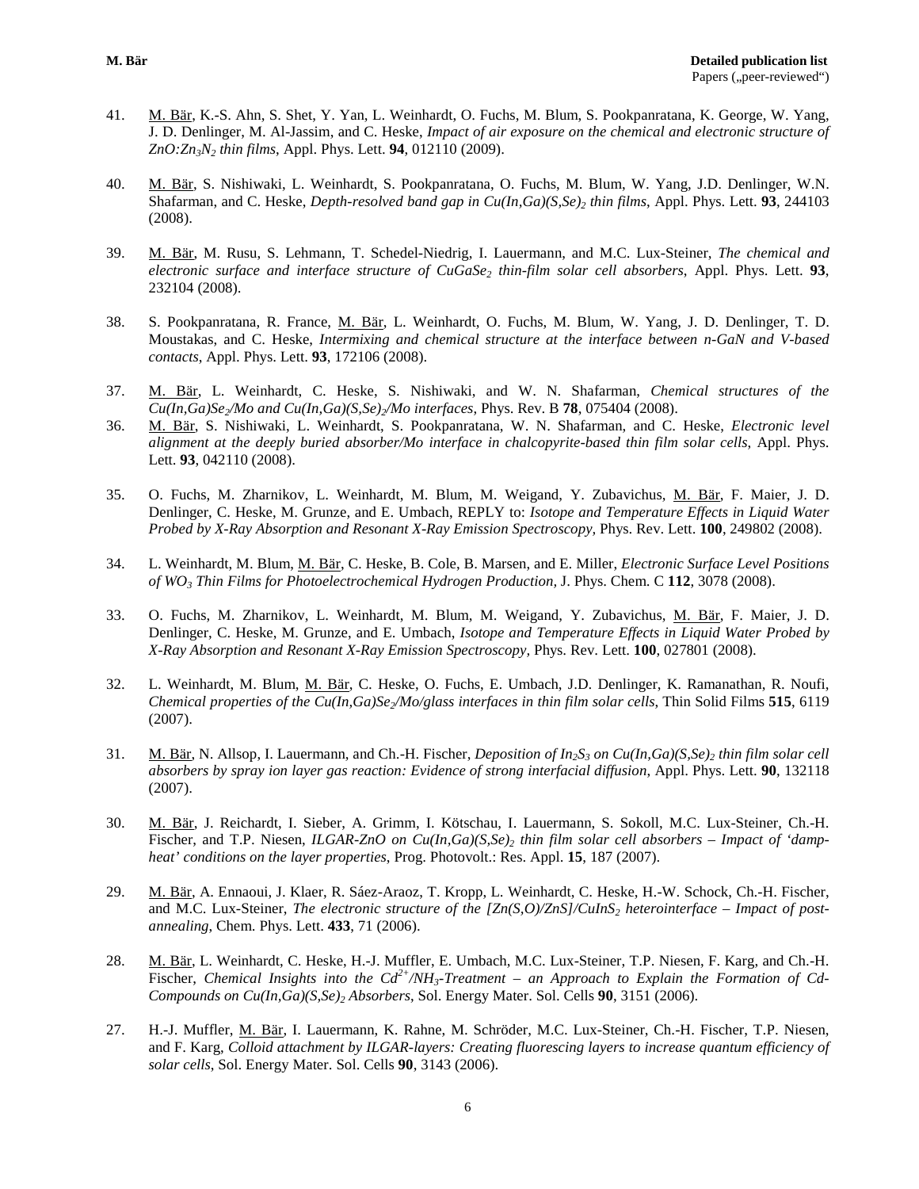41. M. Bär, K.-S. Ahn, S. Shet, Y. Yan, L. Weinhardt, O. Fuchs, M. Blum, S. Pookpanratana, K. George, W. Yang, J. D. Denlinger, M. Al-Jassim, and C. Heske, *Impact of air exposure on the chemical and electronic structure of ZnO:$Zn_3N_2$ thin films*, Appl. Phys. Lett. **94**, 012110 (2009).

40. M. Bär, S. Nishiwaki, L. Weinhardt, S. Pookpanratana, O. Fuchs, M. Blum, W. Yang, J.D. Denlinger, W.N. Shafarman, and C. Heske, *Depth-resolved band gap in Cu(In,Ga)$(S,Se)_2$ thin films*, Appl. Phys. Lett. **93**, 244103 (2008).

39. M. Bär, M. Rusu, S. Lehmann, T. Schedel-Niedrig, I. Lauermann, and M.C. Lux-Steiner, *The chemical and electronic surface and interface structure of $CuGaSe_2$ thin-film solar cell absorbers*, Appl. Phys. Lett. **93**, 232104 (2008).

38. S. Pookpanratana, R. France, M. Bär, L. Weinhardt, O. Fuchs, M. Blum, W. Yang, J. D. Denlinger, T. D. Moustakas, and C. Heske, *Intermixing and chemical structure at the interface between n-GaN and V-based contacts*, Appl. Phys. Lett. **93**, 172106 (2008).

37. M. Bär, L. Weinhardt, C. Heske, S. Nishiwaki, and W. N. Shafarman, *Chemical structures of the Cu(In,Ga)$Se_2$/Mo and Cu(In,Ga)$(S,Se)_2$/Mo interfaces*, Phys. Rev. B **78**, 075404 (2008).

36. M. Bär, S. Nishiwaki, L. Weinhardt, S. Pookpanratana, W. N. Shafarman, and C. Heske, *Electronic level alignment at the deeply buried absorber/Mo interface in chalcopyrite-based thin film solar cells*, Appl. Phys. Lett. **93**, 042110 (2008).

35. O. Fuchs, M. Zharnikov, L. Weinhardt, M. Blum, M. Weigand, Y. Zubavichus, M. Bär, F. Maier, J. D. Denlinger, C. Heske, M. Grunze, and E. Umbach, REPLY to: *Isotope and Temperature Effects in Liquid Water Probed by X-Ray Absorption and Resonant X-Ray Emission Spectroscopy,* Phys. Rev. Lett. **100**, 249802 (2008).

34. L. Weinhardt, M. Blum, M. Bär, C. Heske, B. Cole, B. Marsen, and E. Miller, *Electronic Surface Level Positions of $WO_3$ Thin Films for Photoelectrochemical Hydrogen Production,* J. Phys. Chem. C **112**, 3078 (2008).

33. O. Fuchs, M. Zharnikov, L. Weinhardt, M. Blum, M. Weigand, Y. Zubavichus, M. Bär, F. Maier, J. D. Denlinger, C. Heske, M. Grunze, and E. Umbach, *Isotope and Temperature Effects in Liquid Water Probed by X-Ray Absorption and Resonant X-Ray Emission Spectroscopy,* Phys. Rev. Lett. **100**, 027801 (2008).

32. L. Weinhardt, M. Blum, M. Bär, C. Heske, O. Fuchs, E. Umbach, J.D. Denlinger, K. Ramanathan, R. Noufi, *Chemical properties of the Cu(In,Ga)$Se_2$/Mo/glass interfaces in thin film solar cells,* Thin Solid Films **515**, 6119 (2007).

31. M. Bär, N. Allsop, I. Lauermann, and Ch.-H. Fischer, *Deposition of $In_2S_3$ on Cu(In,Ga)$(S,Se)_2$ thin film solar cell absorbers by spray ion layer gas reaction: Evidence of strong interfacial diffusion*, Appl. Phys. Lett. **90**, 132118 (2007).

30. M. Bär, J. Reichardt, I. Sieber, A. Grimm, I. Kötschau, I. Lauermann, S. Sokoll, M.C. Lux-Steiner, Ch.-H. Fischer, and T.P. Niesen, *ILGAR-ZnO on Cu(In,Ga)$(S,Se)_2$ thin film solar cell absorbers – Impact of 'damp-heat' conditions on the layer properties*, Prog. Photovolt.: Res. Appl. **15**, 187 (2007).

29. M. Bär, A. Ennaoui, J. Klaer, R. Sáez-Araoz, T. Kropp, L. Weinhardt, C. Heske, H.-W. Schock, Ch.-H. Fischer, and M.C. Lux-Steiner, *The electronic structure of the [Zn(S,O)/ZnS]/$CuInS_2$ heterointerface – Impact of post-annealing*, Chem. Phys. Lett. **433**, 71 (2006).

28. M. Bär, L. Weinhardt, C. Heske, H.-J. Muffler, E. Umbach, M.C. Lux-Steiner, T.P. Niesen, F. Karg, and Ch.-H. Fischer, *Chemical Insights into the $Cd^{2+}$/$NH_3$-Treatment – an Approach to Explain the Formation of Cd-Compounds on Cu(In,Ga)$(S,Se)_2$ Absorbers*, Sol. Energy Mater. Sol. Cells **90**, 3151 (2006).

27. H.-J. Muffler, M. Bär, I. Lauermann, K. Rahne, M. Schröder, M.C. Lux-Steiner, Ch.-H. Fischer, T.P. Niesen, and F. Karg, *Colloid attachment by ILGAR-layers: Creating fluorescing layers to increase quantum efficiency of solar cells*, Sol. Energy Mater. Sol. Cells **90**, 3143 (2006).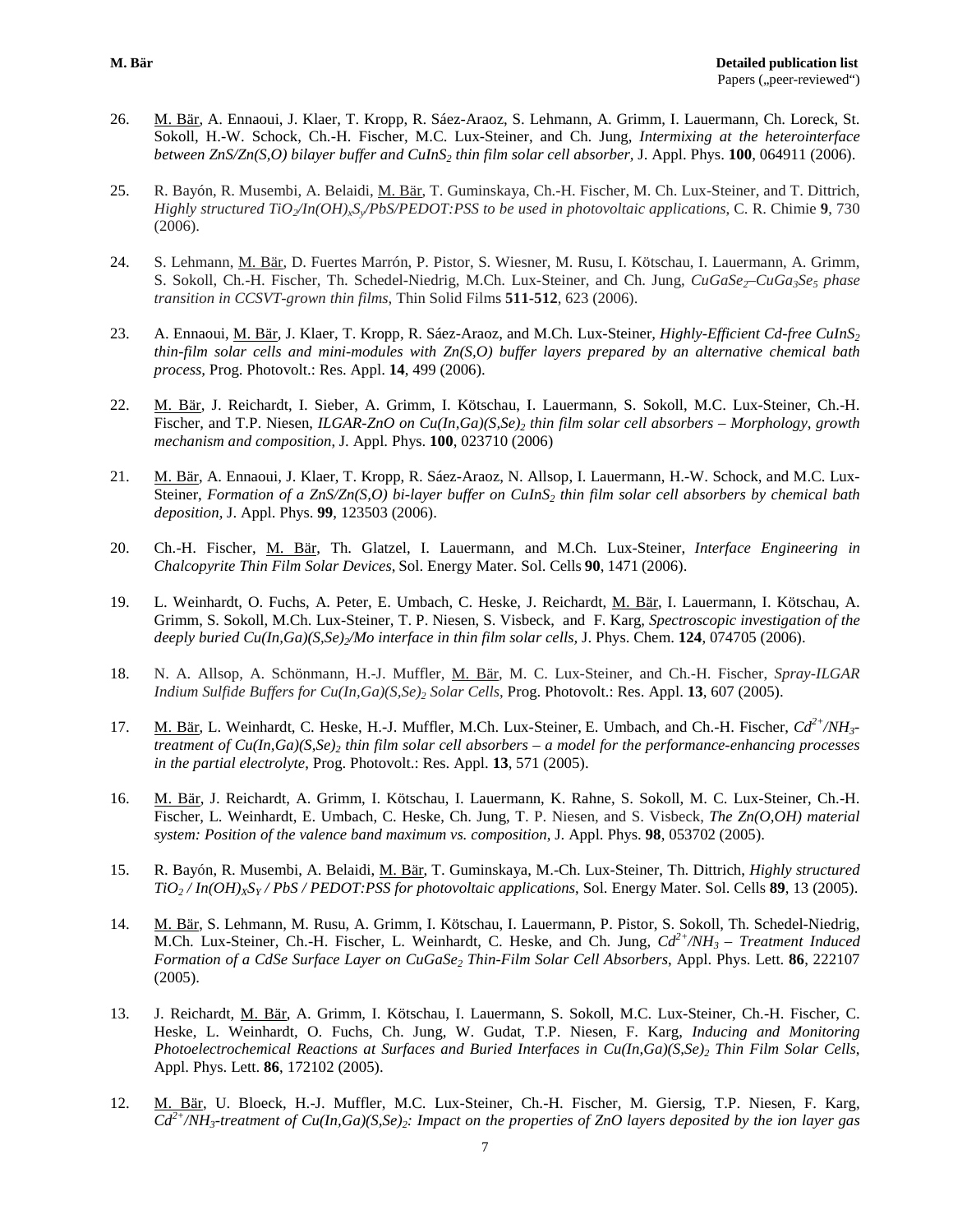26. M. Bär, A. Ennaoui, J. Klaer, T. Kropp, R. Sáez-Araoz, S. Lehmann, A. Grimm, I. Lauermann, Ch. Loreck, St. Sokoll, H.-W. Schock, Ch.-H. Fischer, M.C. Lux-Steiner, and Ch. Jung, *Intermixing at the heterointerface between ZnS/Zn(S,O) bilayer buffer and $CuInS_2$ thin film solar cell absorber*, J. Appl. Phys. **100**, 064911 (2006).

25. R. Bayón, R. Musembi, A. Belaidi, M. Bär, T. Guminskaya, Ch.-H. Fischer, M. Ch. Lux-Steiner, and T. Dittrich, *Highly structured $TiO_2$/$In(OH)_xS_y$/PbS/PEDOT:PSS to be used in photovoltaic applications*, C. R. Chimie **9**, 730 (2006).

24. S. Lehmann, M. Bär, D. Fuertes Marrón, P. Pistor, S. Wiesner, M. Rusu, I. Kötschau, I. Lauermann, A. Grimm, S. Sokoll, Ch.-H. Fischer, Th. Schedel-Niedrig, M.Ch. Lux-Steiner, and Ch. Jung, *$CuGaSe_2$–$CuGa_3Se_5$ phase transition in CCSVT-grown thin films*, Thin Solid Films **511-512**, 623 (2006).

23. A. Ennaoui, M. Bär, J. Klaer, T. Kropp, R. Sáez-Araoz, and M.Ch. Lux-Steiner, *Highly-Efficient Cd-free $CuInS_2$ thin-film solar cells and mini-modules with Zn(S,O) buffer layers prepared by an alternative chemical bath process*, Prog. Photovolt.: Res. Appl. **14**, 499 (2006).

22. M. Bär, J. Reichardt, I. Sieber, A. Grimm, I. Kötschau, I. Lauermann, S. Sokoll, M.C. Lux-Steiner, Ch.-H. Fischer, and T.P. Niesen, *ILGAR-ZnO on $Cu(In,Ga)(S,Se)_2$ thin film solar cell absorbers – Morphology, growth mechanism and composition*, J. Appl. Phys. **100**, 023710 (2006)

21. M. Bär, A. Ennaoui, J. Klaer, T. Kropp, R. Sáez-Araoz, N. Allsop, I. Lauermann, H.-W. Schock, and M.C. Lux-Steiner, *Formation of a ZnS/Zn(S,O) bi-layer buffer on $CuInS_2$ thin film solar cell absorbers by chemical bath deposition*, J. Appl. Phys. **99**, 123503 (2006).

20. Ch.-H. Fischer, M. Bär, Th. Glatzel, I. Lauermann, and M.Ch. Lux-Steiner, *Interface Engineering in Chalcopyrite Thin Film Solar Devices*, Sol. Energy Mater. Sol. Cells **90**, 1471 (2006).

19. L. Weinhardt, O. Fuchs, A. Peter, E. Umbach, C. Heske, J. Reichardt, M. Bär, I. Lauermann, I. Kötschau, A. Grimm, S. Sokoll, M.Ch. Lux-Steiner, T. P. Niesen, S. Visbeck, and F. Karg, *Spectroscopic investigation of the deeply buried $Cu(In,Ga)(S,Se)_2$/Mo interface in thin film solar cells*, J. Phys. Chem. **124**, 074705 (2006).

18. N. A. Allsop, A. Schönmann, H.-J. Muffler, M. Bär, M. C. Lux-Steiner, and Ch.-H. Fischer, *Spray-ILGAR Indium Sulfide Buffers for $Cu(In,Ga)(S,Se)_2$ Solar Cells*, Prog. Photovolt.: Res. Appl. **13**, 607 (2005).

17. M. Bär, L. Weinhardt, C. Heske, H.-J. Muffler, M.Ch. Lux-Steiner, E. Umbach, and Ch.-H. Fischer, *$Cd^{2+}$/$NH_3$-treatment of $Cu(In,Ga)(S,Se)_2$ thin film solar cell absorbers – a model for the performance-enhancing processes in the partial electrolyte*, Prog. Photovolt.: Res. Appl. **13**, 571 (2005).

16. M. Bär, J. Reichardt, A. Grimm, I. Kötschau, I. Lauermann, K. Rahne, S. Sokoll, M. C. Lux-Steiner, Ch.-H. Fischer, L. Weinhardt, E. Umbach, C. Heske, Ch. Jung, T. P. Niesen, and S. Visbeck, *The Zn(O,OH) material system: Position of the valence band maximum vs. composition*, J. Appl. Phys. **98**, 053702 (2005).

15. R. Bayón, R. Musembi, A. Belaidi, M. Bär, T. Guminskaya, M.-Ch. Lux-Steiner, Th. Dittrich, *Highly structured $TiO_2$ / $In(OH)_XS_Y$ / PbS / PEDOT:PSS for photovoltaic applications*, Sol. Energy Mater. Sol. Cells **89**, 13 (2005).

14. M. Bär, S. Lehmann, M. Rusu, A. Grimm, I. Kötschau, I. Lauermann, P. Pistor, S. Sokoll, Th. Schedel-Niedrig, M.Ch. Lux-Steiner, Ch.-H. Fischer, L. Weinhardt, C. Heske, and Ch. Jung, *$Cd^{2+}$/$NH_3$ – Treatment Induced Formation of a CdSe Surface Layer on $CuGaSe_2$ Thin-Film Solar Cell Absorbers*, Appl. Phys. Lett. **86**, 222107 (2005).

13. J. Reichardt, M. Bär, A. Grimm, I. Kötschau, I. Lauermann, S. Sokoll, M.C. Lux-Steiner, Ch.-H. Fischer, C. Heske, L. Weinhardt, O. Fuchs, Ch. Jung, W. Gudat, T.P. Niesen, F. Karg, *Inducing and Monitoring Photoelectrochemical Reactions at Surfaces and Buried Interfaces in $Cu(In,Ga)(S,Se)_2$ Thin Film Solar Cells*, Appl. Phys. Lett. **86**, 172102 (2005).

12. M. Bär, U. Bloeck, H.-J. Muffler, M.C. Lux-Steiner, Ch.-H. Fischer, M. Giersig, T.P. Niesen, F. Karg, *$Cd^{2+}$/$NH_3$-treatment of $Cu(In,Ga)(S,Se)_2$: Impact on the properties of ZnO layers deposited by the ion layer gas*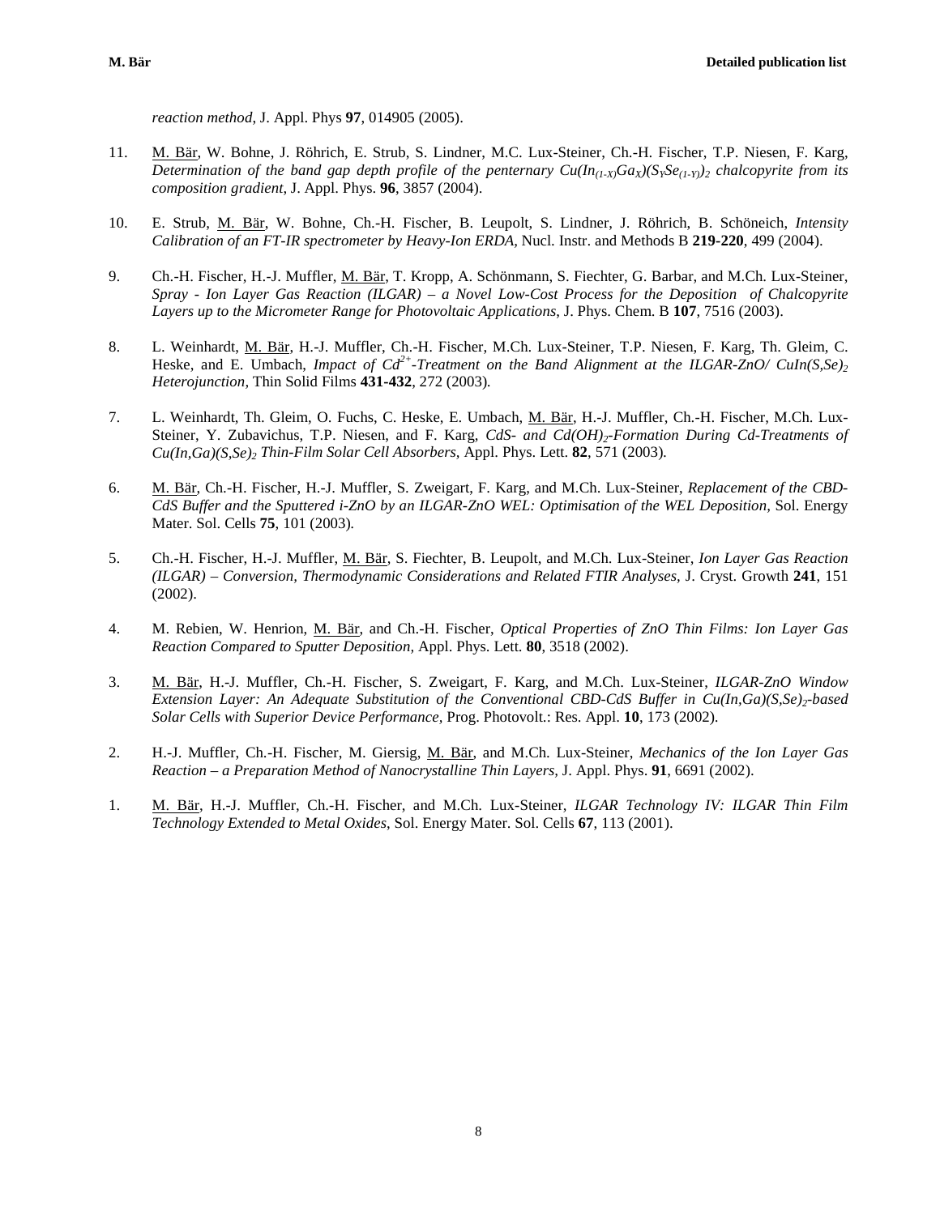*reaction method*, J. Appl. Phys **97**, 014905 (2005).

11. M. Bär, W. Bohne, J. Röhrich, E. Strub, S. Lindner, M.C. Lux-Steiner, Ch.-H. Fischer, T.P. Niesen, F. Karg, *Determination of the band gap depth profile of the penternary $Cu(In_{(1-X)}Ga_X)(S_YSe_{(1-Y)})_2$ chalcopyrite from its composition gradient*, J. Appl. Phys. **96**, 3857 (2004).

10. E. Strub, M. Bär, W. Bohne, Ch.-H. Fischer, B. Leupolt, S. Lindner, J. Röhrich, B. Schöneich, *Intensity Calibration of an FT-IR spectrometer by Heavy-Ion ERDA*, Nucl. Instr. and Methods B **219-220**, 499 (2004).

9. Ch.-H. Fischer, H.-J. Muffler, M. Bär, T. Kropp, A. Schönmann, S. Fiechter, G. Barbar, and M.Ch. Lux-Steiner, *Spray - Ion Layer Gas Reaction (ILGAR) – a Novel Low-Cost Process for the Deposition of Chalcopyrite Layers up to the Micrometer Range for Photovoltaic Applications*, J. Phys. Chem. B **107**, 7516 (2003).

8. L. Weinhardt, M. Bär, H.-J. Muffler, Ch.-H. Fischer, M.Ch. Lux-Steiner, T.P. Niesen, F. Karg, Th. Gleim, C. Heske, and E. Umbach, *Impact of $Cd^{2+}$-Treatment on the Band Alignment at the ILGAR-ZnO/ $CuIn(S,Se)_2$ Heterojunction*, Thin Solid Films **431-432**, 272 (2003).

7. L. Weinhardt, Th. Gleim, O. Fuchs, C. Heske, E. Umbach, M. Bär, H.-J. Muffler, Ch.-H. Fischer, M.Ch. Lux-Steiner, Y. Zubavichus, T.P. Niesen, and F. Karg, *CdS- and $Cd(OH)_2$-Formation During Cd-Treatments of $Cu(In,Ga)(S,Se)_2$ Thin-Film Solar Cell Absorbers*, Appl. Phys. Lett. **82**, 571 (2003).

6. M. Bär, Ch.-H. Fischer, H.-J. Muffler, S. Zweigart, F. Karg, and M.Ch. Lux-Steiner, *Replacement of the CBD-CdS Buffer and the Sputtered i-ZnO by an ILGAR-ZnO WEL: Optimisation of the WEL Deposition*, Sol. Energy Mater. Sol. Cells **75**, 101 (2003).

5. Ch.-H. Fischer, H.-J. Muffler, M. Bär, S. Fiechter, B. Leupolt, and M.Ch. Lux-Steiner, *Ion Layer Gas Reaction (ILGAR) – Conversion, Thermodynamic Considerations and Related FTIR Analyses*, J. Cryst. Growth **241**, 151 (2002).

4. M. Rebien, W. Henrion, M. Bär, and Ch.-H. Fischer, *Optical Properties of ZnO Thin Films: Ion Layer Gas Reaction Compared to Sputter Deposition*, Appl. Phys. Lett. **80**, 3518 (2002).

3. M. Bär, H.-J. Muffler, Ch.-H. Fischer, S. Zweigart, F. Karg, and M.Ch. Lux-Steiner, *ILGAR-ZnO Window Extension Layer: An Adequate Substitution of the Conventional CBD-CdS Buffer in $Cu(In,Ga)(S,Se)_2$-based Solar Cells with Superior Device Performance*, Prog. Photovolt.: Res. Appl. **10**, 173 (2002).

2. H.-J. Muffler, Ch.-H. Fischer, M. Giersig, M. Bär, and M.Ch. Lux-Steiner, *Mechanics of the Ion Layer Gas Reaction – a Preparation Method of Nanocrystalline Thin Layers*, J. Appl. Phys. **91**, 6691 (2002).

1. M. Bär, H.-J. Muffler, Ch.-H. Fischer, and M.Ch. Lux-Steiner, *ILGAR Technology IV: ILGAR Thin Film Technology Extended to Metal Oxides*, Sol. Energy Mater. Sol. Cells **67**, 113 (2001).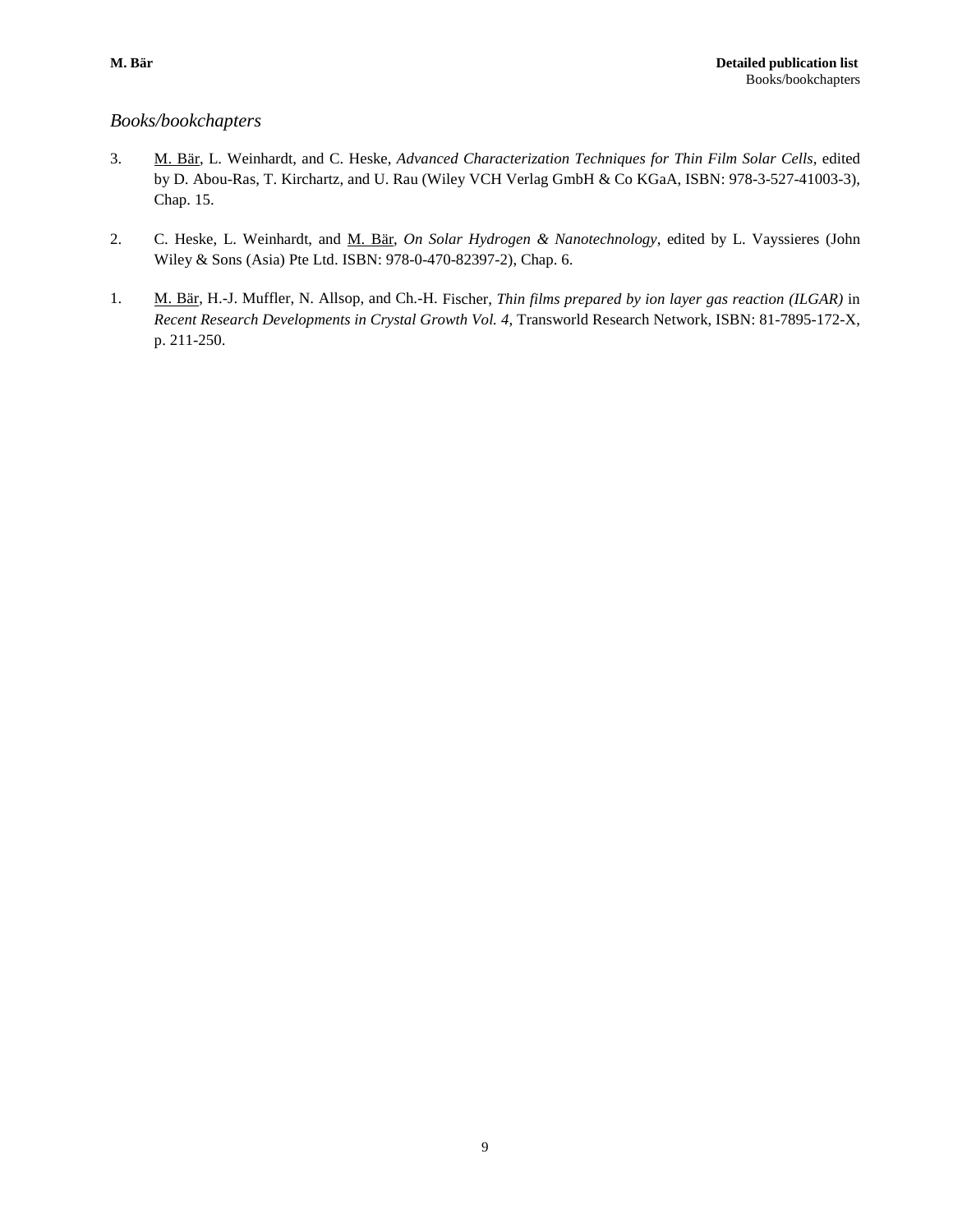## *Books/bookchapters*

3. M. Bär, L. Weinhardt, and C. Heske, *Advanced Characterization Techniques for Thin Film Solar Cells*, edited by D. Abou-Ras, T. Kirchartz, and U. Rau (Wiley VCH Verlag GmbH & Co KGaA, ISBN: 978-3-527-41003-3), Chap. 15.

2. C. Heske, L. Weinhardt, and M. Bär, *On Solar Hydrogen & Nanotechnology*, edited by L. Vayssieres (John Wiley & Sons (Asia) Pte Ltd. ISBN: 978-0-470-82397-2), Chap. 6.

1. M. Bär, H.-J. Muffler, N. Allsop, and Ch.-H. Fischer, *Thin films prepared by ion layer gas reaction (ILGAR)* in *Recent Research Developments in Crystal Growth Vol. 4*, Transworld Research Network, ISBN: 81-7895-172-X, p. 211-250.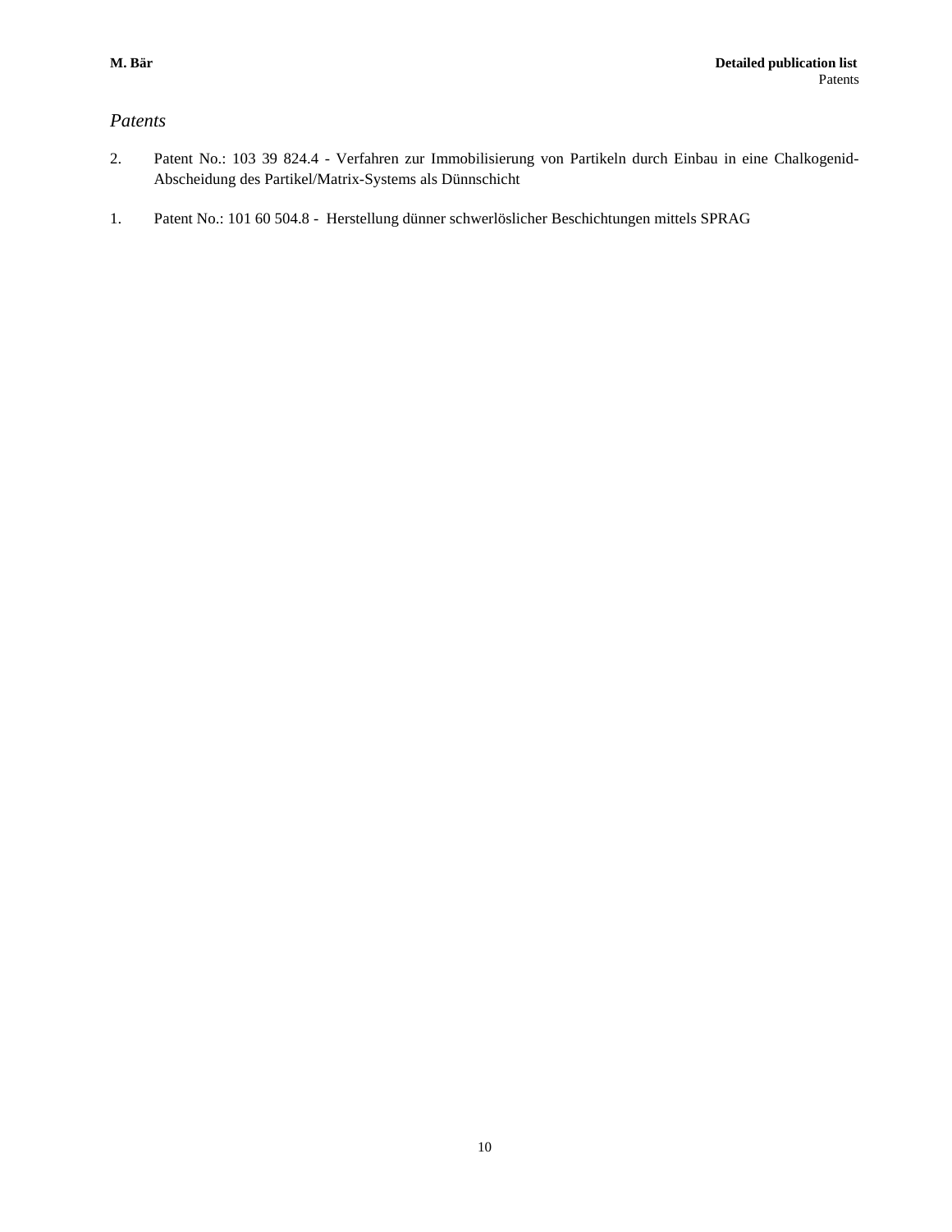*Patents*

2. Patent No.: 103 39 824.4 - Verfahren zur Immobilisierung von Partikeln durch Einbau in eine Chalkogenid-Abscheidung des Partikel/Matrix-Systems als Dünnschicht

1. Patent No.: 101 60 504.8 - Herstellung dünner schwerlöslicher Beschichtungen mittels SPRAG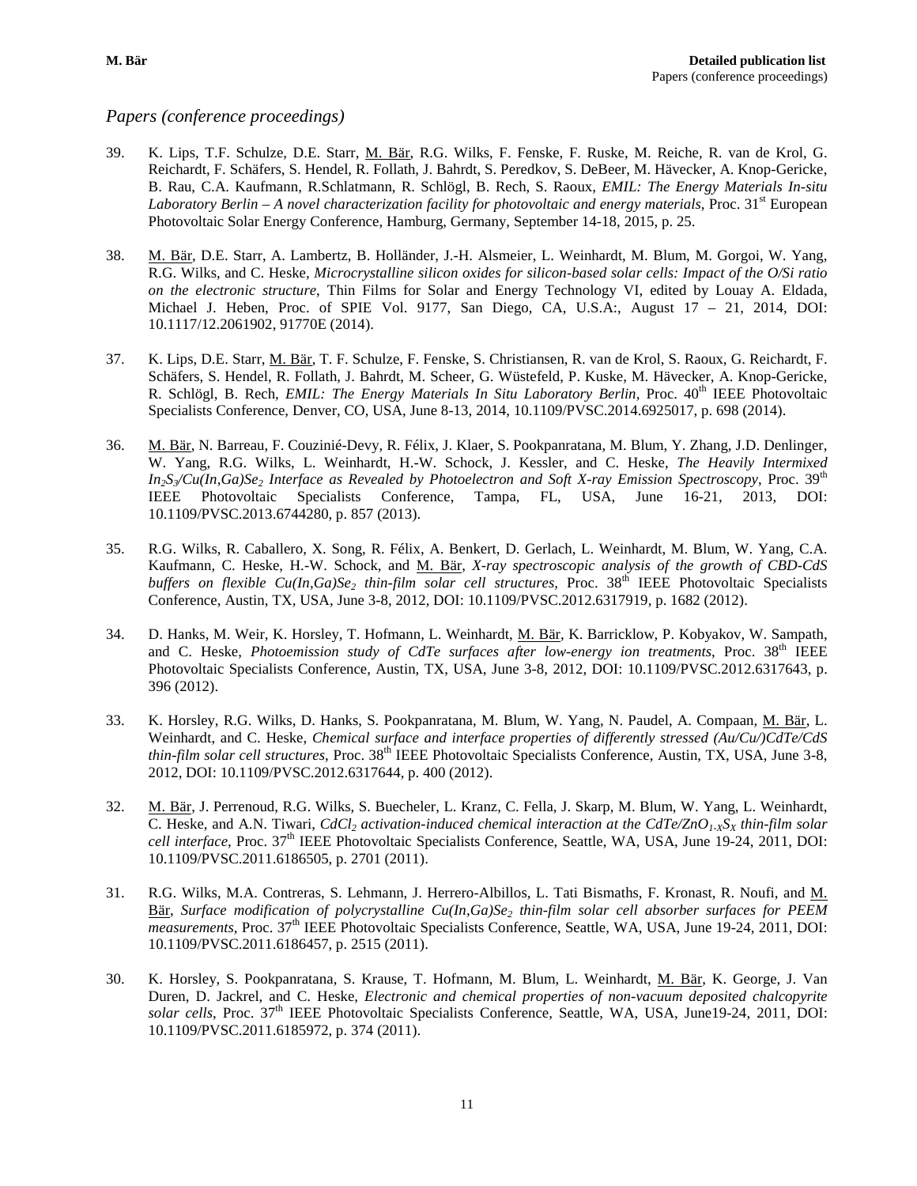## *Papers (conference proceedings)*

39. K. Lips, T.F. Schulze, D.E. Starr, M. Bär, R.G. Wilks, F. Fenske, F. Ruske, M. Reiche, R. van de Krol, G. Reichardt, F. Schäfers, S. Hendel, R. Follath, J. Bahrdt, S. Peredkov, S. DeBeer, M. Hävecker, A. Knop-Gericke, B. Rau, C.A. Kaufmann, R.Schlatmann, R. Schlögl, B. Rech, S. Raoux, *EMIL: The Energy Materials In-situ Laboratory Berlin – A novel characterization facility for photovoltaic and energy materials*, Proc. 31[st] European Photovoltaic Solar Energy Conference, Hamburg, Germany, September 14-18, 2015, p. 25.

38. M. Bär, D.E. Starr, A. Lambertz, B. Holländer, J.-H. Alsmeier, L. Weinhardt, M. Blum, M. Gorgoi, W. Yang, R.G. Wilks, and C. Heske, *Microcrystalline silicon oxides for silicon-based solar cells: Impact of the O/Si ratio on the electronic structure*, Thin Films for Solar and Energy Technology VI, edited by Louay A. Eldada, Michael J. Heben, Proc. of SPIE Vol. 9177, San Diego, CA, U.S.A:, August 17 – 21, 2014, DOI: 10.1117/12.2061902, 91770E (2014).

37. K. Lips, D.E. Starr, M. Bär, T. F. Schulze, F. Fenske, S. Christiansen, R. van de Krol, S. Raoux, G. Reichardt, F. Schäfers, S. Hendel, R. Follath, J. Bahrdt, M. Scheer, G. Wüstefeld, P. Kuske, M. Hävecker, A. Knop-Gericke, R. Schlögl, B. Rech, *EMIL: The Energy Materials In Situ Laboratory Berlin*, Proc. 40[th] IEEE Photovoltaic Specialists Conference, Denver, CO, USA, June 8-13, 2014, 10.1109/PVSC.2014.6925017, p. 698 (2014).

36. M. Bär, N. Barreau, F. Couzinié-Devy, R. Félix, J. Klaer, S. Pookpanratana, M. Blum, Y. Zhang, J.D. Denlinger, W. Yang, R.G. Wilks, L. Weinhardt, H.-W. Schock, J. Kessler, and C. Heske, *The Heavily Intermixed $In_2S_3$/Cu(In,Ga)$Se_2$ Interface as Revealed by Photoelectron and Soft X-ray Emission Spectroscopy*, Proc. 39[th] IEEE Photovoltaic Specialists Conference, Tampa, FL, USA, June 16-21, 2013, DOI: 10.1109/PVSC.2013.6744280, p. 857 (2013).

35. R.G. Wilks, R. Caballero, X. Song, R. Félix, A. Benkert, D. Gerlach, L. Weinhardt, M. Blum, W. Yang, C.A. Kaufmann, C. Heske, H.-W. Schock, and M. Bär, *X-ray spectroscopic analysis of the growth of CBD-CdS buffers on flexible Cu(In,Ga)$Se_2$ thin-film solar cell structures*, Proc. 38[th] IEEE Photovoltaic Specialists Conference, Austin, TX, USA, June 3-8, 2012, DOI: 10.1109/PVSC.2012.6317919, p. 1682 (2012).

34. D. Hanks, M. Weir, K. Horsley, T. Hofmann, L. Weinhardt, M. Bär, K. Barricklow, P. Kobyakov, W. Sampath, and C. Heske, *Photoemission study of CdTe surfaces after low-energy ion treatments*, Proc. 38[th] IEEE Photovoltaic Specialists Conference, Austin, TX, USA, June 3-8, 2012, DOI: 10.1109/PVSC.2012.6317643, p. 396 (2012).

33. K. Horsley, R.G. Wilks, D. Hanks, S. Pookpanratana, M. Blum, W. Yang, N. Paudel, A. Compaan, M. Bär, L. Weinhardt, and C. Heske, *Chemical surface and interface properties of differently stressed (Au/Cu/)CdTe/CdS thin-film solar cell structures*, Proc. 38[th] IEEE Photovoltaic Specialists Conference, Austin, TX, USA, June 3-8, 2012, DOI: 10.1109/PVSC.2012.6317644, p. 400 (2012).

32. M. Bär, J. Perrenoud, R.G. Wilks, S. Buecheler, L. Kranz, C. Fella, J. Skarp, M. Blum, W. Yang, L. Weinhardt, C. Heske, and A.N. Tiwari, *$CdCl_2$ activation-induced chemical interaction at the CdTe/$ZnO_{1-X}S_X$ thin-film solar cell interface*, Proc. 37[th] IEEE Photovoltaic Specialists Conference, Seattle, WA, USA, June 19-24, 2011, DOI: 10.1109/PVSC.2011.6186505, p. 2701 (2011).

31. R.G. Wilks, M.A. Contreras, S. Lehmann, J. Herrero-Albillos, L. Tati Bismaths, F. Kronast, R. Noufi, and M. Bär, *Surface modification of polycrystalline Cu(In,Ga)$Se_2$ thin-film solar cell absorber surfaces for PEEM measurements*, Proc. 37[th] IEEE Photovoltaic Specialists Conference, Seattle, WA, USA, June 19-24, 2011, DOI: 10.1109/PVSC.2011.6186457, p. 2515 (2011).

30. K. Horsley, S. Pookpanratana, S. Krause, T. Hofmann, M. Blum, L. Weinhardt, M. Bär, K. George, J. Van Duren, D. Jackrel, and C. Heske, *Electronic and chemical properties of non-vacuum deposited chalcopyrite solar cells*, Proc. 37[th] IEEE Photovoltaic Specialists Conference, Seattle, WA, USA, June19-24, 2011, DOI: 10.1109/PVSC.2011.6185972, p. 374 (2011).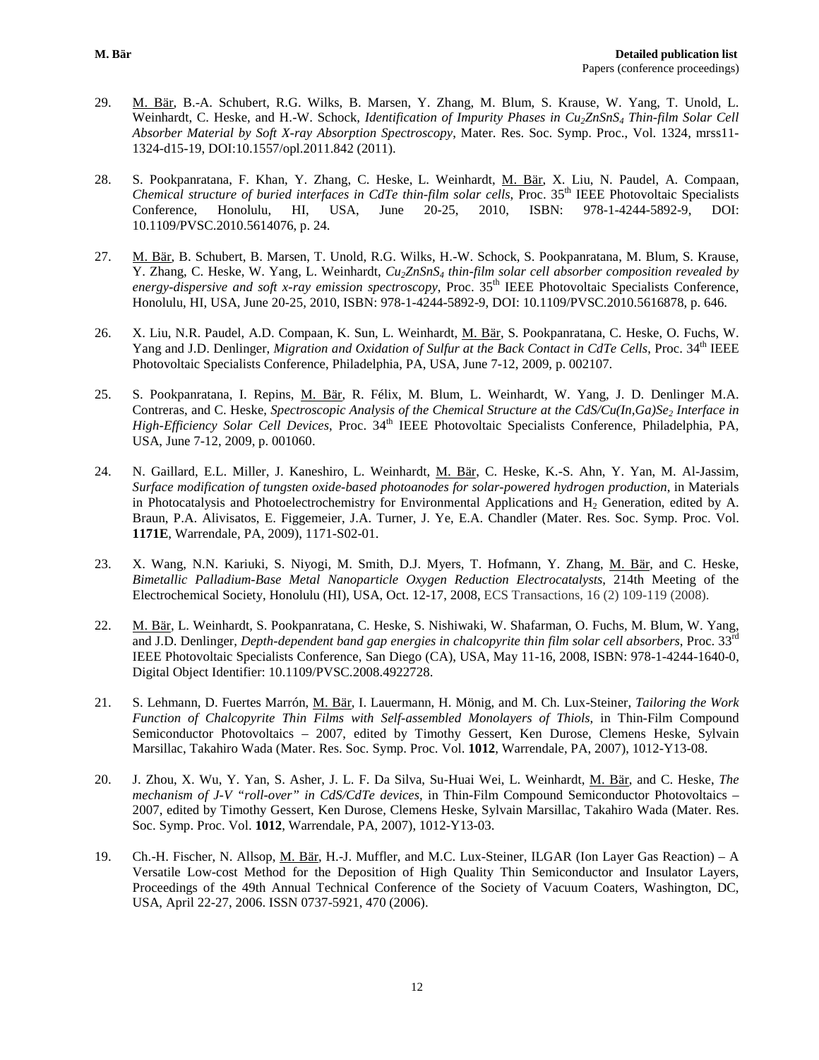29. M. Bär, B.-A. Schubert, R.G. Wilks, B. Marsen, Y. Zhang, M. Blum, S. Krause, W. Yang, T. Unold, L. Weinhardt, C. Heske, and H.-W. Schock, *Identification of Impurity Phases in $Cu_2ZnSnS_4$ Thin-film Solar Cell Absorber Material by Soft X-ray Absorption Spectroscopy*, Mater. Res. Soc. Symp. Proc., Vol. 1324, mrss11-1324-d15-19, DOI:10.1557/opl.2011.842 (2011).

28. S. Pookpanratana, F. Khan, Y. Zhang, C. Heske, L. Weinhardt, M. Bär, X. Liu, N. Paudel, A. Compaan, *Chemical structure of buried interfaces in CdTe thin-film solar cells*, Proc. 35th IEEE Photovoltaic Specialists Conference, Honolulu, HI, USA, June 20-25, 2010, ISBN: 978-1-4244-5892-9, DOI: 10.1109/PVSC.2010.5614076, p. 24.

27. M. Bär, B. Schubert, B. Marsen, T. Unold, R.G. Wilks, H.-W. Schock, S. Pookpanratana, M. Blum, S. Krause, Y. Zhang, C. Heske, W. Yang, L. Weinhardt, *$Cu_2ZnSnS_4$ thin-film solar cell absorber composition revealed by energy-dispersive and soft x-ray emission spectroscopy*, Proc. 35th IEEE Photovoltaic Specialists Conference, Honolulu, HI, USA, June 20-25, 2010, ISBN: 978-1-4244-5892-9, DOI: 10.1109/PVSC.2010.5616878, p. 646.

26. X. Liu, N.R. Paudel, A.D. Compaan, K. Sun, L. Weinhardt, M. Bär, S. Pookpanratana, C. Heske, O. Fuchs, W. Yang and J.D. Denlinger, *Migration and Oxidation of Sulfur at the Back Contact in CdTe Cells*, Proc. 34th IEEE Photovoltaic Specialists Conference, Philadelphia, PA, USA, June 7-12, 2009, p. 002107.

25. S. Pookpanratana, I. Repins, M. Bär, R. Félix, M. Blum, L. Weinhardt, W. Yang, J. D. Denlinger M.A. Contreras, and C. Heske, *Spectroscopic Analysis of the Chemical Structure at the CdS/Cu(In,Ga)$Se_2$ Interface in High-Efficiency Solar Cell Devices*, Proc. 34th IEEE Photovoltaic Specialists Conference, Philadelphia, PA, USA, June 7-12, 2009, p. 001060.

24. N. Gaillard, E.L. Miller, J. Kaneshiro, L. Weinhardt, M. Bär, C. Heske, K.-S. Ahn, Y. Yan, M. Al-Jassim, *Surface modification of tungsten oxide-based photoanodes for solar-powered hydrogen production*, in Materials in Photocatalysis and Photoelectrochemistry for Environmental Applications and $H_2$ Generation, edited by A. Braun, P.A. Alivisatos, E. Figgemeier, J.A. Turner, J. Ye, E.A. Chandler (Mater. Res. Soc. Symp. Proc. Vol. **1171E**, Warrendale, PA, 2009), 1171-S02-01.

23. X. Wang, N.N. Kariuki, S. Niyogi, M. Smith, D.J. Myers, T. Hofmann, Y. Zhang, M. Bär, and C. Heske, *Bimetallic Palladium-Base Metal Nanoparticle Oxygen Reduction Electrocatalysts*, 214th Meeting of the Electrochemical Society, Honolulu (HI), USA, Oct. 12-17, 2008, ECS Transactions, 16 (2) 109-119 (2008).

22. M. Bär, L. Weinhardt, S. Pookpanratana, C. Heske, S. Nishiwaki, W. Shafarman, O. Fuchs, M. Blum, W. Yang, and J.D. Denlinger, *Depth-dependent band gap energies in chalcopyrite thin film solar cell absorbers*, Proc. 33rd IEEE Photovoltaic Specialists Conference, San Diego (CA), USA, May 11-16, 2008, ISBN: 978-1-4244-1640-0, Digital Object Identifier: 10.1109/PVSC.2008.4922728.

21. S. Lehmann, D. Fuertes Marrón, M. Bär, I. Lauermann, H. Mönig, and M. Ch. Lux-Steiner, *Tailoring the Work Function of Chalcopyrite Thin Films with Self-assembled Monolayers of Thiols*, in Thin-Film Compound Semiconductor Photovoltaics – 2007, edited by Timothy Gessert, Ken Durose, Clemens Heske, Sylvain Marsillac, Takahiro Wada (Mater. Res. Soc. Symp. Proc. Vol. **1012**, Warrendale, PA, 2007), 1012-Y13-08.

20. J. Zhou, X. Wu, Y. Yan, S. Asher, J. L. F. Da Silva, Su-Huai Wei, L. Weinhardt, M. Bär, and C. Heske, *The mechanism of J-V "roll-over" in CdS/CdTe devices*, in Thin-Film Compound Semiconductor Photovoltaics – 2007, edited by Timothy Gessert, Ken Durose, Clemens Heske, Sylvain Marsillac, Takahiro Wada (Mater. Res. Soc. Symp. Proc. Vol. **1012**, Warrendale, PA, 2007), 1012-Y13-03.

19. Ch.-H. Fischer, N. Allsop, M. Bär, H.-J. Muffler, and M.C. Lux-Steiner, ILGAR (Ion Layer Gas Reaction) – A Versatile Low-cost Method for the Deposition of High Quality Thin Semiconductor and Insulator Layers, Proceedings of the 49th Annual Technical Conference of the Society of Vacuum Coaters, Washington, DC, USA, April 22-27, 2006. ISSN 0737-5921, 470 (2006).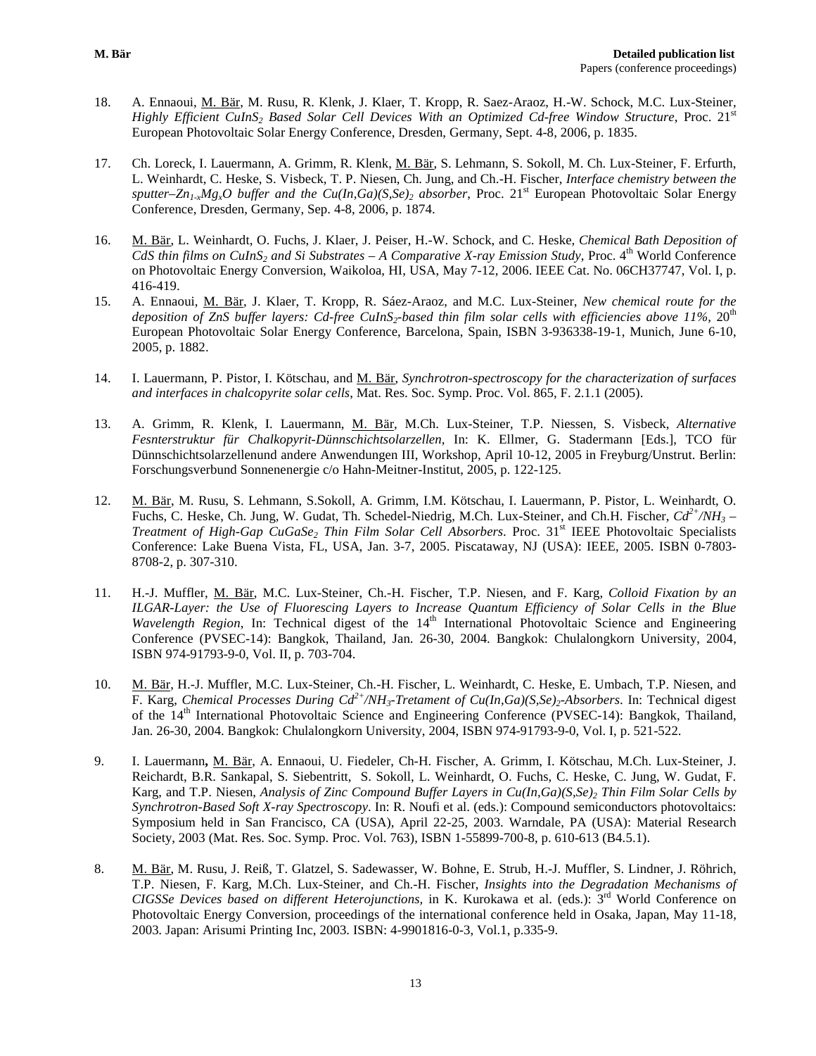18. A. Ennaoui, M. Bär, M. Rusu, R. Klenk, J. Klaer, T. Kropp, R. Saez-Araoz, H.-W. Schock, M.C. Lux-Steiner, *Highly Efficient $CuInS_2$ Based Solar Cell Devices With an Optimized Cd-free Window Structure*, Proc. 21st European Photovoltaic Solar Energy Conference, Dresden, Germany, Sept. 4-8, 2006, p. 1835.

17. Ch. Loreck, I. Lauermann, A. Grimm, R. Klenk, M. Bär, S. Lehmann, S. Sokoll, M. Ch. Lux-Steiner, F. Erfurth, L. Weinhardt, C. Heske, S. Visbeck, T. P. Niesen, Ch. Jung, and Ch.-H. Fischer, *Interface chemistry between the sputter–$Zn_{1-x}Mg_xO$ buffer and the $Cu(In,Ga)(S,Se)_2$ absorber*, Proc. 21st European Photovoltaic Solar Energy Conference, Dresden, Germany, Sep. 4-8, 2006, p. 1874.

16. M. Bär, L. Weinhardt, O. Fuchs, J. Klaer, J. Peiser, H.-W. Schock, and C. Heske, *Chemical Bath Deposition of CdS thin films on $CuInS_2$ and Si Substrates – A Comparative X-ray Emission Study*, Proc. 4th World Conference on Photovoltaic Energy Conversion, Waikoloa, HI, USA, May 7-12, 2006. IEEE Cat. No. 06CH37747, Vol. I, p. 416-419.

15. A. Ennaoui, M. Bär, J. Klaer, T. Kropp, R. Sáez-Araoz, and M.C. Lux-Steiner, *New chemical route for the deposition of ZnS buffer layers: Cd-free $CuInS_2$-based thin film solar cells with efficiencies above 11%*, 20th European Photovoltaic Solar Energy Conference, Barcelona, Spain, ISBN 3-936338-19-1, Munich, June 6-10, 2005, p. 1882.

14. I. Lauermann, P. Pistor, I. Kötschau, and M. Bär, *Synchrotron-spectroscopy for the characterization of surfaces and interfaces in chalcopyrite solar cells*, Mat. Res. Soc. Symp. Proc. Vol. 865, F. 2.1.1 (2005).

13. A. Grimm, R. Klenk, I. Lauermann, M. Bär, M.Ch. Lux-Steiner, T.P. Niessen, S. Visbeck, *Alternative Fesnterstruktur für Chalkopyrit-Dünnschichtsolarzellen*, In: K. Ellmer, G. Stadermann [Eds.], TCO für Dünnschichtsolarzellenund andere Anwendungen III, Workshop, April 10-12, 2005 in Freyburg/Unstrut. Berlin: Forschungsverbund Sonnenenergie c/o Hahn-Meitner-Institut, 2005, p. 122-125.

12. M. Bär, M. Rusu, S. Lehmann, S.Sokoll, A. Grimm, I.M. Kötschau, I. Lauermann, P. Pistor, L. Weinhardt, O. Fuchs, C. Heske, Ch. Jung, W. Gudat, Th. Schedel-Niedrig, M.Ch. Lux-Steiner, and Ch.H. Fischer, *$Cd^{2+}/NH_3$ – Treatment of High-Gap $CuGaSe_2$ Thin Film Solar Cell Absorbers*. Proc. 31st IEEE Photovoltaic Specialists Conference: Lake Buena Vista, FL, USA, Jan. 3-7, 2005. Piscataway, NJ (USA): IEEE, 2005. ISBN 0-7803-8708-2, p. 307-310.

11. H.-J. Muffler, M. Bär, M.C. Lux-Steiner, Ch.-H. Fischer, T.P. Niesen, and F. Karg, *Colloid Fixation by an ILGAR-Layer: the Use of Fluorescing Layers to Increase Quantum Efficiency of Solar Cells in the Blue Wavelength Region*, In: Technical digest of the 14th International Photovoltaic Science and Engineering Conference (PVSEC-14): Bangkok, Thailand, Jan. 26-30, 2004. Bangkok: Chulalongkorn University, 2004, ISBN 974-91793-9-0, Vol. II, p. 703-704.

10. M. Bär, H.-J. Muffler, M.C. Lux-Steiner, Ch.-H. Fischer, L. Weinhardt, C. Heske, E. Umbach, T.P. Niesen, and F. Karg, *Chemical Processes During $Cd^{2+}/NH_3$-Tretament of $Cu(In,Ga)(S,Se)_2$-Absorbers*. In: Technical digest of the 14th International Photovoltaic Science and Engineering Conference (PVSEC-14): Bangkok, Thailand, Jan. 26-30, 2004. Bangkok: Chulalongkorn University, 2004, ISBN 974-91793-9-0, Vol. I, p. 521-522.

9. I. Lauermann**,** M. Bär, A. Ennaoui, U. Fiedeler, Ch-H. Fischer, A. Grimm, I. Kötschau, M.Ch. Lux-Steiner, J. Reichardt, B.R. Sankapal, S. Siebentritt, S. Sokoll, L. Weinhardt, O. Fuchs, C. Heske, C. Jung, W. Gudat, F. Karg, and T.P. Niesen, *Analysis of Zinc Compound Buffer Layers in $Cu(In,Ga)(S,Se)_2$ Thin Film Solar Cells by Synchrotron-Based Soft X-ray Spectroscopy*. In: R. Noufi et al. (eds.): Compound semiconductors photovoltaics: Symposium held in San Francisco, CA (USA), April 22-25, 2003. Warndale, PA (USA): Material Research Society, 2003 (Mat. Res. Soc. Symp. Proc. Vol. 763), ISBN 1-55899-700-8, p. 610-613 (B4.5.1).

8. M. Bär, M. Rusu, J. Reiß, T. Glatzel, S. Sadewasser, W. Bohne, E. Strub, H.-J. Muffler, S. Lindner, J. Röhrich, T.P. Niesen, F. Karg, M.Ch. Lux-Steiner, and Ch.-H. Fischer, *Insights into the Degradation Mechanisms of CIGSSe Devices based on different Heterojunctions*, in K. Kurokawa et al. (eds.): 3rd World Conference on Photovoltaic Energy Conversion, proceedings of the international conference held in Osaka, Japan, May 11-18, 2003. Japan: Arisumi Printing Inc, 2003. ISBN: 4-9901816-0-3, Vol.1, p.335-9.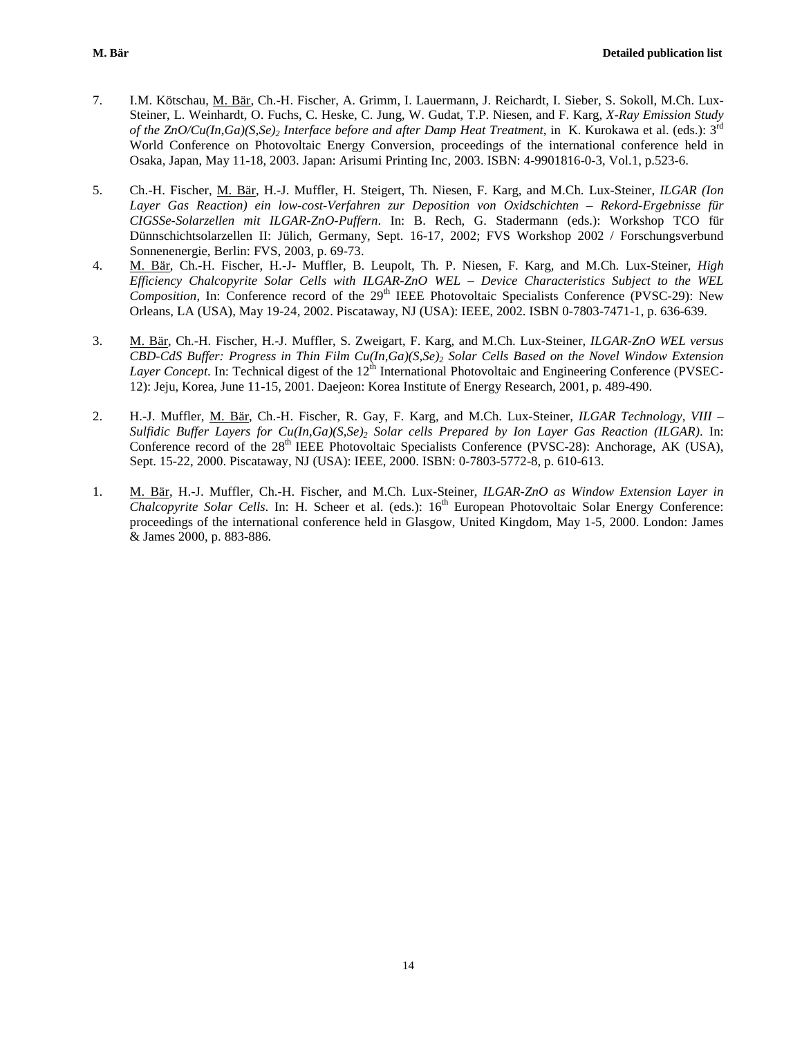7. I.M. Kötschau, <u>M. Bär</u>, Ch.-H. Fischer, A. Grimm, I. Lauermann, J. Reichardt, I. Sieber, S. Sokoll, M.Ch. Lux-Steiner, L. Weinhardt, O. Fuchs, C. Heske, C. Jung, W. Gudat, T.P. Niesen, and F. Karg, *X-Ray Emission Study of the ZnO/Cu(In,Ga)(S,Se)$_2$ Interface before and after Damp Heat Treatment*, in K. Kurokawa et al. (eds.): 3rd World Conference on Photovoltaic Energy Conversion, proceedings of the international conference held in Osaka, Japan, May 11-18, 2003. Japan: Arisumi Printing Inc, 2003. ISBN: 4-9901816-0-3, Vol.1, p.523-6.

5. Ch.-H. Fischer, <u>M. Bär</u>, H.-J. Muffler, H. Steigert, Th. Niesen, F. Karg, and M.Ch. Lux-Steiner, *ILGAR (Ion Layer Gas Reaction) ein low-cost-Verfahren zur Deposition von Oxidschichten – Rekord-Ergebnisse für CIGSSe-Solarzellen mit ILGAR-ZnO-Puffern*. In: B. Rech, G. Stadermann (eds.): Workshop TCO für Dünnschichtsolarzellen II: Jülich, Germany, Sept. 16-17, 2002; FVS Workshop 2002 / Forschungsverbund Sonnenenergie, Berlin: FVS, 2003, p. 69-73.

4. <u>M. Bär</u>, Ch.-H. Fischer, H.-J- Muffler, B. Leupolt, Th. P. Niesen, F. Karg, and M.Ch. Lux-Steiner, *High Efficiency Chalcopyrite Solar Cells with ILGAR-ZnO WEL – Device Characteristics Subject to the WEL Composition*, In: Conference record of the 29th IEEE Photovoltaic Specialists Conference (PVSC-29): New Orleans, LA (USA), May 19-24, 2002. Piscataway, NJ (USA): IEEE, 2002. ISBN 0-7803-7471-1, p. 636-639.

3. <u>M. Bär</u>, Ch.-H. Fischer, H.-J. Muffler, S. Zweigart, F. Karg, and M.Ch. Lux-Steiner, *ILGAR-ZnO WEL versus CBD-CdS Buffer: Progress in Thin Film Cu(In,Ga)(S,Se)$_2$ Solar Cells Based on the Novel Window Extension Layer Concept*. In: Technical digest of the 12th International Photovoltaic and Engineering Conference (PVSEC-12): Jeju, Korea, June 11-15, 2001. Daejeon: Korea Institute of Energy Research, 2001, p. 489-490.

2. H.-J. Muffler, <u>M. Bär</u>, Ch.-H. Fischer, R. Gay, F. Karg, and M.Ch. Lux-Steiner, *ILGAR Technology, VIII – Sulfidic Buffer Layers for Cu(In,Ga)(S,Se)$_2$ Solar cells Prepared by Ion Layer Gas Reaction (ILGAR)*. In: Conference record of the 28th IEEE Photovoltaic Specialists Conference (PVSC-28): Anchorage, AK (USA), Sept. 15-22, 2000. Piscataway, NJ (USA): IEEE, 2000. ISBN: 0-7803-5772-8, p. 610-613.

1. <u>M. Bär</u>, H.-J. Muffler, Ch.-H. Fischer, and M.Ch. Lux-Steiner, *ILGAR-ZnO as Window Extension Layer in Chalcopyrite Solar Cells*. In: H. Scheer et al. (eds.): 16th European Photovoltaic Solar Energy Conference: proceedings of the international conference held in Glasgow, United Kingdom, May 1-5, 2000. London: James & James 2000, p. 883-886.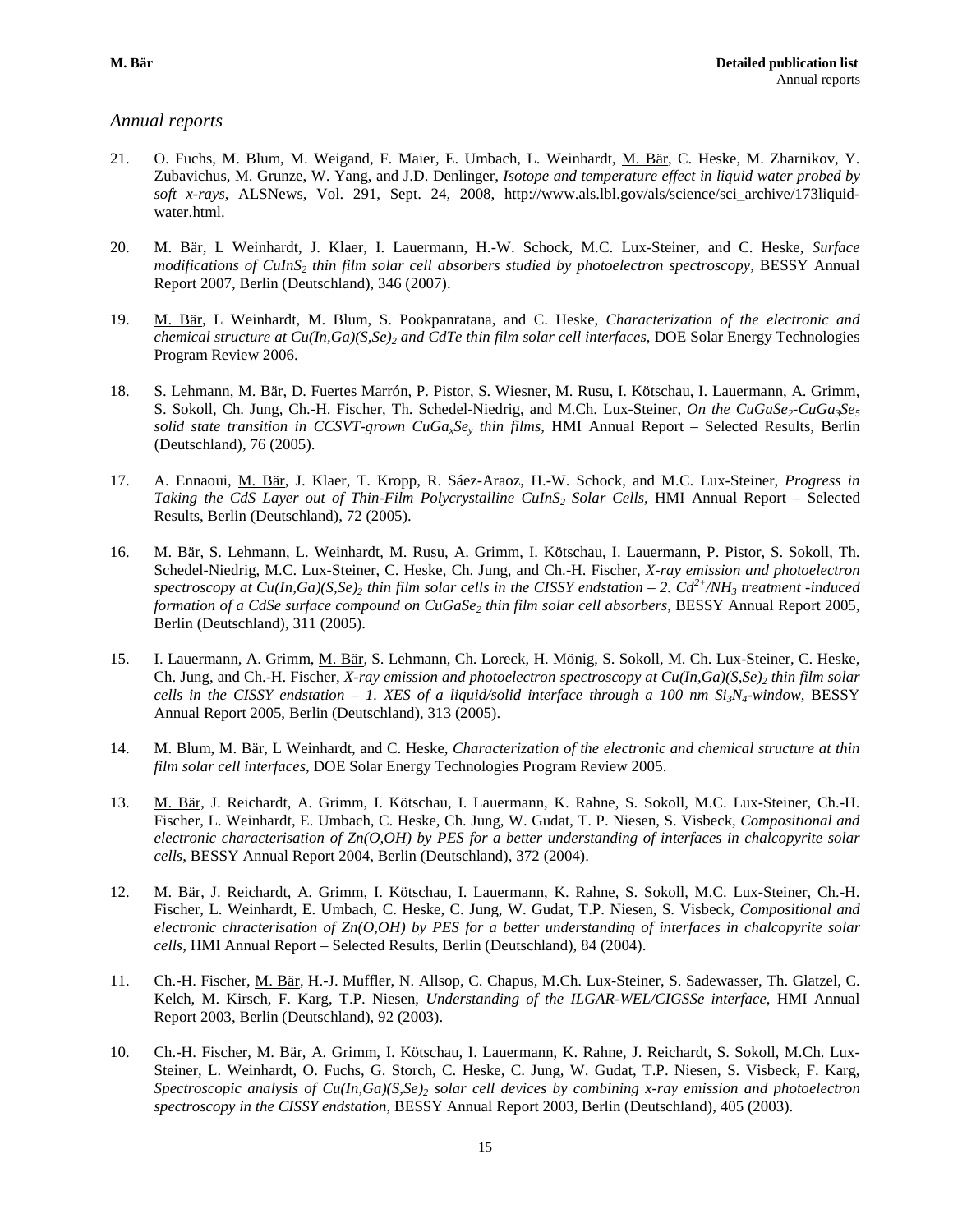*Annual reports*

21. O. Fuchs, M. Blum, M. Weigand, F. Maier, E. Umbach, L. Weinhardt, M. Bär, C. Heske, M. Zharnikov, Y. Zubavichus, M. Grunze, W. Yang, and J.D. Denlinger, *Isotope and temperature effect in liquid water probed by soft x-rays*, ALSNews, Vol. 291, Sept. 24, 2008, http://www.als.lbl.gov/als/science/sci_archive/173liquid-water.html.

20. M. Bär, L Weinhardt, J. Klaer, I. Lauermann, H.-W. Schock, M.C. Lux-Steiner, and C. Heske, *Surface modifications of $CuInS_2$ thin film solar cell absorbers studied by photoelectron spectroscopy*, BESSY Annual Report 2007, Berlin (Deutschland), 346 (2007).

19. M. Bär, L Weinhardt, M. Blum, S. Pookpanratana, and C. Heske, *Characterization of the electronic and chemical structure at $Cu(In,Ga)(S,Se)_2$ and CdTe thin film solar cell interfaces*, DOE Solar Energy Technologies Program Review 2006.

18. S. Lehmann, M. Bär, D. Fuertes Marrón, P. Pistor, S. Wiesner, M. Rusu, I. Kötschau, I. Lauermann, A. Grimm, S. Sokoll, Ch. Jung, Ch.-H. Fischer, Th. Schedel-Niedrig, and M.Ch. Lux-Steiner, *On the $CuGaSe_2$-$CuGa_3Se_5$ solid state transition in CCSVT-grown $CuGa_xSe_y$ thin films*, HMI Annual Report – Selected Results, Berlin (Deutschland), 76 (2005).

17. A. Ennaoui, M. Bär, J. Klaer, T. Kropp, R. Sáez-Araoz, H.-W. Schock, and M.C. Lux-Steiner, *Progress in Taking the CdS Layer out of Thin-Film Polycrystalline $CuInS_2$ Solar Cells*, HMI Annual Report – Selected Results, Berlin (Deutschland), 72 (2005).

16. M. Bär, S. Lehmann, L. Weinhardt, M. Rusu, A. Grimm, I. Kötschau, I. Lauermann, P. Pistor, S. Sokoll, Th. Schedel-Niedrig, M.C. Lux-Steiner, C. Heske, Ch. Jung, and Ch.-H. Fischer, *X-ray emission and photoelectron spectroscopy at $Cu(In,Ga)(S,Se)_2$ thin film solar cells in the CISSY endstation – 2. $Cd^{2+}/NH_3$ treatment -induced formation of a CdSe surface compound on $CuGaSe_2$ thin film solar cell absorbers*, BESSY Annual Report 2005, Berlin (Deutschland), 311 (2005).

15. I. Lauermann, A. Grimm, M. Bär, S. Lehmann, Ch. Loreck, H. Mönig, S. Sokoll, M. Ch. Lux-Steiner, C. Heske, Ch. Jung, and Ch.-H. Fischer, *X-ray emission and photoelectron spectroscopy at $Cu(In,Ga)(S,Se)_2$ thin film solar cells in the CISSY endstation – 1. XES of a liquid/solid interface through a 100 nm $Si_3N_4$-window*, BESSY Annual Report 2005, Berlin (Deutschland), 313 (2005).

14. M. Blum, M. Bär, L Weinhardt, and C. Heske, *Characterization of the electronic and chemical structure at thin film solar cell interfaces*, DOE Solar Energy Technologies Program Review 2005.

13. M. Bär, J. Reichardt, A. Grimm, I. Kötschau, I. Lauermann, K. Rahne, S. Sokoll, M.C. Lux-Steiner, Ch.-H. Fischer, L. Weinhardt, E. Umbach, C. Heske, Ch. Jung, W. Gudat, T. P. Niesen, S. Visbeck, *Compositional and electronic characterisation of Zn(O,OH) by PES for a better understanding of interfaces in chalcopyrite solar cells*, BESSY Annual Report 2004, Berlin (Deutschland), 372 (2004).

12. M. Bär, J. Reichardt, A. Grimm, I. Kötschau, I. Lauermann, K. Rahne, S. Sokoll, M.C. Lux-Steiner, Ch.-H. Fischer, L. Weinhardt, E. Umbach, C. Heske, C. Jung, W. Gudat, T.P. Niesen, S. Visbeck, *Compositional and electronic chracterisation of Zn(O,OH) by PES for a better understanding of interfaces in chalcopyrite solar cells*, HMI Annual Report – Selected Results, Berlin (Deutschland), 84 (2004).

11. Ch.-H. Fischer, M. Bär, H.-J. Muffler, N. Allsop, C. Chapus, M.Ch. Lux-Steiner, S. Sadewasser, Th. Glatzel, C. Kelch, M. Kirsch, F. Karg, T.P. Niesen, *Understanding of the ILGAR-WEL/CIGSSe interface*, HMI Annual Report 2003, Berlin (Deutschland), 92 (2003).

10. Ch.-H. Fischer, M. Bär, A. Grimm, I. Kötschau, I. Lauermann, K. Rahne, J. Reichardt, S. Sokoll, M.Ch. Lux-Steiner, L. Weinhardt, O. Fuchs, G. Storch, C. Heske, C. Jung, W. Gudat, T.P. Niesen, S. Visbeck, F. Karg, *Spectroscopic analysis of $Cu(In,Ga)(S,Se)_2$ solar cell devices by combining x-ray emission and photoelectron spectroscopy in the CISSY endstation*, BESSY Annual Report 2003, Berlin (Deutschland), 405 (2003).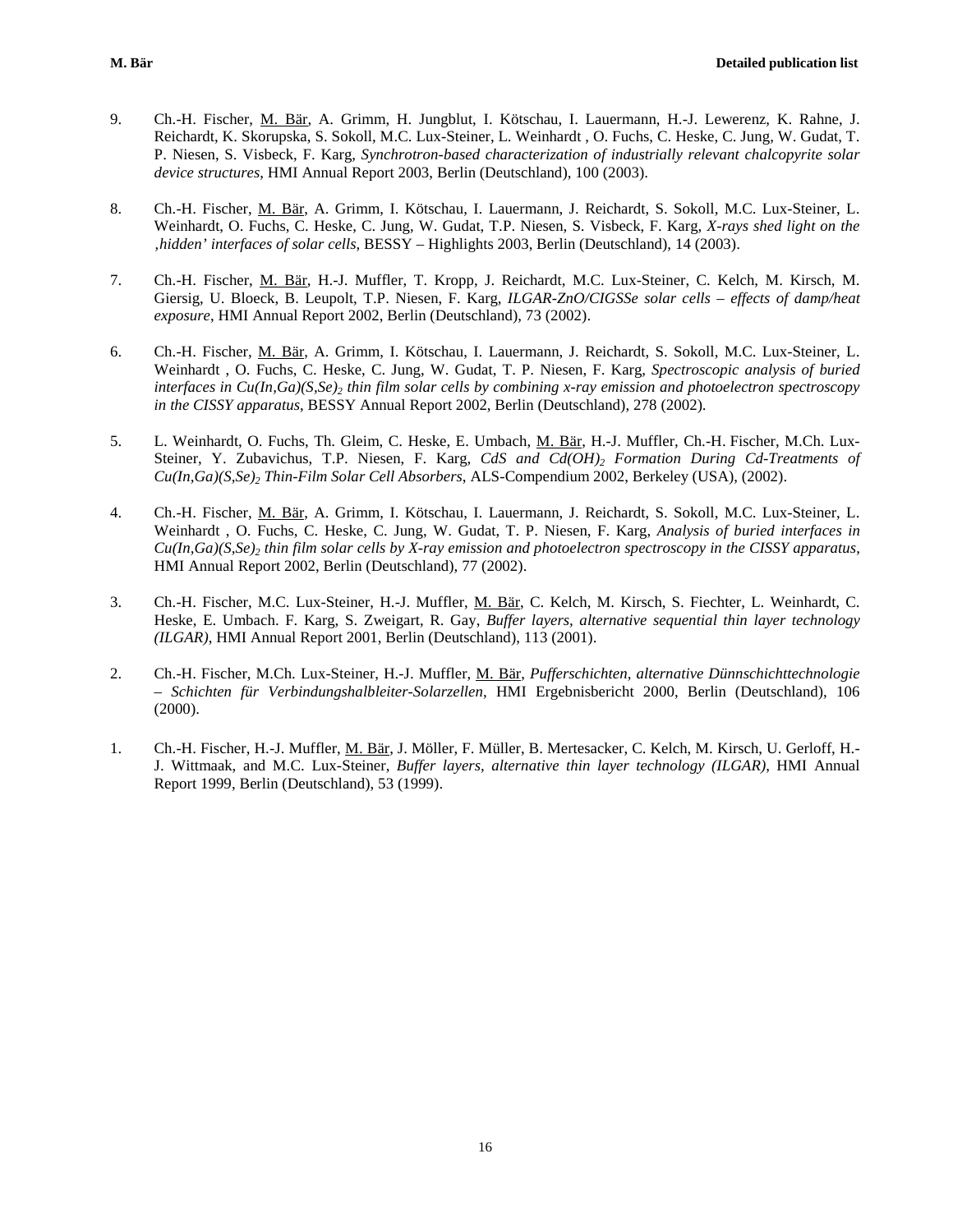9. Ch.-H. Fischer, <u>M. Bär</u>, A. Grimm, H. Jungblut, I. Kötschau, I. Lauermann, H.-J. Lewerenz, K. Rahne, J. Reichardt, K. Skorupska, S. Sokoll, M.C. Lux-Steiner, L. Weinhardt , O. Fuchs, C. Heske, C. Jung, W. Gudat, T. P. Niesen, S. Visbeck, F. Karg, *Synchrotron-based characterization of industrially relevant chalcopyrite solar device structures*, HMI Annual Report 2003, Berlin (Deutschland), 100 (2003).

8. Ch.-H. Fischer, <u>M. Bär</u>, A. Grimm, I. Kötschau, I. Lauermann, J. Reichardt, S. Sokoll, M.C. Lux-Steiner, L. Weinhardt, O. Fuchs, C. Heske, C. Jung, W. Gudat, T.P. Niesen, S. Visbeck, F. Karg, *X-rays shed light on the ‚hidden' interfaces of solar cells*, BESSY – Highlights 2003, Berlin (Deutschland), 14 (2003).

7. Ch.-H. Fischer, <u>M. Bär</u>, H.-J. Muffler, T. Kropp, J. Reichardt, M.C. Lux-Steiner, C. Kelch, M. Kirsch, M. Giersig, U. Bloeck, B. Leupolt, T.P. Niesen, F. Karg, *ILGAR-ZnO/CIGSSe solar cells – effects of damp/heat exposure*, HMI Annual Report 2002, Berlin (Deutschland), 73 (2002).

6. Ch.-H. Fischer, <u>M. Bär</u>, A. Grimm, I. Kötschau, I. Lauermann, J. Reichardt, S. Sokoll, M.C. Lux-Steiner, L. Weinhardt , O. Fuchs, C. Heske, C. Jung, W. Gudat, T. P. Niesen, F. Karg, *Spectroscopic analysis of buried interfaces in $Cu(In,Ga)(S,Se)_2$ thin film solar cells by combining x-ray emission and photoelectron spectroscopy in the CISSY apparatus*, BESSY Annual Report 2002, Berlin (Deutschland), 278 (2002).

5. L. Weinhardt, O. Fuchs, Th. Gleim, C. Heske, E. Umbach, <u>M. Bär</u>, H.-J. Muffler, Ch.-H. Fischer, M.Ch. Lux-Steiner, Y. Zubavichus, T.P. Niesen, F. Karg, *CdS and $Cd(OH)_2$ Formation During Cd-Treatments of $Cu(In,Ga)(S,Se)_2$ Thin-Film Solar Cell Absorbers*, ALS-Compendium 2002, Berkeley (USA), (2002).

4. Ch.-H. Fischer, <u>M. Bär</u>, A. Grimm, I. Kötschau, I. Lauermann, J. Reichardt, S. Sokoll, M.C. Lux-Steiner, L. Weinhardt , O. Fuchs, C. Heske, C. Jung, W. Gudat, T. P. Niesen, F. Karg, *Analysis of buried interfaces in $Cu(In,Ga)(S,Se)_2$ thin film solar cells by X-ray emission and photoelectron spectroscopy in the CISSY apparatus*, HMI Annual Report 2002, Berlin (Deutschland), 77 (2002).

3. Ch.-H. Fischer, M.C. Lux-Steiner, H.-J. Muffler, <u>M. Bär</u>, C. Kelch, M. Kirsch, S. Fiechter, L. Weinhardt, C. Heske, E. Umbach. F. Karg, S. Zweigart, R. Gay, *Buffer layers, alternative sequential thin layer technology (ILGAR)*, HMI Annual Report 2001, Berlin (Deutschland), 113 (2001).

2. Ch.-H. Fischer, M.Ch. Lux-Steiner, H.-J. Muffler, <u>M. Bär</u>, *Pufferschichten, alternative Dünnschichttechnologie – Schichten für Verbindungshalbleiter-Solarzellen*, HMI Ergebnisbericht 2000, Berlin (Deutschland), 106 (2000).

1. Ch.-H. Fischer, H.-J. Muffler, <u>M. Bär</u>, J. Möller, F. Müller, B. Mertesacker, C. Kelch, M. Kirsch, U. Gerloff, H.-J. Wittmaak, and M.C. Lux-Steiner, *Buffer layers, alternative thin layer technology (ILGAR)*, HMI Annual Report 1999, Berlin (Deutschland), 53 (1999).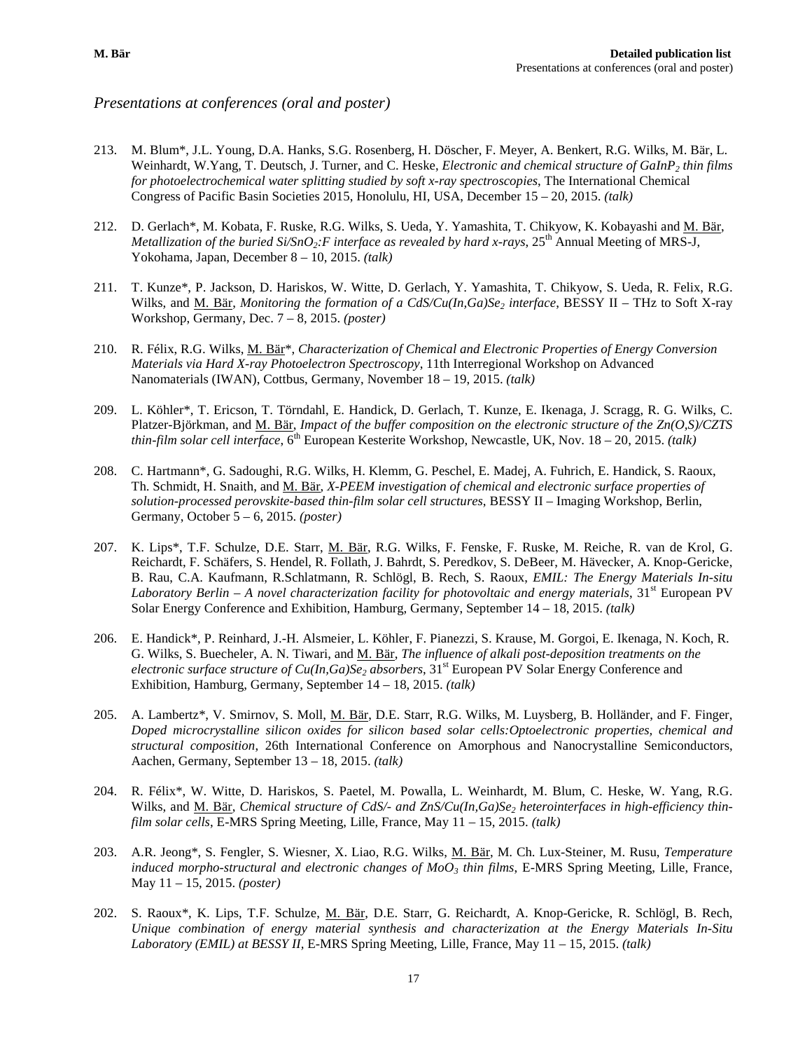*Presentations at conferences (oral and poster)*

213. M. Blum*, J.L. Young, D.A. Hanks, S.G. Rosenberg, H. Döscher, F. Meyer, A. Benkert, R.G. Wilks, M. Bär, L. Weinhardt, W.Yang, T. Deutsch, J. Turner, and C. Heske, *Electronic and chemical structure of $GaInP_2$ thin films for photoelectrochemical water splitting studied by soft x-ray spectroscopies*, The International Chemical Congress of Pacific Basin Societies 2015, Honolulu, HI, USA, December 15 – 20, 2015. *(talk)*

212. D. Gerlach*, M. Kobata, F. Ruske, R.G. Wilks, S. Ueda, Y. Yamashita, T. Chikyow, K. Kobayashi and M. Bär, *Metallization of the buried $Si/SnO_2$:F interface as revealed by hard x-rays*, 25th Annual Meeting of MRS-J, Yokohama, Japan, December 8 – 10, 2015. *(talk)*

211. T. Kunze*, P. Jackson, D. Hariskos, W. Witte, D. Gerlach, Y. Yamashita, T. Chikyow, S. Ueda, R. Felix, R.G. Wilks, and M. Bär, *Monitoring the formation of a CdS/Cu(In,Ga)$Se_2$ interface*, BESSY II – THz to Soft X-ray Workshop, Germany, Dec. 7 – 8, 2015. *(poster)*

210. R. Félix, R.G. Wilks, M. Bär*, *Characterization of Chemical and Electronic Properties of Energy Conversion Materials via Hard X-ray Photoelectron Spectroscopy*, 11th Interregional Workshop on Advanced Nanomaterials (IWAN), Cottbus, Germany, November 18 – 19, 2015. *(talk)*

209. L. Köhler*, T. Ericson, T. Törndahl, E. Handick, D. Gerlach, T. Kunze, E. Ikenaga, J. Scragg, R. G. Wilks, C. Platzer-Björkman, and M. Bär, *Impact of the buffer composition on the electronic structure of the Zn(O,S)/CZTS thin-film solar cell interface*, 6th European Kesterite Workshop, Newcastle, UK, Nov. 18 – 20, 2015. *(talk)*

208. C. Hartmann*, G. Sadoughi, R.G. Wilks, H. Klemm, G. Peschel, E. Madej, A. Fuhrich, E. Handick, S. Raoux, Th. Schmidt, H. Snaith, and M. Bär, *X-PEEM investigation of chemical and electronic surface properties of solution-processed perovskite-based thin-film solar cell structures*, BESSY II – Imaging Workshop, Berlin, Germany, October 5 – 6, 2015. *(poster)*

207. K. Lips*, T.F. Schulze, D.E. Starr, M. Bär, R.G. Wilks, F. Fenske, F. Ruske, M. Reiche, R. van de Krol, G. Reichardt, F. Schäfers, S. Hendel, R. Follath, J. Bahrdt, S. Peredkov, S. DeBeer, M. Hävecker, A. Knop-Gericke, B. Rau, C.A. Kaufmann, R.Schlatmann, R. Schlögl, B. Rech, S. Raoux, *EMIL: The Energy Materials In-situ Laboratory Berlin – A novel characterization facility for photovoltaic and energy materials*, 31st European PV Solar Energy Conference and Exhibition, Hamburg, Germany, September 14 – 18, 2015. *(talk)*

206. E. Handick*, P. Reinhard, J.-H. Alsmeier, L. Köhler, F. Pianezzi, S. Krause, M. Gorgoi, E. Ikenaga, N. Koch, R. G. Wilks, S. Buecheler, A. N. Tiwari, and M. Bär, *The influence of alkali post-deposition treatments on the electronic surface structure of Cu(In,Ga)$Se_2$ absorbers*, 31st European PV Solar Energy Conference and Exhibition, Hamburg, Germany, September 14 – 18, 2015. *(talk)*

205. A. Lambertz*, V. Smirnov, S. Moll, M. Bär, D.E. Starr, R.G. Wilks, M. Luysberg, B. Holländer, and F. Finger, *Doped microcrystalline silicon oxides for silicon based solar cells:Optoelectronic properties, chemical and structural composition*, 26th International Conference on Amorphous and Nanocrystalline Semiconductors, Aachen, Germany, September 13 – 18, 2015. *(talk)*

204. R. Félix*, W. Witte, D. Hariskos, S. Paetel, M. Powalla, L. Weinhardt, M. Blum, C. Heske, W. Yang, R.G. Wilks, and M. Bär, *Chemical structure of CdS/- and ZnS/Cu(In,Ga)$Se_2$ heterointerfaces in high-efficiency thin-film solar cells*, E-MRS Spring Meeting, Lille, France, May 11 – 15, 2015. *(talk)*

203. A.R. Jeong*, S. Fengler, S. Wiesner, X. Liao, R.G. Wilks, M. Bär, M. Ch. Lux-Steiner, M. Rusu, *Temperature induced morpho-structural and electronic changes of $MoO_3$ thin films*, E-MRS Spring Meeting, Lille, France, May 11 – 15, 2015. *(poster)*

202. S. Raoux*, K. Lips, T.F. Schulze, M. Bär, D.E. Starr, G. Reichardt, A. Knop-Gericke, R. Schlögl, B. Rech, *Unique combination of energy material synthesis and characterization at the Energy Materials In-Situ Laboratory (EMIL) at BESSY II*, E-MRS Spring Meeting, Lille, France, May 11 – 15, 2015. *(talk)*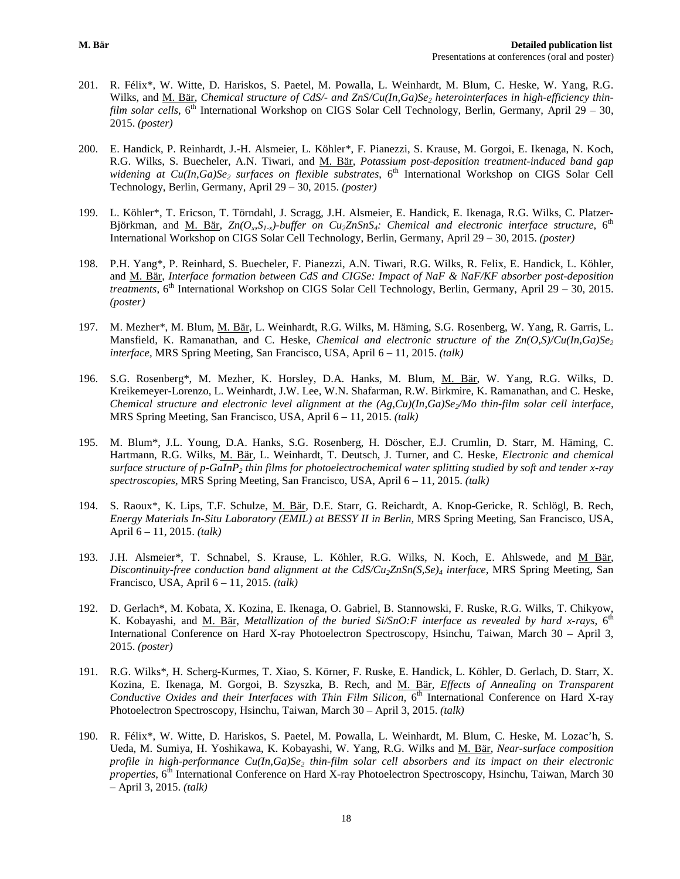201. R. Félix*, W. Witte, D. Hariskos, S. Paetel, M. Powalla, L. Weinhardt, M. Blum, C. Heske, W. Yang, R.G. Wilks, and M. Bär, *Chemical structure of CdS/- and ZnS/Cu(In,Ga)$Se_2$ heterointerfaces in high-efficiency thin-film solar cells*, 6th International Workshop on CIGS Solar Cell Technology, Berlin, Germany, April 29 – 30, 2015. *(poster)*

200. E. Handick, P. Reinhardt, J.-H. Alsmeier, L. Köhler*, F. Pianezzi, S. Krause, M. Gorgoi, E. Ikenaga, N. Koch, R.G. Wilks, S. Buecheler, A.N. Tiwari, and M. Bär, *Potassium post-deposition treatment-induced band gap widening at Cu(In,Ga)$Se_2$ surfaces on flexible substrates*, 6th International Workshop on CIGS Solar Cell Technology, Berlin, Germany, April 29 – 30, 2015. *(poster)*

199. L. Köhler*, T. Ericson, T. Törndahl, J. Scragg, J.H. Alsmeier, E. Handick, E. Ikenaga, R.G. Wilks, C. Platzer-Björkman, and M. Bär, *Zn($O_x$,$S_{1-x}$)-buffer on $Cu_2ZnSnS_4$: Chemical and electronic interface structure*, 6th International Workshop on CIGS Solar Cell Technology, Berlin, Germany, April 29 – 30, 2015. *(poster)*

198. P.H. Yang*, P. Reinhard, S. Buecheler, F. Pianezzi, A.N. Tiwari, R.G. Wilks, R. Felix, E. Handick, L. Köhler, and M. Bär, *Interface formation between CdS and CIGSe: Impact of NaF & NaF/KF absorber post-deposition treatments*, 6th International Workshop on CIGS Solar Cell Technology, Berlin, Germany, April 29 – 30, 2015. *(poster)*

197. M. Mezher*, M. Blum, M. Bär, L. Weinhardt, R.G. Wilks, M. Häming, S.G. Rosenberg, W. Yang, R. Garris, L. Mansfield, K. Ramanathan, and C. Heske, *Chemical and electronic structure of the Zn(O,S)/Cu(In,Ga)$Se_2$ interface,* MRS Spring Meeting, San Francisco, USA, April 6 – 11, 2015. *(talk)*

196. S.G. Rosenberg*, M. Mezher, K. Horsley, D.A. Hanks, M. Blum, M. Bär, W. Yang, R.G. Wilks, D. Kreikemeyer-Lorenzo, L. Weinhardt, J.W. Lee, W.N. Shafarman, R.W. Birkmire, K. Ramanathan, and C. Heske, *Chemical structure and electronic level alignment at the (Ag,Cu)(In,Ga)$Se_2$/Mo thin-film solar cell interface,* MRS Spring Meeting, San Francisco, USA, April 6 – 11, 2015. *(talk)*

195. M. Blum*, J.L. Young, D.A. Hanks, S.G. Rosenberg, H. Döscher, E.J. Crumlin, D. Starr, M. Häming, C. Hartmann, R.G. Wilks, M. Bär, L. Weinhardt, T. Deutsch, J. Turner, and C. Heske, *Electronic and chemical surface structure of p-Ga$InP_2$ thin films for photoelectrochemical water splitting studied by soft and tender x-ray spectroscopies,* MRS Spring Meeting, San Francisco, USA, April 6 – 11, 2015. *(talk)*

194. S. Raoux*, K. Lips, T.F. Schulze, M. Bär, D.E. Starr, G. Reichardt, A. Knop-Gericke, R. Schlögl, B. Rech, *Energy Materials In-Situ Laboratory (EMIL) at BESSY II in Berlin,* MRS Spring Meeting, San Francisco, USA, April 6 – 11, 2015. *(talk)*

193. J.H. Alsmeier*, T. Schnabel, S. Krause, L. Köhler, R.G. Wilks, N. Koch, E. Ahlswede, and M Bär, *Discontinuity-free conduction band alignment at the CdS/$Cu_2$ZnSn(S,Se)$_4$ interface,* MRS Spring Meeting, San Francisco, USA, April 6 – 11, 2015. *(talk)*

192. D. Gerlach*, M. Kobata, X. Kozina, E. Ikenaga, O. Gabriel, B. Stannowski, F. Ruske, R.G. Wilks, T. Chikyow, K. Kobayashi, and M. Bär, *Metallization of the buried Si/SnO:F interface as revealed by hard x-rays*, 6th International Conference on Hard X-ray Photoelectron Spectroscopy, Hsinchu, Taiwan, March 30 – April 3, 2015. *(poster)*

191. R.G. Wilks*, H. Scherg-Kurmes, T. Xiao, S. Körner, F. Ruske, E. Handick, L. Köhler, D. Gerlach, D. Starr, X. Kozina, E. Ikenaga, M. Gorgoi, B. Szyszka, B. Rech, and M. Bär, *Effects of Annealing on Transparent Conductive Oxides and their Interfaces with Thin Film Silicon*, 6th International Conference on Hard X-ray Photoelectron Spectroscopy, Hsinchu, Taiwan, March 30 – April 3, 2015. *(talk)*

190. R. Félix*, W. Witte, D. Hariskos, S. Paetel, M. Powalla, L. Weinhardt, M. Blum, C. Heske, M. Lozac'h, S. Ueda, M. Sumiya, H. Yoshikawa, K. Kobayashi, W. Yang, R.G. Wilks and M. Bär, *Near-surface composition profile in high-performance Cu(In,Ga)$Se_2$ thin-film solar cell absorbers and its impact on their electronic properties*, 6th International Conference on Hard X-ray Photoelectron Spectroscopy, Hsinchu, Taiwan, March 30 – April 3, 2015. *(talk)*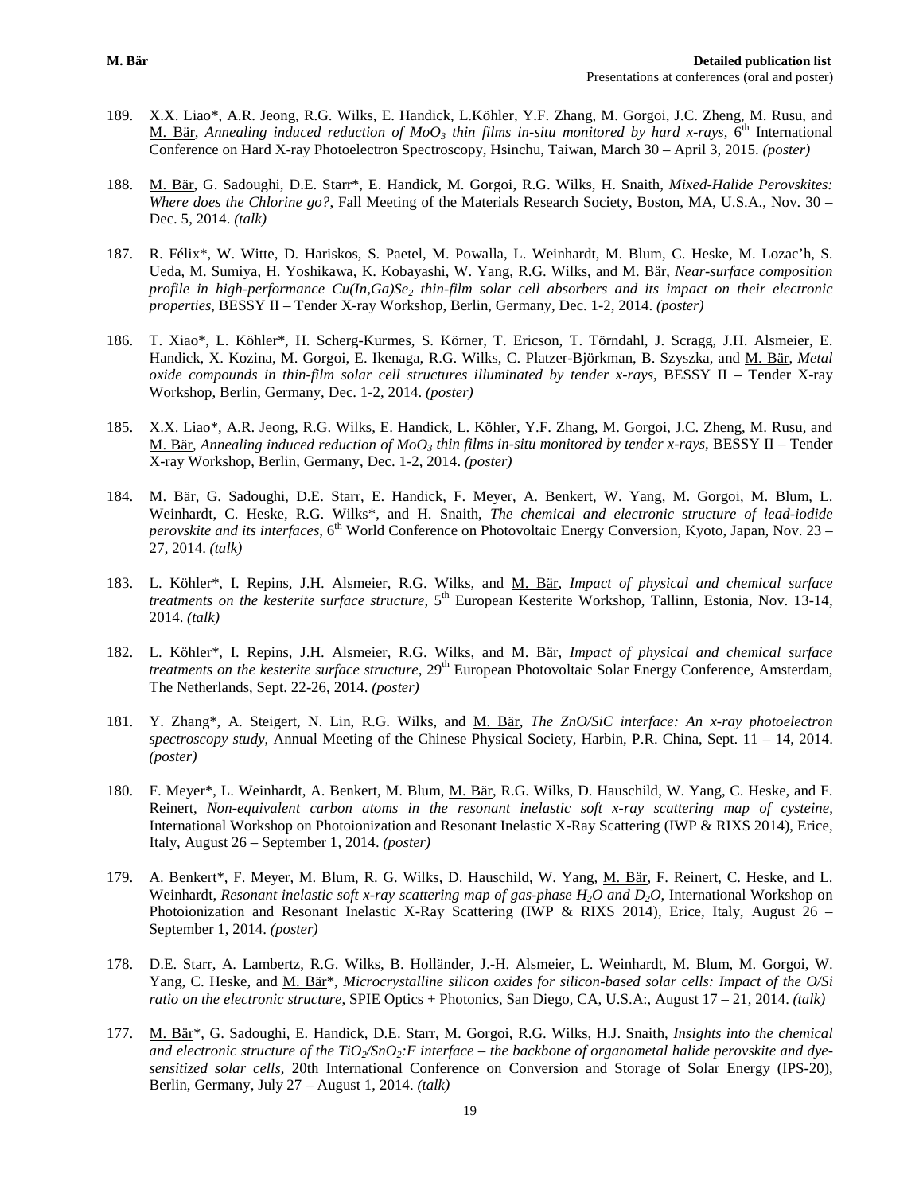189. X.X. Liao*, A.R. Jeong, R.G. Wilks, E. Handick, L.Köhler, Y.F. Zhang, M. Gorgoi, J.C. Zheng, M. Rusu, and M. Bär, *Annealing induced reduction of $MoO_3$ thin films in-situ monitored by hard x-rays*, 6th International Conference on Hard X-ray Photoelectron Spectroscopy, Hsinchu, Taiwan, March 30 – April 3, 2015. *(poster)*

188. M. Bär, G. Sadoughi, D.E. Starr*, E. Handick, M. Gorgoi, R.G. Wilks, H. Snaith, *Mixed-Halide Perovskites: Where does the Chlorine go?*, Fall Meeting of the Materials Research Society, Boston, MA, U.S.A., Nov. 30 – Dec. 5, 2014. *(talk)*

187. R. Félix*, W. Witte, D. Hariskos, S. Paetel, M. Powalla, L. Weinhardt, M. Blum, C. Heske, M. Lozac'h, S. Ueda, M. Sumiya, H. Yoshikawa, K. Kobayashi, W. Yang, R.G. Wilks, and M. Bär, *Near-surface composition profile in high-performance $Cu(In,Ga)Se_2$ thin-film solar cell absorbers and its impact on their electronic properties*, BESSY II – Tender X-ray Workshop, Berlin, Germany, Dec. 1-2, 2014. *(poster)*

186. T. Xiao*, L. Köhler*, H. Scherg-Kurmes, S. Körner, T. Ericson, T. Törndahl, J. Scragg, J.H. Alsmeier, E. Handick, X. Kozina, M. Gorgoi, E. Ikenaga, R.G. Wilks, C. Platzer-Björkman, B. Szyszka, and M. Bär, *Metal oxide compounds in thin-film solar cell structures illuminated by tender x-rays*, BESSY II – Tender X-ray Workshop, Berlin, Germany, Dec. 1-2, 2014. *(poster)*

185. X.X. Liao*, A.R. Jeong, R.G. Wilks, E. Handick, L. Köhler, Y.F. Zhang, M. Gorgoi, J.C. Zheng, M. Rusu, and M. Bär, *Annealing induced reduction of $MoO_3$ thin films in-situ monitored by tender x-rays*, BESSY II – Tender X-ray Workshop, Berlin, Germany, Dec. 1-2, 2014. *(poster)*

184. M. Bär, G. Sadoughi, D.E. Starr, E. Handick, F. Meyer, A. Benkert, W. Yang, M. Gorgoi, M. Blum, L. Weinhardt, C. Heske, R.G. Wilks*, and H. Snaith, *The chemical and electronic structure of lead-iodide perovskite and its interfaces*, 6th World Conference on Photovoltaic Energy Conversion, Kyoto, Japan, Nov. 23 – 27, 2014. *(talk)*

183. L. Köhler*, I. Repins, J.H. Alsmeier, R.G. Wilks, and M. Bär, *Impact of physical and chemical surface treatments on the kesterite surface structure*, 5th European Kesterite Workshop, Tallinn, Estonia, Nov. 13-14, 2014. *(talk)*

182. L. Köhler*, I. Repins, J.H. Alsmeier, R.G. Wilks, and M. Bär, *Impact of physical and chemical surface treatments on the kesterite surface structure*, 29th European Photovoltaic Solar Energy Conference, Amsterdam, The Netherlands, Sept. 22-26, 2014. *(poster)*

181. Y. Zhang*, A. Steigert, N. Lin, R.G. Wilks, and M. Bär, *The ZnO/SiC interface: An x-ray photoelectron spectroscopy study*, Annual Meeting of the Chinese Physical Society, Harbin, P.R. China, Sept. 11 – 14, 2014. *(poster)*

180. F. Meyer*, L. Weinhardt, A. Benkert, M. Blum, M. Bär, R.G. Wilks, D. Hauschild, W. Yang, C. Heske, and F. Reinert, *Non-equivalent carbon atoms in the resonant inelastic soft x-ray scattering map of cysteine*, International Workshop on Photoionization and Resonant Inelastic X-Ray Scattering (IWP & RIXS 2014), Erice, Italy, August 26 – September 1, 2014. *(poster)*

179. A. Benkert*, F. Meyer, M. Blum, R. G. Wilks, D. Hauschild, W. Yang, M. Bär, F. Reinert, C. Heske, and L. Weinhardt, *Resonant inelastic soft x-ray scattering map of gas-phase $H_2O$ and $D_2O$*, International Workshop on Photoionization and Resonant Inelastic X-Ray Scattering (IWP & RIXS 2014), Erice, Italy, August 26 – September 1, 2014. *(poster)*

178. D.E. Starr, A. Lambertz, R.G. Wilks, B. Holländer, J.-H. Alsmeier, L. Weinhardt, M. Blum, M. Gorgoi, W. Yang, C. Heske, and M. Bär*, *Microcrystalline silicon oxides for silicon-based solar cells: Impact of the O/Si ratio on the electronic structure*, SPIE Optics + Photonics, San Diego, CA, U.S.A:, August 17 – 21, 2014. *(talk)*

177. M. Bär*, G. Sadoughi, E. Handick, D.E. Starr, M. Gorgoi, R.G. Wilks, H.J. Snaith, *Insights into the chemical and electronic structure of the $TiO_2/SnO_2$:F interface – the backbone of organometal halide perovskite and dye-sensitized solar cells*, 20th International Conference on Conversion and Storage of Solar Energy (IPS-20), Berlin, Germany, July 27 – August 1, 2014. *(talk)*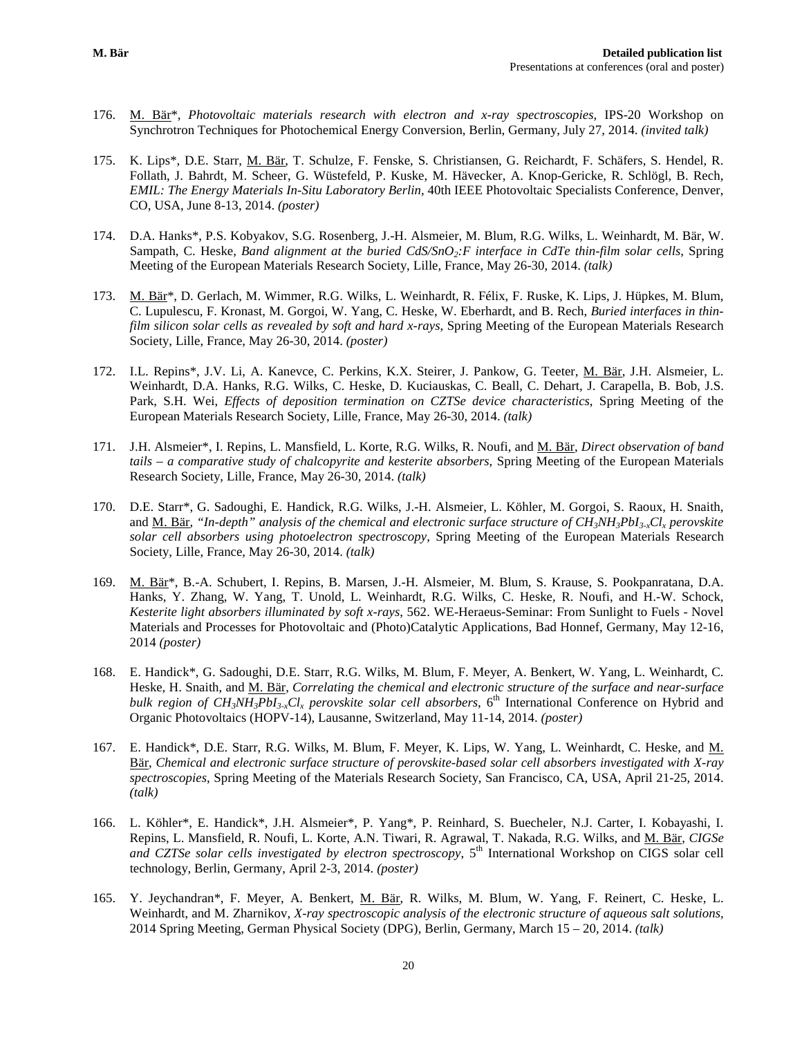176. <u>M. Bär</u>*, *Photovoltaic materials research with electron and x-ray spectroscopies*, IPS-20 Workshop on Synchrotron Techniques for Photochemical Energy Conversion, Berlin, Germany, July 27, 2014. *(invited talk)*

175. K. Lips*, D.E. Starr, <u>M. Bär</u>, T. Schulze, F. Fenske, S. Christiansen, G. Reichardt, F. Schäfers, S. Hendel, R. Follath, J. Bahrdt, M. Scheer, G. Wüstefeld, P. Kuske, M. Hävecker, A. Knop-Gericke, R. Schlögl, B. Rech, *EMIL: The Energy Materials In-Situ Laboratory Berlin*, 40th IEEE Photovoltaic Specialists Conference, Denver, CO, USA, June 8-13, 2014. *(poster)*

174. D.A. Hanks*, P.S. Kobyakov, S.G. Rosenberg, J.-H. Alsmeier, M. Blum, R.G. Wilks, L. Weinhardt, M. Bär, W. Sampath, C. Heske, *Band alignment at the buried CdS/$SnO_2$:F interface in CdTe thin-film solar cells*, Spring Meeting of the European Materials Research Society, Lille, France, May 26-30, 2014. *(talk)*

173. <u>M. Bär</u>*, D. Gerlach, M. Wimmer, R.G. Wilks, L. Weinhardt, R. Félix, F. Ruske, K. Lips, J. Hüpkes, M. Blum, C. Lupulescu, F. Kronast, M. Gorgoi, W. Yang, C. Heske, W. Eberhardt, and B. Rech, *Buried interfaces in thin-film silicon solar cells as revealed by soft and hard x-rays*, Spring Meeting of the European Materials Research Society, Lille, France, May 26-30, 2014. *(poster)*

172. I.L. Repins*, J.V. Li, A. Kanevce, C. Perkins, K.X. Steirer, J. Pankow, G. Teeter, <u>M. Bär</u>, J.H. Alsmeier, L. Weinhardt, D.A. Hanks, R.G. Wilks, C. Heske, D. Kuciauskas, C. Beall, C. Dehart, J. Carapella, B. Bob, J.S. Park, S.H. Wei, *Effects of deposition termination on CZTSe device characteristics*, Spring Meeting of the European Materials Research Society, Lille, France, May 26-30, 2014. *(talk)*

171. J.H. Alsmeier*, I. Repins, L. Mansfield, L. Korte, R.G. Wilks, R. Noufi, and <u>M. Bär</u>, *Direct observation of band tails – a comparative study of chalcopyrite and kesterite absorbers*, Spring Meeting of the European Materials Research Society, Lille, France, May 26-30, 2014. *(talk)*

170. D.E. Starr*, G. Sadoughi, E. Handick, R.G. Wilks, J.-H. Alsmeier, L. Köhler, M. Gorgoi, S. Raoux, H. Snaith, and <u>M. Bär</u>, *"In-depth" analysis of the chemical and electronic surface structure of $CH_3NH_3PbI_{3-x}Cl_x$ perovskite solar cell absorbers using photoelectron spectroscopy*, Spring Meeting of the European Materials Research Society, Lille, France, May 26-30, 2014. *(talk)*

169. <u>M. Bär</u>*, B.-A. Schubert, I. Repins, B. Marsen, J.-H. Alsmeier, M. Blum, S. Krause, S. Pookpanratana, D.A. Hanks, Y. Zhang, W. Yang, T. Unold, L. Weinhardt, R.G. Wilks, C. Heske, R. Noufi, and H.-W. Schock, *Kesterite light absorbers illuminated by soft x-rays*, 562. WE-Heraeus-Seminar: From Sunlight to Fuels - Novel Materials and Processes for Photovoltaic and (Photo)Catalytic Applications, Bad Honnef, Germany, May 12-16, 2014 *(poster)*

168. E. Handick*, G. Sadoughi, D.E. Starr, R.G. Wilks, M. Blum, F. Meyer, A. Benkert, W. Yang, L. Weinhardt, C. Heske, H. Snaith, and <u>M. Bär</u>, *Correlating the chemical and electronic structure of the surface and near-surface bulk region of $CH_3NH_3PbI_{3-x}Cl_x$ perovskite solar cell absorbers*, 6th International Conference on Hybrid and Organic Photovoltaics (HOPV-14), Lausanne, Switzerland, May 11-14, 2014. *(poster)*

167. E. Handick*, D.E. Starr, R.G. Wilks, M. Blum, F. Meyer, K. Lips, W. Yang, L. Weinhardt, C. Heske, and <u>M. Bär</u>, *Chemical and electronic surface structure of perovskite-based solar cell absorbers investigated with X-ray spectroscopies*, Spring Meeting of the Materials Research Society, San Francisco, CA, USA, April 21-25, 2014. *(talk)*

166. L. Köhler*, E. Handick*, J.H. Alsmeier*, P. Yang*, P. Reinhard, S. Buecheler, N.J. Carter, I. Kobayashi, I. Repins, L. Mansfield, R. Noufi, L. Korte, A.N. Tiwari, R. Agrawal, T. Nakada, R.G. Wilks, and <u>M. Bär</u>, *CIGSe and CZTSe solar cells investigated by electron spectroscopy*, 5th International Workshop on CIGS solar cell technology, Berlin, Germany, April 2-3, 2014. *(poster)*

165. Y. Jeychandran*, F. Meyer, A. Benkert, <u>M. Bär</u>, R. Wilks, M. Blum, W. Yang, F. Reinert, C. Heske, L. Weinhardt, and M. Zharnikov, *X-ray spectroscopic analysis of the electronic structure of aqueous salt solutions*, 2014 Spring Meeting, German Physical Society (DPG), Berlin, Germany, March 15 – 20, 2014. *(talk)*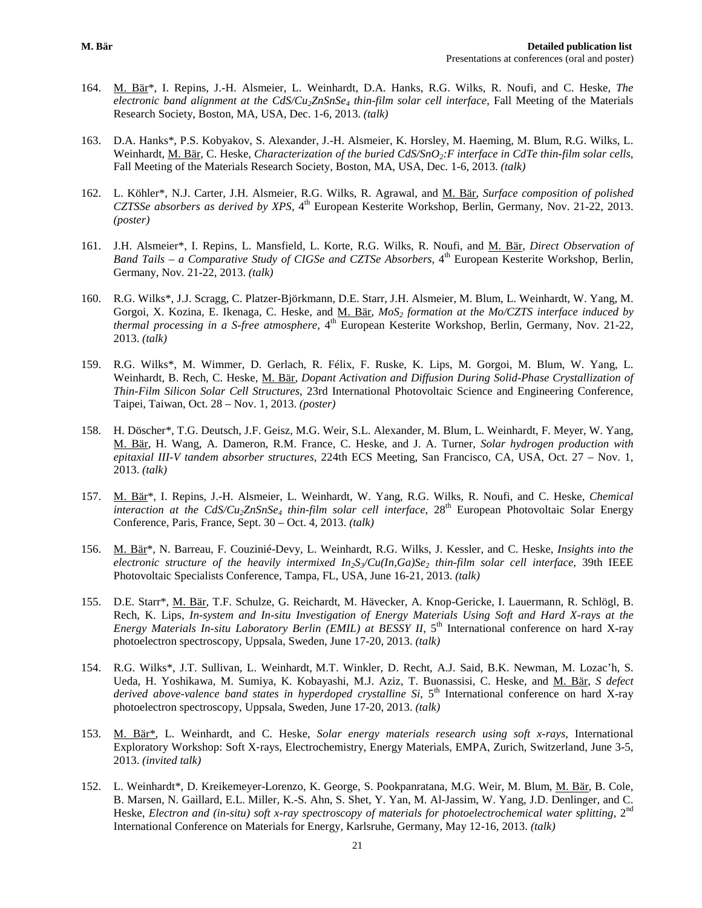164. M. Bär*, I. Repins, J.-H. Alsmeier, L. Weinhardt, D.A. Hanks, R.G. Wilks, R. Noufi, and C. Heske, *The electronic band alignment at the CdS/$Cu_2ZnSnSe_4$ thin-film solar cell interface*, Fall Meeting of the Materials Research Society, Boston, MA, USA, Dec. 1-6, 2013. *(talk)*

163. D.A. Hanks*, P.S. Kobyakov, S. Alexander, J.-H. Alsmeier, K. Horsley, M. Haeming, M. Blum, R.G. Wilks, L. Weinhardt, M. Bär, C. Heske, *Characterization of the buried CdS/$SnO_2$:F interface in CdTe thin-film solar cells*, Fall Meeting of the Materials Research Society, Boston, MA, USA, Dec. 1-6, 2013. *(talk)*

162. L. Köhler*, N.J. Carter, J.H. Alsmeier, R.G. Wilks, R. Agrawal, and M. Bär, *Surface composition of polished CZTSSe absorbers as derived by XPS*, 4th European Kesterite Workshop, Berlin, Germany, Nov. 21-22, 2013. *(poster)*

161. J.H. Alsmeier*, I. Repins, L. Mansfield, L. Korte, R.G. Wilks, R. Noufi, and M. Bär, *Direct Observation of Band Tails – a Comparative Study of CIGSe and CZTSe Absorbers*, 4th European Kesterite Workshop, Berlin, Germany, Nov. 21-22, 2013. *(talk)*

160. R.G. Wilks*, J.J. Scragg, C. Platzer-Björkmann, D.E. Starr, J.H. Alsmeier, M. Blum, L. Weinhardt, W. Yang, M. Gorgoi, X. Kozina, E. Ikenaga, C. Heske, and M. Bär, *$MoS_2$ formation at the Mo/CZTS interface induced by thermal processing in a S-free atmosphere*, 4th European Kesterite Workshop, Berlin, Germany, Nov. 21-22, 2013. *(talk)*

159. R.G. Wilks*, M. Wimmer, D. Gerlach, R. Félix, F. Ruske, K. Lips, M. Gorgoi, M. Blum, W. Yang, L. Weinhardt, B. Rech, C. Heske, M. Bär, *Dopant Activation and Diffusion During Solid-Phase Crystallization of Thin-Film Silicon Solar Cell Structures*, 23rd International Photovoltaic Science and Engineering Conference, Taipei, Taiwan, Oct. 28 – Nov. 1, 2013. *(poster)*

158. H. Döscher*, T.G. Deutsch, J.F. Geisz, M.G. Weir, S.L. Alexander, M. Blum, L. Weinhardt, F. Meyer, W. Yang, M. Bär, H. Wang, A. Dameron, R.M. France, C. Heske, and J. A. Turner, *Solar hydrogen production with epitaxial III-V tandem absorber structures*, 224th ECS Meeting, San Francisco, CA, USA, Oct. 27 – Nov. 1, 2013. *(talk)*

157. M. Bär*, I. Repins, J.-H. Alsmeier, L. Weinhardt, W. Yang, R.G. Wilks, R. Noufi, and C. Heske, *Chemical interaction at the CdS/$Cu_2ZnSnSe_4$ thin-film solar cell interface*, 28th European Photovoltaic Solar Energy Conference, Paris, France, Sept. 30 – Oct. 4, 2013. *(talk)*

156. M. Bär*, N. Barreau, F. Couzinié-Devy, L. Weinhardt, R.G. Wilks, J. Kessler, and C. Heske, *Insights into the electronic structure of the heavily intermixed $In_2S_3$/Cu(In,Ga)$Se_2$ thin-film solar cell interface*, 39th IEEE Photovoltaic Specialists Conference, Tampa, FL, USA, June 16-21, 2013. *(talk)*

155. D.E. Starr*, M. Bär, T.F. Schulze, G. Reichardt, M. Hävecker, A. Knop-Gericke, I. Lauermann, R. Schlögl, B. Rech, K. Lips, *In-system and In-situ Investigation of Energy Materials Using Soft and Hard X-rays at the Energy Materials In-situ Laboratory Berlin (EMIL) at BESSY II*, 5th International conference on hard X-ray photoelectron spectroscopy, Uppsala, Sweden, June 17-20, 2013. *(talk)*

154. R.G. Wilks*, J.T. Sullivan, L. Weinhardt, M.T. Winkler, D. Recht, A.J. Said, B.K. Newman, M. Lozac'h, S. Ueda, H. Yoshikawa, M. Sumiya, K. Kobayashi, M.J. Aziz, T. Buonassisi, C. Heske, and M. Bär, *S defect derived above-valence band states in hyperdoped crystalline Si*, 5th International conference on hard X-ray photoelectron spectroscopy, Uppsala, Sweden, June 17-20, 2013. *(talk)*

153. M. Bär*, L. Weinhardt, and C. Heske, *Solar energy materials research using soft x-rays*, International Exploratory Workshop: Soft X-rays, Electrochemistry, Energy Materials, EMPA, Zurich, Switzerland, June 3-5, 2013. *(invited talk)*

152. L. Weinhardt*, D. Kreikemeyer-Lorenzo, K. George, S. Pookpanratana, M.G. Weir, M. Blum, M. Bär, B. Cole, B. Marsen, N. Gaillard, E.L. Miller, K.-S. Ahn, S. Shet, Y. Yan, M. Al-Jassim, W. Yang, J.D. Denlinger, and C. Heske, *Electron and (in-situ) soft x-ray spectroscopy of materials for photoelectrochemical water splitting*, 2nd International Conference on Materials for Energy, Karlsruhe, Germany, May 12-16, 2013. *(talk)*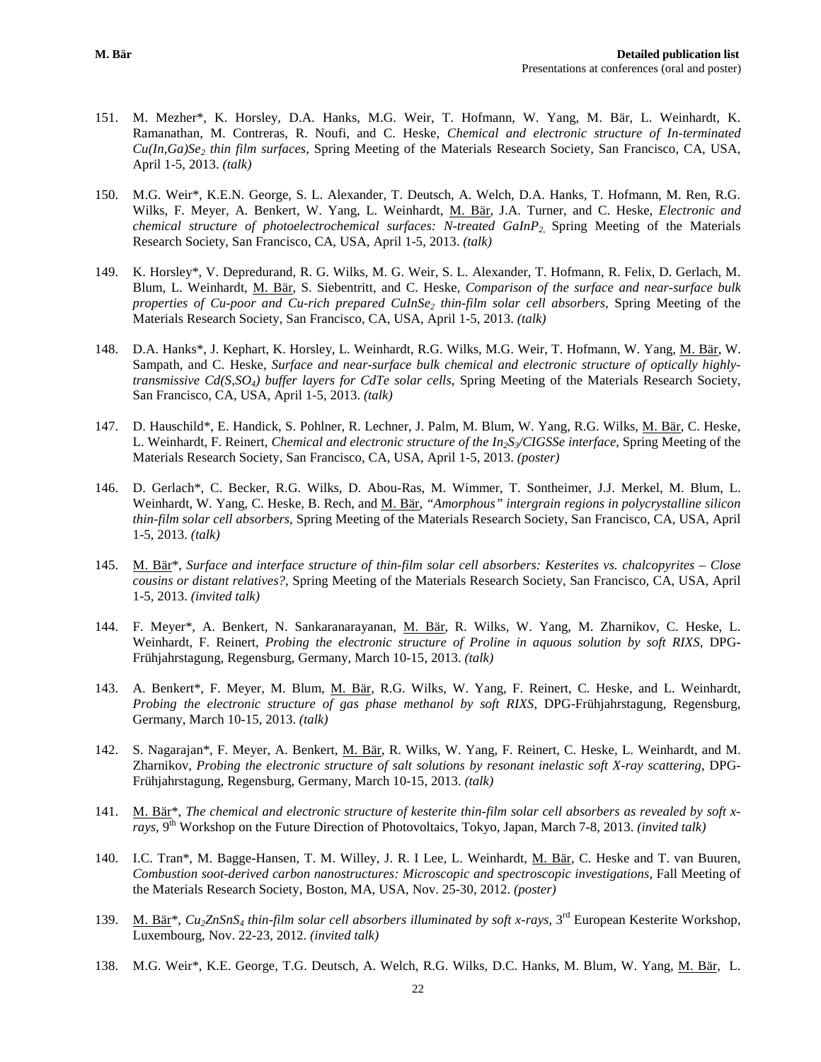151. M. Mezher*, K. Horsley, D.A. Hanks, M.G. Weir, T. Hofmann, W. Yang, M. Bär, L. Weinhardt, K. Ramanathan, M. Contreras, R. Noufi, and C. Heske, *Chemical and electronic structure of In-terminated $Cu(In,Ga)Se_2$ thin film surfaces*, Spring Meeting of the Materials Research Society, San Francisco, CA, USA, April 1-5, 2013. *(talk)*

150. M.G. Weir*, K.E.N. George, S. L. Alexander, T. Deutsch, A. Welch, D.A. Hanks, T. Hofmann, M. Ren, R.G. Wilks, F. Meyer, A. Benkert, W. Yang, L. Weinhardt, M. Bär, J.A. Turner, and C. Heske, *Electronic and chemical structure of photoelectrochemical surfaces: N-treated $GaInP_2$,* Spring Meeting of the Materials Research Society, San Francisco, CA, USA, April 1-5, 2013. *(talk)*

149. K. Horsley*, V. Depredurand, R. G. Wilks, M. G. Weir, S. L. Alexander, T. Hofmann, R. Felix, D. Gerlach, M. Blum, L. Weinhardt, M. Bär, S. Siebentritt, and C. Heske, *Comparison of the surface and near-surface bulk properties of Cu-poor and Cu-rich prepared $CuInSe_2$ thin-film solar cell absorbers*, Spring Meeting of the Materials Research Society, San Francisco, CA, USA, April 1-5, 2013. *(talk)*

148. D.A. Hanks*, J. Kephart, K. Horsley, L. Weinhardt, R.G. Wilks, M.G. Weir, T. Hofmann, W. Yang, M. Bär, W. Sampath, and C. Heske, *Surface and near-surface bulk chemical and electronic structure of optically highly-transmissive $Cd(S,SO_4)$ buffer layers for CdTe solar cells*, Spring Meeting of the Materials Research Society, San Francisco, CA, USA, April 1-5, 2013. *(talk)*

147. D. Hauschild*, E. Handick, S. Pohlner, R. Lechner, J. Palm, M. Blum, W. Yang, R.G. Wilks, M. Bär, C. Heske, L. Weinhardt, F. Reinert, *Chemical and electronic structure of the $In_2S_3$/CIGSSe interface*, Spring Meeting of the Materials Research Society, San Francisco, CA, USA, April 1-5, 2013. *(poster)*

146. D. Gerlach*, C. Becker, R.G. Wilks, D. Abou-Ras, M. Wimmer, T. Sontheimer, J.J. Merkel, M. Blum, L. Weinhardt, W. Yang, C. Heske, B. Rech, and M. Bär, *"Amorphous" intergrain regions in polycrystalline silicon thin-film solar cell absorbers*, Spring Meeting of the Materials Research Society, San Francisco, CA, USA, April 1-5, 2013. *(talk)*

145. M. Bär*, *Surface and interface structure of thin-film solar cell absorbers: Kesterites vs. chalcopyrites – Close cousins or distant relatives?*, Spring Meeting of the Materials Research Society, San Francisco, CA, USA, April 1-5, 2013. *(invited talk)*

144. F. Meyer*, A. Benkert, N. Sankaranarayanan, M. Bär, R. Wilks, W. Yang, M. Zharnikov, C. Heske, L. Weinhardt, F. Reinert, *Probing the electronic structure of Proline in aquous solution by soft RIXS*, DPG-Frühjahrstagung, Regensburg, Germany, March 10-15, 2013. *(talk)*

143. A. Benkert*, F. Meyer, M. Blum, M. Bär, R.G. Wilks, W. Yang, F. Reinert, C. Heske, and L. Weinhardt, *Probing the electronic structure of gas phase methanol by soft RIXS*, DPG-Frühjahrstagung, Regensburg, Germany, March 10-15, 2013. *(talk)*

142. S. Nagarajan*, F. Meyer, A. Benkert, M. Bär, R. Wilks, W. Yang, F. Reinert, C. Heske, L. Weinhardt, and M. Zharnikov, *Probing the electronic structure of salt solutions by resonant inelastic soft X-ray scattering*, DPG-Frühjahrstagung, Regensburg, Germany, March 10-15, 2013. *(talk)*

141. M. Bär*, *The chemical and electronic structure of kesterite thin-film solar cell absorbers as revealed by soft x-rays*, 9[th] Workshop on the Future Direction of Photovoltaics, Tokyo, Japan, March 7-8, 2013. *(invited talk)*

140. I.C. Tran*, M. Bagge-Hansen, T. M. Willey, J. R. I Lee, L. Weinhardt, M. Bär, C. Heske and T. van Buuren, *Combustion soot-derived carbon nanostructures: Microscopic and spectroscopic investigations*, Fall Meeting of the Materials Research Society, Boston, MA, USA, Nov. 25-30, 2012. *(poster)*

139. M. Bär*, *$Cu_2ZnSnS_4$ thin-film solar cell absorbers illuminated by soft x-rays*, 3[rd] European Kesterite Workshop, Luxembourg, Nov. 22-23, 2012. *(invited talk)*

138. M.G. Weir*, K.E. George, T.G. Deutsch, A. Welch, R.G. Wilks, D.C. Hanks, M. Blum, W. Yang, M. Bär, L.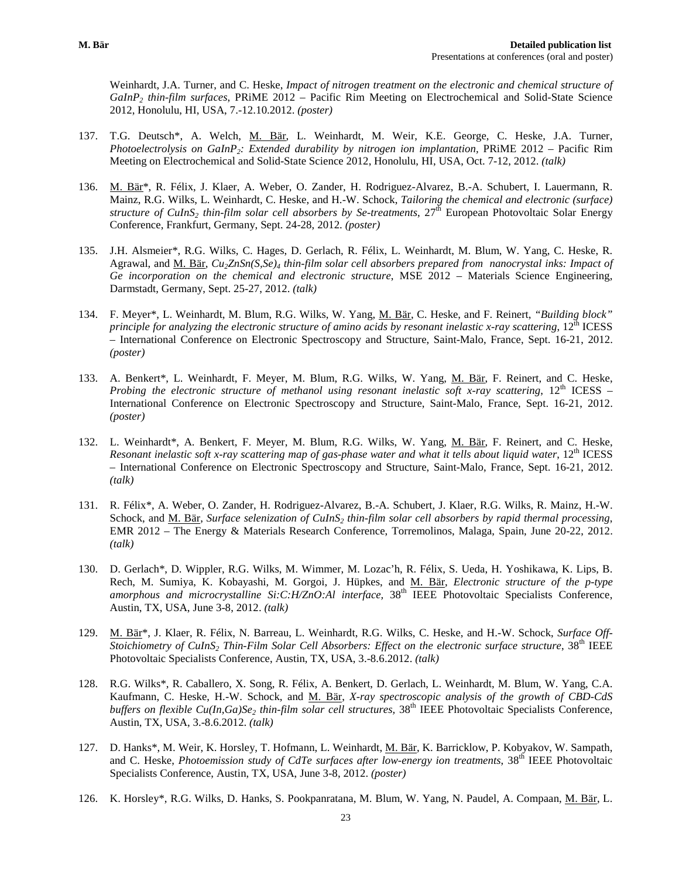Weinhardt, J.A. Turner, and C. Heske, *Impact of nitrogen treatment on the electronic and chemical structure of $GaInP_2$ thin-film surfaces*, PRiME 2012 – Pacific Rim Meeting on Electrochemical and Solid-State Science 2012, Honolulu, HI, USA, 7.-12.10.2012. *(poster)*

137. T.G. Deutsch*, A. Welch, M. Bär, L. Weinhardt, M. Weir, K.E. George, C. Heske, J.A. Turner, *Photoelectrolysis on $GaInP_2$: Extended durability by nitrogen ion implantation*, PRiME 2012 – Pacific Rim Meeting on Electrochemical and Solid-State Science 2012, Honolulu, HI, USA, Oct. 7-12, 2012. *(talk)*

136. M. Bär*, R. Félix, J. Klaer, A. Weber, O. Zander, H. Rodriguez-Alvarez, B.-A. Schubert, I. Lauermann, R. Mainz, R.G. Wilks, L. Weinhardt, C. Heske, and H.-W. Schock, *Tailoring the chemical and electronic (surface) structure of $CuInS_2$ thin-film solar cell absorbers by Se-treatments*, 27th European Photovoltaic Solar Energy Conference, Frankfurt, Germany, Sept. 24-28, 2012. *(poster)*

135. J.H. Alsmeier*, R.G. Wilks, C. Hages, D. Gerlach, R. Félix, L. Weinhardt, M. Blum, W. Yang, C. Heske, R. Agrawal, and M. Bär, *$Cu_2ZnSn(S,Se)_4$ thin-film solar cell absorbers prepared from nanocrystal inks: Impact of Ge incorporation on the chemical and electronic structure*, MSE 2012 – Materials Science Engineering, Darmstadt, Germany, Sept. 25-27, 2012. *(talk)*

134. F. Meyer*, L. Weinhardt, M. Blum, R.G. Wilks, W. Yang, M. Bär, C. Heske, and F. Reinert, *"Building block" principle for analyzing the electronic structure of amino acids by resonant inelastic x-ray scattering*, 12th ICESS – International Conference on Electronic Spectroscopy and Structure, Saint-Malo, France, Sept. 16-21, 2012. *(poster)*

133. A. Benkert*, L. Weinhardt, F. Meyer, M. Blum, R.G. Wilks, W. Yang, M. Bär, F. Reinert, and C. Heske, *Probing the electronic structure of methanol using resonant inelastic soft x-ray scattering*, 12th ICESS – International Conference on Electronic Spectroscopy and Structure, Saint-Malo, France, Sept. 16-21, 2012. *(poster)*

132. L. Weinhardt*, A. Benkert, F. Meyer, M. Blum, R.G. Wilks, W. Yang, M. Bär, F. Reinert, and C. Heske, *Resonant inelastic soft x-ray scattering map of gas-phase water and what it tells about liquid water*, 12th ICESS – International Conference on Electronic Spectroscopy and Structure, Saint-Malo, France, Sept. 16-21, 2012. *(talk)*

131. R. Félix*, A. Weber, O. Zander, H. Rodriguez-Alvarez, B.-A. Schubert, J. Klaer, R.G. Wilks, R. Mainz, H.-W. Schock, and M. Bär, *Surface selenization of $CuInS_2$ thin-film solar cell absorbers by rapid thermal processing*, EMR 2012 – The Energy & Materials Research Conference, Torremolinos, Malaga, Spain, June 20-22, 2012. *(talk)*

130. D. Gerlach*, D. Wippler, R.G. Wilks, M. Wimmer, M. Lozac'h, R. Félix, S. Ueda, H. Yoshikawa, K. Lips, B. Rech, M. Sumiya, K. Kobayashi, M. Gorgoi, J. Hüpkes, and M. Bär, *Electronic structure of the p-type amorphous and microcrystalline Si:C:H/ZnO:Al interface,* 38th IEEE Photovoltaic Specialists Conference, Austin, TX, USA, June 3-8, 2012. *(talk)*

129. M. Bär*, J. Klaer, R. Félix, N. Barreau, L. Weinhardt, R.G. Wilks, C. Heske, and H.-W. Schock, *Surface Off-Stoichiometry of $CuInS_2$ Thin-Film Solar Cell Absorbers: Effect on the electronic surface structure*, 38th IEEE Photovoltaic Specialists Conference, Austin, TX, USA, 3.-8.6.2012. *(talk)*

128. R.G. Wilks*, R. Caballero, X. Song, R. Félix, A. Benkert, D. Gerlach, L. Weinhardt, M. Blum, W. Yang, C.A. Kaufmann, C. Heske, H.-W. Schock, and M. Bär, *X-ray spectroscopic analysis of the growth of CBD-CdS buffers on flexible $Cu(In,Ga)Se_2$ thin-film solar cell structures*, 38th IEEE Photovoltaic Specialists Conference, Austin, TX, USA, 3.-8.6.2012. *(talk)*

127. D. Hanks*, M. Weir, K. Horsley, T. Hofmann, L. Weinhardt, M. Bär, K. Barricklow, P. Kobyakov, W. Sampath, and C. Heske, *Photoemission study of CdTe surfaces after low-energy ion treatments*, 38th IEEE Photovoltaic Specialists Conference, Austin, TX, USA, June 3-8, 2012. *(poster)*

126. K. Horsley*, R.G. Wilks, D. Hanks, S. Pookpanratana, M. Blum, W. Yang, N. Paudel, A. Compaan, M. Bär, L.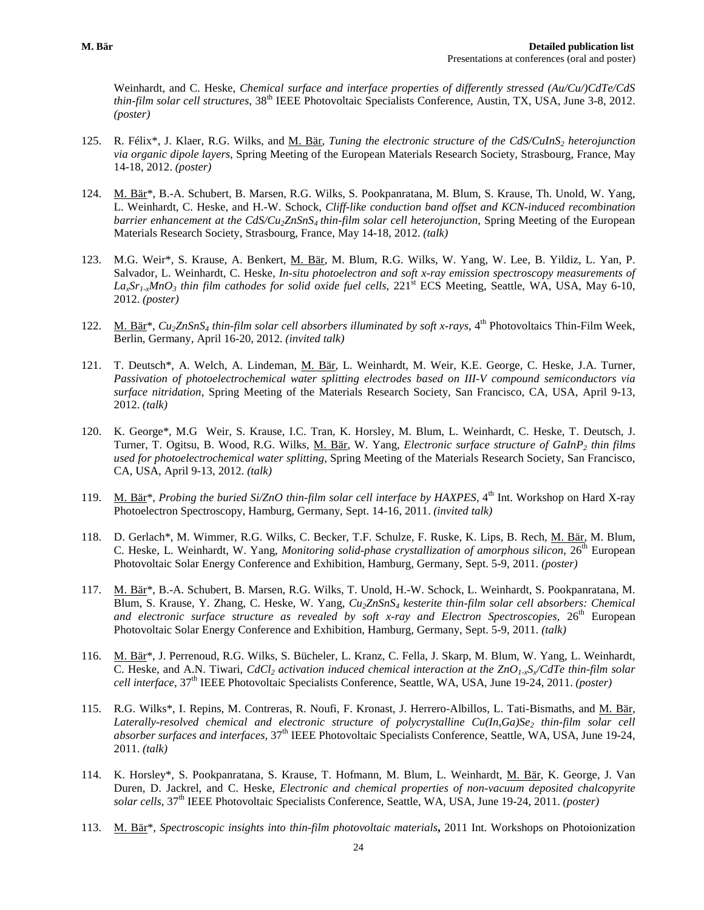Weinhardt, and C. Heske, *Chemical surface and interface properties of differently stressed (Au/Cu/)CdTe/CdS thin-film solar cell structures*, 38[th] IEEE Photovoltaic Specialists Conference, Austin, TX, USA, June 3-8, 2012. *(poster)*

125. R. Félix*, J. Klaer, R.G. Wilks, and M. Bär, *Tuning the electronic structure of the CdS/$CuInS_2$ heterojunction via organic dipole layers*, Spring Meeting of the European Materials Research Society, Strasbourg, France, May 14-18, 2012. *(poster)*

124. M. Bär*, B.-A. Schubert, B. Marsen, R.G. Wilks, S. Pookpanratana, M. Blum, S. Krause, Th. Unold, W. Yang, L. Weinhardt, C. Heske, and H.-W. Schock, *Cliff-like conduction band offset and KCN-induced recombination barrier enhancement at the CdS/$Cu_2ZnSnS_4$ thin-film solar cell heterojunction*, Spring Meeting of the European Materials Research Society, Strasbourg, France, May 14-18, 2012. *(talk)*

123. M.G. Weir*, S. Krause, A. Benkert, M. Bär, M. Blum, R.G. Wilks, W. Yang, W. Lee, B. Yildiz, L. Yan, P. Salvador, L. Weinhardt, C. Heske, *In-situ photoelectron and soft x-ray emission spectroscopy measurements of $La_xSr_{1-x}MnO_3$ thin film cathodes for solid oxide fuel cells*, 221[st] ECS Meeting, Seattle, WA, USA, May 6-10, 2012. *(poster)*

122. M. Bär*, *$Cu_2ZnSnS_4$ thin-film solar cell absorbers illuminated by soft x-rays*, 4[th] Photovoltaics Thin-Film Week, Berlin, Germany, April 16-20, 2012. *(invited talk)*

121. T. Deutsch*, A. Welch, A. Lindeman, M. Bär, L. Weinhardt, M. Weir, K.E. George, C. Heske, J.A. Turner, *Passivation of photoelectrochemical water splitting electrodes based on III-V compound semiconductors via surface nitridation*, Spring Meeting of the Materials Research Society, San Francisco, CA, USA, April 9-13, 2012. *(talk)*

120. K. George*, M.G Weir, S. Krause, I.C. Tran, K. Horsley, M. Blum, L. Weinhardt, C. Heske, T. Deutsch, J. Turner, T. Ogitsu, B. Wood, R.G. Wilks, M. Bär, W. Yang, *Electronic surface structure of $GaInP_2$ thin films used for photoelectrochemical water splitting*, Spring Meeting of the Materials Research Society, San Francisco, CA, USA, April 9-13, 2012. *(talk)*

119. M. Bär*, *Probing the buried Si/ZnO thin-film solar cell interface by HAXPES*, 4[th] Int. Workshop on Hard X-ray Photoelectron Spectroscopy, Hamburg, Germany, Sept. 14-16, 2011. *(invited talk)*

118. D. Gerlach*, M. Wimmer, R.G. Wilks, C. Becker, T.F. Schulze, F. Ruske, K. Lips, B. Rech, M. Bär, M. Blum, C. Heske, L. Weinhardt, W. Yang, *Monitoring solid-phase crystallization of amorphous silicon*, 26[th] European Photovoltaic Solar Energy Conference and Exhibition, Hamburg, Germany, Sept. 5-9, 2011. *(poster)*

117. M. Bär*, B.-A. Schubert, B. Marsen, R.G. Wilks, T. Unold, H.-W. Schock, L. Weinhardt, S. Pookpanratana, M. Blum, S. Krause, Y. Zhang, C. Heske, W. Yang, *$Cu_2ZnSnS_4$ kesterite thin-film solar cell absorbers: Chemical and electronic surface structure as revealed by soft x-ray and Electron Spectroscopies*, 26[th] European Photovoltaic Solar Energy Conference and Exhibition, Hamburg, Germany, Sept. 5-9, 2011. *(talk)*

116. M. Bär*, J. Perrenoud, R.G. Wilks, S. Bücheler, L. Kranz, C. Fella, J. Skarp, M. Blum, W. Yang, L. Weinhardt, C. Heske, and A.N. Tiwari, *$CdCl_2$ activation induced chemical interaction at the $ZnO_{1-x}S_x$/CdTe thin-film solar cell interface*, 37[th] IEEE Photovoltaic Specialists Conference, Seattle, WA, USA, June 19-24, 2011. *(poster)*

115. R.G. Wilks*, I. Repins, M. Contreras, R. Noufi, F. Kronast, J. Herrero-Albillos, L. Tati-Bismaths, and M. Bär, *Laterally-resolved chemical and electronic structure of polycrystalline $Cu(In,Ga)Se_2$ thin-film solar cell absorber surfaces and interfaces*, 37[th] IEEE Photovoltaic Specialists Conference, Seattle, WA, USA, June 19-24, 2011. *(talk)*

114. K. Horsley*, S. Pookpanratana, S. Krause, T. Hofmann, M. Blum, L. Weinhardt, M. Bär, K. George, J. Van Duren, D. Jackrel, and C. Heske, *Electronic and chemical properties of non-vacuum deposited chalcopyrite solar cells*, 37[th] IEEE Photovoltaic Specialists Conference, Seattle, WA, USA, June 19-24, 2011. *(poster)*

113. M. Bär*, *Spectroscopic insights into thin-film photovoltaic materials***,** 2011 Int. Workshops on Photoionization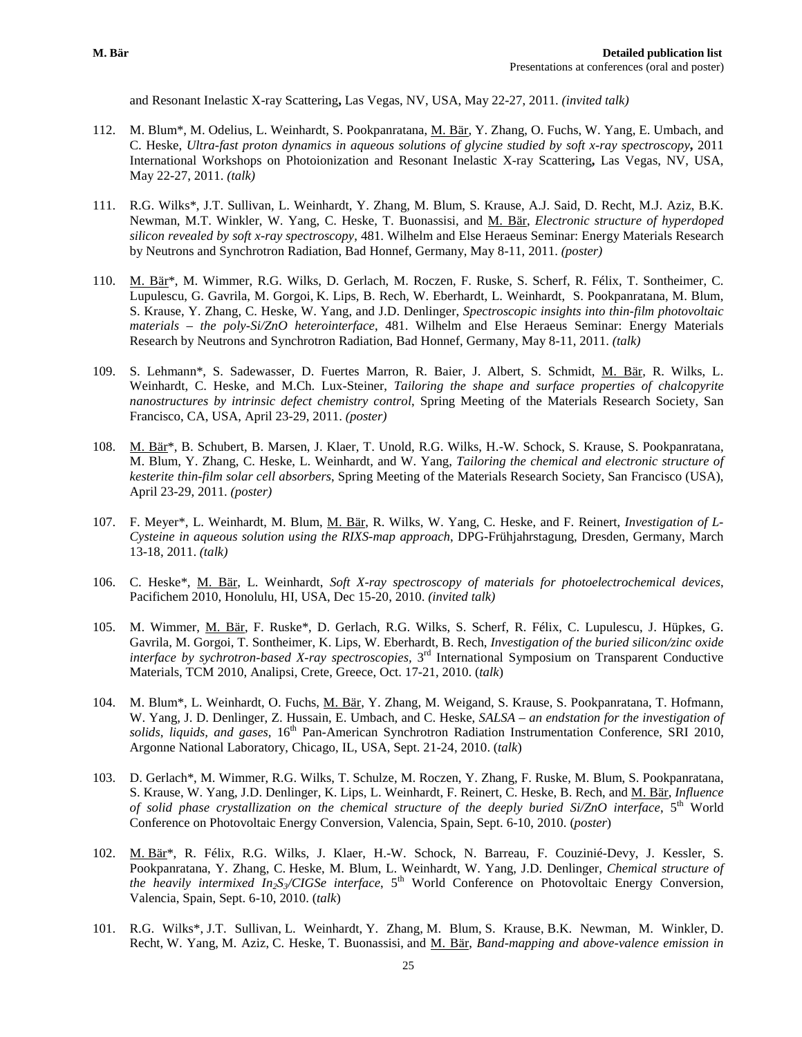and Resonant Inelastic X-ray Scattering**,** Las Vegas, NV, USA, May 22-27, 2011. *(invited talk)*

112. M. Blum*, M. Odelius, L. Weinhardt, S. Pookpanratana, M. Bär, Y. Zhang, O. Fuchs, W. Yang, E. Umbach, and C. Heske, *Ultra-fast proton dynamics in aqueous solutions of glycine studied by soft x-ray spectroscopy***,** 2011 International Workshops on Photoionization and Resonant Inelastic X-ray Scattering**,** Las Vegas, NV, USA, May 22-27, 2011. *(talk)*

111. R.G. Wilks*, J.T. Sullivan, L. Weinhardt, Y. Zhang, M. Blum, S. Krause, A.J. Said, D. Recht, M.J. Aziz, B.K. Newman, M.T. Winkler, W. Yang, C. Heske, T. Buonassisi, and M. Bär, *Electronic structure of hyperdoped silicon revealed by soft x-ray spectroscopy*, 481. Wilhelm and Else Heraeus Seminar: Energy Materials Research by Neutrons and Synchrotron Radiation, Bad Honnef, Germany, May 8-11, 2011. *(poster)*

110. M. Bär*, M. Wimmer, R.G. Wilks, D. Gerlach, M. Roczen, F. Ruske, S. Scherf, R. Félix, T. Sontheimer, C. Lupulescu, G. Gavrila, M. Gorgoi, K. Lips, B. Rech, W. Eberhardt, L. Weinhardt, S. Pookpanratana, M. Blum, S. Krause, Y. Zhang, C. Heske, W. Yang, and J.D. Denlinger, *Spectroscopic insights into thin-film photovoltaic materials – the poly-Si/ZnO heterointerface*, 481. Wilhelm and Else Heraeus Seminar: Energy Materials Research by Neutrons and Synchrotron Radiation, Bad Honnef, Germany, May 8-11, 2011. *(talk)*

109. S. Lehmann*, S. Sadewasser, D. Fuertes Marron, R. Baier, J. Albert, S. Schmidt, M. Bär, R. Wilks, L. Weinhardt, C. Heske, and M.Ch. Lux-Steiner, *Tailoring the shape and surface properties of chalcopyrite nanostructures by intrinsic defect chemistry control*, Spring Meeting of the Materials Research Society, San Francisco, CA, USA, April 23-29, 2011. *(poster)*

108. M. Bär*, B. Schubert, B. Marsen, J. Klaer, T. Unold, R.G. Wilks, H.-W. Schock, S. Krause, S. Pookpanratana, M. Blum, Y. Zhang, C. Heske, L. Weinhardt, and W. Yang, *Tailoring the chemical and electronic structure of kesterite thin-film solar cell absorbers*, Spring Meeting of the Materials Research Society, San Francisco (USA), April 23-29, 2011. *(poster)*

107. F. Meyer*, L. Weinhardt, M. Blum, M. Bär, R. Wilks, W. Yang, C. Heske, and F. Reinert, *Investigation of L-Cysteine in aqueous solution using the RIXS-map approach*, DPG-Frühjahrstagung, Dresden, Germany, March 13-18, 2011. *(talk)*

106. C. Heske*, M. Bär, L. Weinhardt, *Soft X-ray spectroscopy of materials for photoelectrochemical devices*, Pacifichem 2010, Honolulu, HI, USA, Dec 15-20, 2010. *(invited talk)*

105. M. Wimmer, M. Bär, F. Ruske*, D. Gerlach, R.G. Wilks, S. Scherf, R. Félix, C. Lupulescu, J. Hüpkes, G. Gavrila, M. Gorgoi, T. Sontheimer, K. Lips, W. Eberhardt, B. Rech, *Investigation of the buried silicon/zinc oxide interface by sychrotron-based X-ray spectroscopies*, 3rd International Symposium on Transparent Conductive Materials, TCM 2010, Analipsi, Crete, Greece, Oct. 17-21, 2010. (*talk*)

104. M. Blum*, L. Weinhardt, O. Fuchs, M. Bär, Y. Zhang, M. Weigand, S. Krause, S. Pookpanratana, T. Hofmann, W. Yang, J. D. Denlinger, Z. Hussain, E. Umbach, and C. Heske, *SALSA – an endstation for the investigation of solids, liquids, and gases*, 16th Pan-American Synchrotron Radiation Instrumentation Conference, SRI 2010, Argonne National Laboratory, Chicago, IL, USA, Sept. 21-24, 2010. (*talk*)

103. D. Gerlach*, M. Wimmer, R.G. Wilks, T. Schulze, M. Roczen, Y. Zhang, F. Ruske, M. Blum, S. Pookpanratana, S. Krause, W. Yang, J.D. Denlinger, K. Lips, L. Weinhardt, F. Reinert, C. Heske, B. Rech, and M. Bär, *Influence of solid phase crystallization on the chemical structure of the deeply buried Si/ZnO interface*, 5th World Conference on Photovoltaic Energy Conversion, Valencia, Spain, Sept. 6-10, 2010. (*poster*)

102. M. Bär*, R. Félix, R.G. Wilks, J. Klaer, H.-W. Schock, N. Barreau, F. Couzinié-Devy, J. Kessler, S. Pookpanratana, Y. Zhang, C. Heske, M. Blum, L. Weinhardt, W. Yang, J.D. Denlinger, *Chemical structure of the heavily intermixed $In_2S_3$/CIGSe interface*, 5th World Conference on Photovoltaic Energy Conversion, Valencia, Spain, Sept. 6-10, 2010. (*talk*)

101. R.G. Wilks*, J.T. Sullivan, L. Weinhardt, Y. Zhang, M. Blum, S. Krause, B.K. Newman, M. Winkler, D. Recht, W. Yang, M. Aziz, C. Heske, T. Buonassisi, and M. Bär, *Band-mapping and above-valence emission in*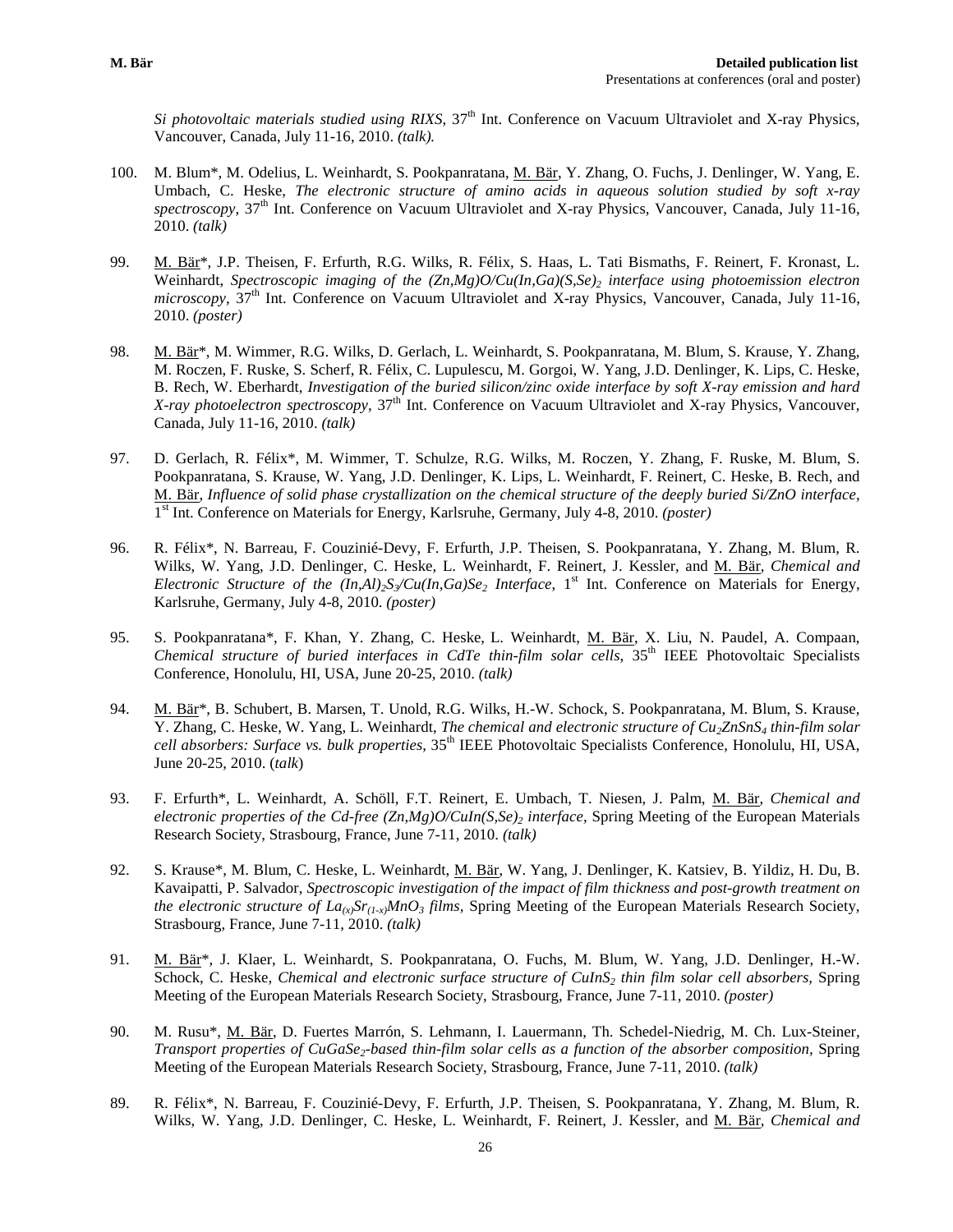*Si photovoltaic materials studied using RIXS*, 37th Int. Conference on Vacuum Ultraviolet and X-ray Physics, Vancouver, Canada, July 11-16, 2010. *(talk).*

100. M. Blum*, M. Odelius, L. Weinhardt, S. Pookpanratana, M. Bär, Y. Zhang, O. Fuchs, J. Denlinger, W. Yang, E. Umbach, C. Heske, *The electronic structure of amino acids in aqueous solution studied by soft x-ray spectroscopy*, 37th Int. Conference on Vacuum Ultraviolet and X-ray Physics, Vancouver, Canada, July 11-16, 2010. *(talk)*

99. M. Bär*, J.P. Theisen, F. Erfurth, R.G. Wilks, R. Félix, S. Haas, L. Tati Bismaths, F. Reinert, F. Kronast, L. Weinhardt, *Spectroscopic imaging of the (Zn,Mg)O/Cu(In,Ga)(S,Se)$_2$ interface using photoemission electron microscopy*, 37th Int. Conference on Vacuum Ultraviolet and X-ray Physics, Vancouver, Canada, July 11-16, 2010. *(poster)*

98. M. Bär*, M. Wimmer, R.G. Wilks, D. Gerlach, L. Weinhardt, S. Pookpanratana, M. Blum, S. Krause, Y. Zhang, M. Roczen, F. Ruske, S. Scherf, R. Félix, C. Lupulescu, M. Gorgoi, W. Yang, J.D. Denlinger, K. Lips, C. Heske, B. Rech, W. Eberhardt, *Investigation of the buried silicon/zinc oxide interface by soft X-ray emission and hard X-ray photoelectron spectroscopy*, 37th Int. Conference on Vacuum Ultraviolet and X-ray Physics, Vancouver, Canada, July 11-16, 2010. *(talk)*

97. D. Gerlach, R. Félix*, M. Wimmer, T. Schulze, R.G. Wilks, M. Roczen, Y. Zhang, F. Ruske, M. Blum, S. Pookpanratana, S. Krause, W. Yang, J.D. Denlinger, K. Lips, L. Weinhardt, F. Reinert, C. Heske, B. Rech, and M. Bär, *Influence of solid phase crystallization on the chemical structure of the deeply buried Si/ZnO interface*, 1st Int. Conference on Materials for Energy, Karlsruhe, Germany, July 4-8, 2010. *(poster)*

96. R. Félix*, N. Barreau, F. Couzinié-Devy, F. Erfurth, J.P. Theisen, S. Pookpanratana, Y. Zhang, M. Blum, R. Wilks, W. Yang, J.D. Denlinger, C. Heske, L. Weinhardt, F. Reinert, J. Kessler, and M. Bär, *Chemical and Electronic Structure of the (In,Al)$_2$S$_3$/Cu(In,Ga)Se$_2$ Interface*, 1st Int. Conference on Materials for Energy, Karlsruhe, Germany, July 4-8, 2010. *(poster)*

95. S. Pookpanratana*, F. Khan, Y. Zhang, C. Heske, L. Weinhardt, M. Bär, X. Liu, N. Paudel, A. Compaan, *Chemical structure of buried interfaces in CdTe thin-film solar cells*, 35th IEEE Photovoltaic Specialists Conference, Honolulu, HI, USA, June 20-25, 2010. *(talk)*

94. M. Bär*, B. Schubert, B. Marsen, T. Unold, R.G. Wilks, H.-W. Schock, S. Pookpanratana, M. Blum, S. Krause, Y. Zhang, C. Heske, W. Yang, L. Weinhardt, *The chemical and electronic structure of Cu$_2$ZnSnS$_4$ thin-film solar cell absorbers: Surface vs. bulk properties*, 35th IEEE Photovoltaic Specialists Conference, Honolulu, HI, USA, June 20-25, 2010. (*talk*)

93. F. Erfurth*, L. Weinhardt, A. Schöll, F.T. Reinert, E. Umbach, T. Niesen, J. Palm, M. Bär, *Chemical and electronic properties of the Cd-free (Zn,Mg)O/CuIn(S,Se)$_2$ interface*, Spring Meeting of the European Materials Research Society, Strasbourg, France, June 7-11, 2010. *(talk)*

92. S. Krause*, M. Blum, C. Heske, L. Weinhardt, M. Bär, W. Yang, J. Denlinger, K. Katsiev, B. Yildiz, H. Du, B. Kavaipatti, P. Salvador, *Spectroscopic investigation of the impact of film thickness and post-growth treatment on the electronic structure of La$_{(x)}$Sr$_{(1-x)}$MnO$_3$ films*, Spring Meeting of the European Materials Research Society, Strasbourg, France, June 7-11, 2010. *(talk)*

91. M. Bär*, J. Klaer, L. Weinhardt, S. Pookpanratana, O. Fuchs, M. Blum, W. Yang, J.D. Denlinger, H.-W. Schock, C. Heske, *Chemical and electronic surface structure of CuInS$_2$ thin film solar cell absorbers*, Spring Meeting of the European Materials Research Society, Strasbourg, France, June 7-11, 2010. *(poster)*

90. M. Rusu*, M. Bär, D. Fuertes Marrón, S. Lehmann, I. Lauermann, Th. Schedel-Niedrig, M. Ch. Lux-Steiner, *Transport properties of CuGaSe$_2$-based thin-film solar cells as a function of the absorber composition*, Spring Meeting of the European Materials Research Society, Strasbourg, France, June 7-11, 2010. *(talk)*

89. R. Félix*, N. Barreau, F. Couzinié-Devy, F. Erfurth, J.P. Theisen, S. Pookpanratana, Y. Zhang, M. Blum, R. Wilks, W. Yang, J.D. Denlinger, C. Heske, L. Weinhardt, F. Reinert, J. Kessler, and M. Bär, *Chemical and*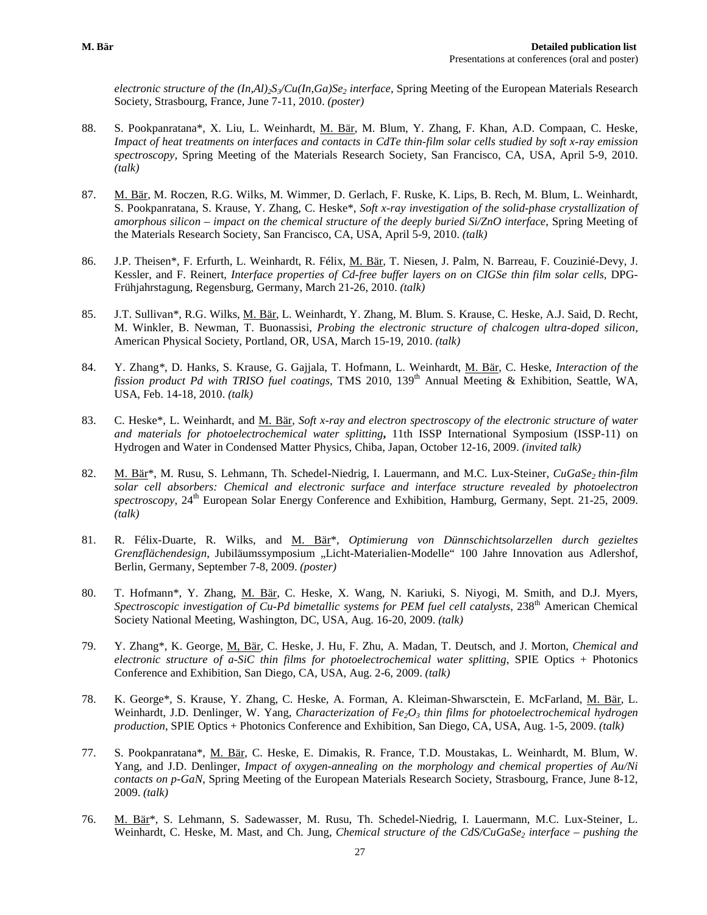*electronic structure of the $(In,Al)_2S_3/Cu(In,Ga)Se_2$ interface*, Spring Meeting of the European Materials Research Society, Strasbourg, France, June 7-11, 2010. *(poster)*

88. S. Pookpanratana*, X. Liu, L. Weinhardt, M. Bär, M. Blum, Y. Zhang, F. Khan, A.D. Compaan, C. Heske, *Impact of heat treatments on interfaces and contacts in CdTe thin-film solar cells studied by soft x-ray emission spectroscopy*, Spring Meeting of the Materials Research Society, San Francisco, CA, USA, April 5-9, 2010. *(talk)*

87. M. Bär, M. Roczen, R.G. Wilks, M. Wimmer, D. Gerlach, F. Ruske, K. Lips, B. Rech, M. Blum, L. Weinhardt, S. Pookpanratana, S. Krause, Y. Zhang, C. Heske*, *Soft x-ray investigation of the solid-phase crystallization of amorphous silicon – impact on the chemical structure of the deeply buried Si/ZnO interface*, Spring Meeting of the Materials Research Society, San Francisco, CA, USA, April 5-9, 2010. *(talk)*

86. J.P. Theisen*, F. Erfurth, L. Weinhardt, R. Félix, M. Bär, T. Niesen, J. Palm, N. Barreau, F. Couzinié-Devy, J. Kessler, and F. Reinert, *Interface properties of Cd-free buffer layers on on CIGSe thin film solar cells*, DPG-Frühjahrstagung, Regensburg, Germany, March 21-26, 2010. *(talk)*

85. J.T. Sullivan*, R.G. Wilks, M. Bär, L. Weinhardt, Y. Zhang, M. Blum. S. Krause, C. Heske, A.J. Said, D. Recht, M. Winkler, B. Newman, T. Buonassisi, *Probing the electronic structure of chalcogen ultra-doped silicon*, American Physical Society, Portland, OR, USA, March 15-19, 2010. *(talk)*

84. Y. Zhang*, D. Hanks, S. Krause, G. Gajjala, T. Hofmann, L. Weinhardt, M. Bär, C. Heske, *Interaction of the fission product Pd with TRISO fuel coatings*, TMS 2010, 139[th] Annual Meeting & Exhibition, Seattle, WA, USA, Feb. 14-18, 2010. *(talk)*

83. C. Heske*, L. Weinhardt, and M. Bär, *Soft x-ray and electron spectroscopy of the electronic structure of water and materials for photoelectrochemical water splitting***,** 11th ISSP International Symposium (ISSP-11) on Hydrogen and Water in Condensed Matter Physics, Chiba, Japan, October 12-16, 2009. *(invited talk)*

82. M. Bär*, M. Rusu, S. Lehmann, Th. Schedel-Niedrig, I. Lauermann, and M.C. Lux-Steiner, *$CuGaSe_2$ thin-film solar cell absorbers: Chemical and electronic surface and interface structure revealed by photoelectron spectroscopy*, 24[th] European Solar Energy Conference and Exhibition, Hamburg, Germany, Sept. 21-25, 2009. *(talk)*

81. R. Félix-Duarte, R. Wilks, and M. Bär*, *Optimierung von Dünnschichtsolarzellen durch gezieltes Grenzflächendesign*, Jubiläumssymposium „Licht-Materialien-Modelle" 100 Jahre Innovation aus Adlershof, Berlin, Germany, September 7-8, 2009. *(poster)*

80. T. Hofmann*, Y. Zhang, M. Bär, C. Heske, X. Wang, N. Kariuki, S. Niyogi, M. Smith, and D.J. Myers, *Spectroscopic investigation of Cu-Pd bimetallic systems for PEM fuel cell catalysts*, 238[th] American Chemical Society National Meeting, Washington, DC, USA, Aug. 16-20, 2009. *(talk)*

79. Y. Zhang*, K. George, M, Bär, C. Heske, J. Hu, F. Zhu, A. Madan, T. Deutsch, and J. Morton, *Chemical and electronic structure of a-SiC thin films for photoelectrochemical water splitting*, SPIE Optics + Photonics Conference and Exhibition, San Diego, CA, USA, Aug. 2-6, 2009. *(talk)*

78. K. George*, S. Krause, Y. Zhang, C. Heske, A. Forman, A. Kleiman-Shwarsctein, E. McFarland, M. Bär, L. Weinhardt, J.D. Denlinger, W. Yang, *Characterization of $Fe_2O_3$ thin films for photoelectrochemical hydrogen production*, SPIE Optics + Photonics Conference and Exhibition, San Diego, CA, USA, Aug. 1-5, 2009. *(talk)*

77. S. Pookpanratana*, M. Bär, C. Heske, E. Dimakis, R. France, T.D. Moustakas, L. Weinhardt, M. Blum, W. Yang, and J.D. Denlinger, *Impact of oxygen-annealing on the morphology and chemical properties of Au/Ni contacts on p-GaN*, Spring Meeting of the European Materials Research Society, Strasbourg, France, June 8-12, 2009. *(talk)*

76. M. Bär*, S. Lehmann, S. Sadewasser, M. Rusu, Th. Schedel-Niedrig, I. Lauermann, M.C. Lux-Steiner, L. Weinhardt, C. Heske, M. Mast, and Ch. Jung, *Chemical structure of the $CdS/CuGaSe_2$ interface – pushing the*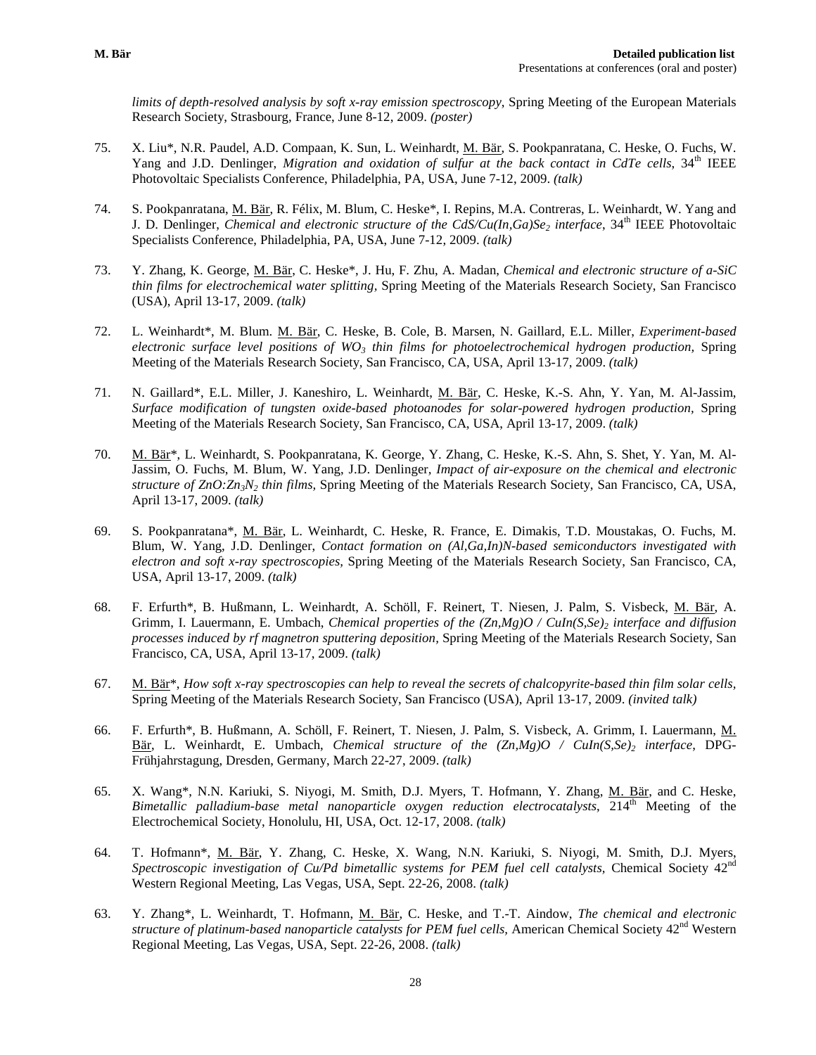*limits of depth-resolved analysis by soft x-ray emission spectroscopy*, Spring Meeting of the European Materials Research Society, Strasbourg, France, June 8-12, 2009. *(poster)*

75. X. Liu*, N.R. Paudel, A.D. Compaan, K. Sun, L. Weinhardt, M. Bär, S. Pookpanratana, C. Heske, O. Fuchs, W. Yang and J.D. Denlinger, *Migration and oxidation of sulfur at the back contact in CdTe cells*, 34th IEEE Photovoltaic Specialists Conference, Philadelphia, PA, USA, June 7-12, 2009. *(talk)*

74. S. Pookpanratana, M. Bär, R. Félix, M. Blum, C. Heske*, I. Repins, M.A. Contreras, L. Weinhardt, W. Yang and J. D. Denlinger, *Chemical and electronic structure of the CdS/Cu(In,Ga)$Se_2$ interface*, 34th IEEE Photovoltaic Specialists Conference, Philadelphia, PA, USA, June 7-12, 2009. *(talk)*

73. Y. Zhang, K. George, M. Bär, C. Heske*, J. Hu, F. Zhu, A. Madan, *Chemical and electronic structure of a-SiC thin films for electrochemical water splitting,* Spring Meeting of the Materials Research Society, San Francisco (USA), April 13-17, 2009. *(talk)*

72. L. Weinhardt*, M. Blum. M. Bär, C. Heske, B. Cole, B. Marsen, N. Gaillard, E.L. Miller, *Experiment-based electronic surface level positions of $WO_3$ thin films for photoelectrochemical hydrogen production,* Spring Meeting of the Materials Research Society, San Francisco, CA, USA, April 13-17, 2009. *(talk)*

71. N. Gaillard*, E.L. Miller, J. Kaneshiro, L. Weinhardt, M. Bär, C. Heske, K.-S. Ahn, Y. Yan, M. Al-Jassim, *Surface modification of tungsten oxide-based photoanodes for solar-powered hydrogen production,* Spring Meeting of the Materials Research Society, San Francisco, CA, USA, April 13-17, 2009. *(talk)*

70. M. Bär*, L. Weinhardt, S. Pookpanratana, K. George, Y. Zhang, C. Heske, K.-S. Ahn, S. Shet, Y. Yan, M. Al-Jassim, O. Fuchs, M. Blum, W. Yang, J.D. Denlinger, *Impact of air-exposure on the chemical and electronic structure of ZnO:$Zn_3N_2$ thin films,* Spring Meeting of the Materials Research Society, San Francisco, CA, USA, April 13-17, 2009. *(talk)*

69. S. Pookpanratana*, M. Bär, L. Weinhardt, C. Heske, R. France, E. Dimakis, T.D. Moustakas, O. Fuchs, M. Blum, W. Yang, J.D. Denlinger, *Contact formation on (Al,Ga,In)N-based semiconductors investigated with electron and soft x-ray spectroscopies,* Spring Meeting of the Materials Research Society, San Francisco, CA, USA, April 13-17, 2009. *(talk)*

68. F. Erfurth*, B. Hußmann, L. Weinhardt, A. Schöll, F. Reinert, T. Niesen, J. Palm, S. Visbeck, M. Bär, A. Grimm, I. Lauermann, E. Umbach, *Chemical properties of the (Zn,Mg)O / CuIn(S,Se)$_2$ interface and diffusion processes induced by rf magnetron sputtering deposition,* Spring Meeting of the Materials Research Society, San Francisco, CA, USA, April 13-17, 2009. *(talk)*

67. M. Bär*, *How soft x-ray spectroscopies can help to reveal the secrets of chalcopyrite-based thin film solar cells,* Spring Meeting of the Materials Research Society, San Francisco (USA), April 13-17, 2009. *(invited talk)*

66. F. Erfurth*, B. Hußmann, A. Schöll, F. Reinert, T. Niesen, J. Palm, S. Visbeck, A. Grimm, I. Lauermann, M. Bär, L. Weinhardt, E. Umbach, *Chemical structure of the (Zn,Mg)O / CuIn(S,Se)$_2$ interface*, DPG-Frühjahrstagung, Dresden, Germany, March 22-27, 2009. *(talk)*

65. X. Wang*, N.N. Kariuki, S. Niyogi, M. Smith, D.J. Myers, T. Hofmann, Y. Zhang, M. Bär, and C. Heske, *Bimetallic palladium-base metal nanoparticle oxygen reduction electrocatalysts*, 214th Meeting of the Electrochemical Society, Honolulu, HI, USA, Oct. 12-17, 2008. *(talk)*

64. T. Hofmann*, M. Bär, Y. Zhang, C. Heske, X. Wang, N.N. Kariuki, S. Niyogi, M. Smith, D.J. Myers, *Spectroscopic investigation of Cu/Pd bimetallic systems for PEM fuel cell catalysts,* Chemical Society 42nd Western Regional Meeting, Las Vegas, USA, Sept. 22-26, 2008. *(talk)*

63. Y. Zhang*, L. Weinhardt, T. Hofmann, M. Bär, C. Heske, and T.-T. Aindow, *The chemical and electronic structure of platinum-based nanoparticle catalysts for PEM fuel cells,* American Chemical Society 42nd Western Regional Meeting, Las Vegas, USA, Sept. 22-26, 2008. *(talk)*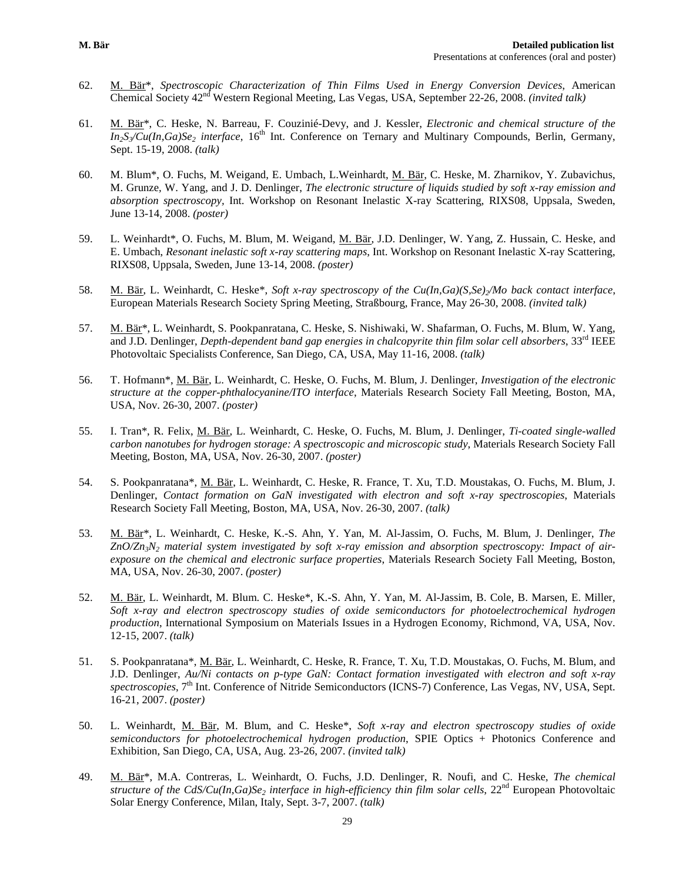62. M. Bär*, *Spectroscopic Characterization of Thin Films Used in Energy Conversion Devices*, American Chemical Society 42nd Western Regional Meeting, Las Vegas, USA, September 22-26, 2008. *(invited talk)*

61. M. Bär*, C. Heske, N. Barreau, F. Couzinié-Devy, and J. Kessler, *Electronic and chemical structure of the $In_2S_3$/$Cu(In,Ga)Se_2$ interface*, 16th Int. Conference on Ternary and Multinary Compounds, Berlin, Germany, Sept. 15-19, 2008. *(talk)*

60. M. Blum*, O. Fuchs, M. Weigand, E. Umbach, L.Weinhardt, M. Bär, C. Heske, M. Zharnikov, Y. Zubavichus, M. Grunze, W. Yang, and J. D. Denlinger, *The electronic structure of liquids studied by soft x-ray emission and absorption spectroscopy*, Int. Workshop on Resonant Inelastic X-ray Scattering, RIXS08, Uppsala, Sweden, June 13-14, 2008. *(poster)*

59. L. Weinhardt*, O. Fuchs, M. Blum, M. Weigand, M. Bär, J.D. Denlinger, W. Yang, Z. Hussain, C. Heske, and E. Umbach, *Resonant inelastic soft x-ray scattering maps*, Int. Workshop on Resonant Inelastic X-ray Scattering, RIXS08, Uppsala, Sweden, June 13-14, 2008. *(poster)*

58. M. Bär, L. Weinhardt, C. Heske*, *Soft x-ray spectroscopy of the $Cu(In,Ga)(S,Se)_2$/Mo back contact interface*, European Materials Research Society Spring Meeting, Straßbourg, France, May 26-30, 2008. *(invited talk)*

57. M. Bär*, L. Weinhardt, S. Pookpanratana, C. Heske, S. Nishiwaki, W. Shafarman, O. Fuchs, M. Blum, W. Yang, and J.D. Denlinger, *Depth-dependent band gap energies in chalcopyrite thin film solar cell absorbers*, 33rd IEEE Photovoltaic Specialists Conference, San Diego, CA, USA, May 11-16, 2008. *(talk)*

56. T. Hofmann*, M. Bär, L. Weinhardt, C. Heske, O. Fuchs, M. Blum, J. Denlinger, *Investigation of the electronic structure at the copper-phthalocyanine/ITO interface*, Materials Research Society Fall Meeting, Boston, MA, USA, Nov. 26-30, 2007. *(poster)*

55. I. Tran*, R. Felix, M. Bär, L. Weinhardt, C. Heske, O. Fuchs, M. Blum, J. Denlinger, *Ti-coated single-walled carbon nanotubes for hydrogen storage: A spectroscopic and microscopic study*, Materials Research Society Fall Meeting, Boston, MA, USA, Nov. 26-30, 2007. *(poster)*

54. S. Pookpanratana*, M. Bär, L. Weinhardt, C. Heske, R. France, T. Xu, T.D. Moustakas, O. Fuchs, M. Blum, J. Denlinger, *Contact formation on GaN investigated with electron and soft x-ray spectroscopies*, Materials Research Society Fall Meeting, Boston, MA, USA, Nov. 26-30, 2007. *(talk)*

53. M. Bär*, L. Weinhardt, C. Heske, K.-S. Ahn, Y. Yan, M. Al-Jassim, O. Fuchs, M. Blum, J. Denlinger, *The ZnO/$Zn_3N_2$ material system investigated by soft x-ray emission and absorption spectroscopy: Impact of air-exposure on the chemical and electronic surface properties*, Materials Research Society Fall Meeting, Boston, MA, USA, Nov. 26-30, 2007. *(poster)*

52. M. Bär, L. Weinhardt, M. Blum. C. Heske*, K.-S. Ahn, Y. Yan, M. Al-Jassim, B. Cole, B. Marsen, E. Miller, *Soft x-ray and electron spectroscopy studies of oxide semiconductors for photoelectrochemical hydrogen production*, International Symposium on Materials Issues in a Hydrogen Economy, Richmond, VA, USA, Nov. 12-15, 2007. *(talk)*

51. S. Pookpanratana*, M. Bär, L. Weinhardt, C. Heske, R. France, T. Xu, T.D. Moustakas, O. Fuchs, M. Blum, and J.D. Denlinger, *Au/Ni contacts on p-type GaN: Contact formation investigated with electron and soft x-ray spectroscopies*, 7th Int. Conference of Nitride Semiconductors (ICNS-7) Conference, Las Vegas, NV, USA, Sept. 16-21, 2007. *(poster)*

50. L. Weinhardt, M. Bär, M. Blum, and C. Heske*, *Soft x-ray and electron spectroscopy studies of oxide semiconductors for photoelectrochemical hydrogen production*, SPIE Optics + Photonics Conference and Exhibition, San Diego, CA, USA, Aug. 23-26, 2007. *(invited talk)*

49. M. Bär*, M.A. Contreras, L. Weinhardt, O. Fuchs, J.D. Denlinger, R. Noufi, and C. Heske, *The chemical structure of the CdS/$Cu(In,Ga)Se_2$ interface in high-efficiency thin film solar cells*, 22nd European Photovoltaic Solar Energy Conference, Milan, Italy, Sept. 3-7, 2007. *(talk)*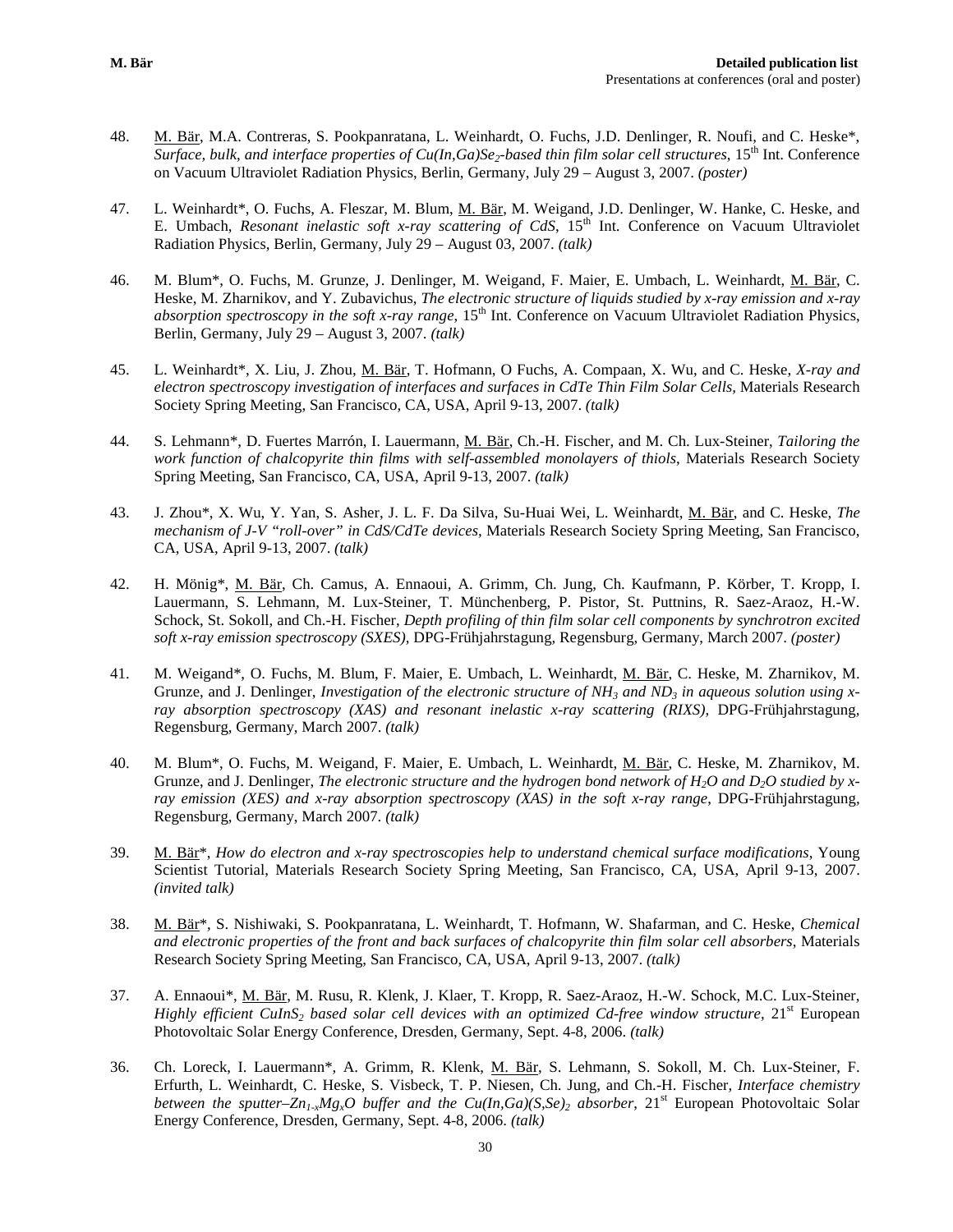48. <u>M. Bär</u>, M.A. Contreras, S. Pookpanratana, L. Weinhardt, O. Fuchs, J.D. Denlinger, R. Noufi, and C. Heske*, *Surface, bulk, and interface properties of $Cu(In,Ga)Se_2$-based thin film solar cell structures*, 15th Int. Conference on Vacuum Ultraviolet Radiation Physics, Berlin, Germany, July 29 – August 3, 2007. *(poster)*

47. L. Weinhardt*, O. Fuchs, A. Fleszar, M. Blum, <u>M. Bär</u>, M. Weigand, J.D. Denlinger, W. Hanke, C. Heske, and E. Umbach, *Resonant inelastic soft x-ray scattering of CdS*, 15th Int. Conference on Vacuum Ultraviolet Radiation Physics, Berlin, Germany, July 29 – August 03, 2007. *(talk)*

46. M. Blum*, O. Fuchs, M. Grunze, J. Denlinger, M. Weigand, F. Maier, E. Umbach, L. Weinhardt, <u>M. Bär</u>, C. Heske, M. Zharnikov, and Y. Zubavichus, *The electronic structure of liquids studied by x-ray emission and x-ray absorption spectroscopy in the soft x-ray range*, 15th Int. Conference on Vacuum Ultraviolet Radiation Physics, Berlin, Germany, July 29 – August 3, 2007. *(talk)*

45. L. Weinhardt*, X. Liu, J. Zhou, <u>M. Bär</u>, T. Hofmann, O Fuchs, A. Compaan, X. Wu, and C. Heske, *X-ray and electron spectroscopy investigation of interfaces and surfaces in CdTe Thin Film Solar Cells*, Materials Research Society Spring Meeting, San Francisco, CA, USA, April 9-13, 2007. *(talk)*

44. S. Lehmann*, D. Fuertes Marrón, I. Lauermann, <u>M. Bär</u>, Ch.-H. Fischer, and M. Ch. Lux-Steiner, *Tailoring the work function of chalcopyrite thin films with self-assembled monolayers of thiols*, Materials Research Society Spring Meeting, San Francisco, CA, USA, April 9-13, 2007. *(talk)*

43. J. Zhou*, X. Wu, Y. Yan, S. Asher, J. L. F. Da Silva, Su-Huai Wei, L. Weinhardt, <u>M. Bär</u>, and C. Heske, *The mechanism of J-V "roll-over" in CdS/CdTe devices*, Materials Research Society Spring Meeting, San Francisco, CA, USA, April 9-13, 2007. *(talk)*

42. H. Mönig*, <u>M. Bär</u>, Ch. Camus, A. Ennaoui, A. Grimm, Ch. Jung, Ch. Kaufmann, P. Körber, T. Kropp, I. Lauermann, S. Lehmann, M. Lux-Steiner, T. Münchenberg, P. Pistor, St. Puttnins, R. Saez-Araoz, H.-W. Schock, St. Sokoll, and Ch.-H. Fischer, *Depth profiling of thin film solar cell components by synchrotron excited soft x-ray emission spectroscopy (SXES)*, DPG-Frühjahrstagung, Regensburg, Germany, March 2007. *(poster)*

41. M. Weigand*, O. Fuchs, M. Blum, F. Maier, E. Umbach, L. Weinhardt, <u>M. Bär</u>, C. Heske, M. Zharnikov, M. Grunze, and J. Denlinger, *Investigation of the electronic structure of $NH_3$ and $ND_3$ in aqueous solution using x-ray absorption spectroscopy (XAS) and resonant inelastic x-ray scattering (RIXS)*, DPG-Frühjahrstagung, Regensburg, Germany, March 2007. *(talk)*

40. M. Blum*, O. Fuchs, M. Weigand, F. Maier, E. Umbach, L. Weinhardt, <u>M. Bär</u>, C. Heske, M. Zharnikov, M. Grunze, and J. Denlinger, *The electronic structure and the hydrogen bond network of $H_2O$ and $D_2O$ studied by x-ray emission (XES) and x-ray absorption spectroscopy (XAS) in the soft x-ray range*, DPG-Frühjahrstagung, Regensburg, Germany, March 2007. *(talk)*

39. <u>M. Bär</u>*, *How do electron and x-ray spectroscopies help to understand chemical surface modifications*, Young Scientist Tutorial, Materials Research Society Spring Meeting, San Francisco, CA, USA, April 9-13, 2007. *(invited talk)*

38. <u>M. Bär</u>*, S. Nishiwaki, S. Pookpanratana, L. Weinhardt, T. Hofmann, W. Shafarman, and C. Heske, *Chemical and electronic properties of the front and back surfaces of chalcopyrite thin film solar cell absorbers*, Materials Research Society Spring Meeting, San Francisco, CA, USA, April 9-13, 2007. *(talk)*

37. A. Ennaoui*, <u>M. Bär</u>, M. Rusu, R. Klenk, J. Klaer, T. Kropp, R. Saez-Araoz, H.-W. Schock, M.C. Lux-Steiner, *Highly efficient $CuInS_2$ based solar cell devices with an optimized Cd-free window structure*, 21st European Photovoltaic Solar Energy Conference, Dresden, Germany, Sept. 4-8, 2006. *(talk)*

36. Ch. Loreck, I. Lauermann*, A. Grimm, R. Klenk, <u>M. Bär</u>, S. Lehmann, S. Sokoll, M. Ch. Lux-Steiner, F. Erfurth, L. Weinhardt, C. Heske, S. Visbeck, T. P. Niesen, Ch. Jung, and Ch.-H. Fischer, *Interface chemistry between the sputter–$Zn_{1-x}Mg_xO$ buffer and the $Cu(In,Ga)(S,Se)_2$ absorber*, 21st European Photovoltaic Solar Energy Conference, Dresden, Germany, Sept. 4-8, 2006. *(talk)*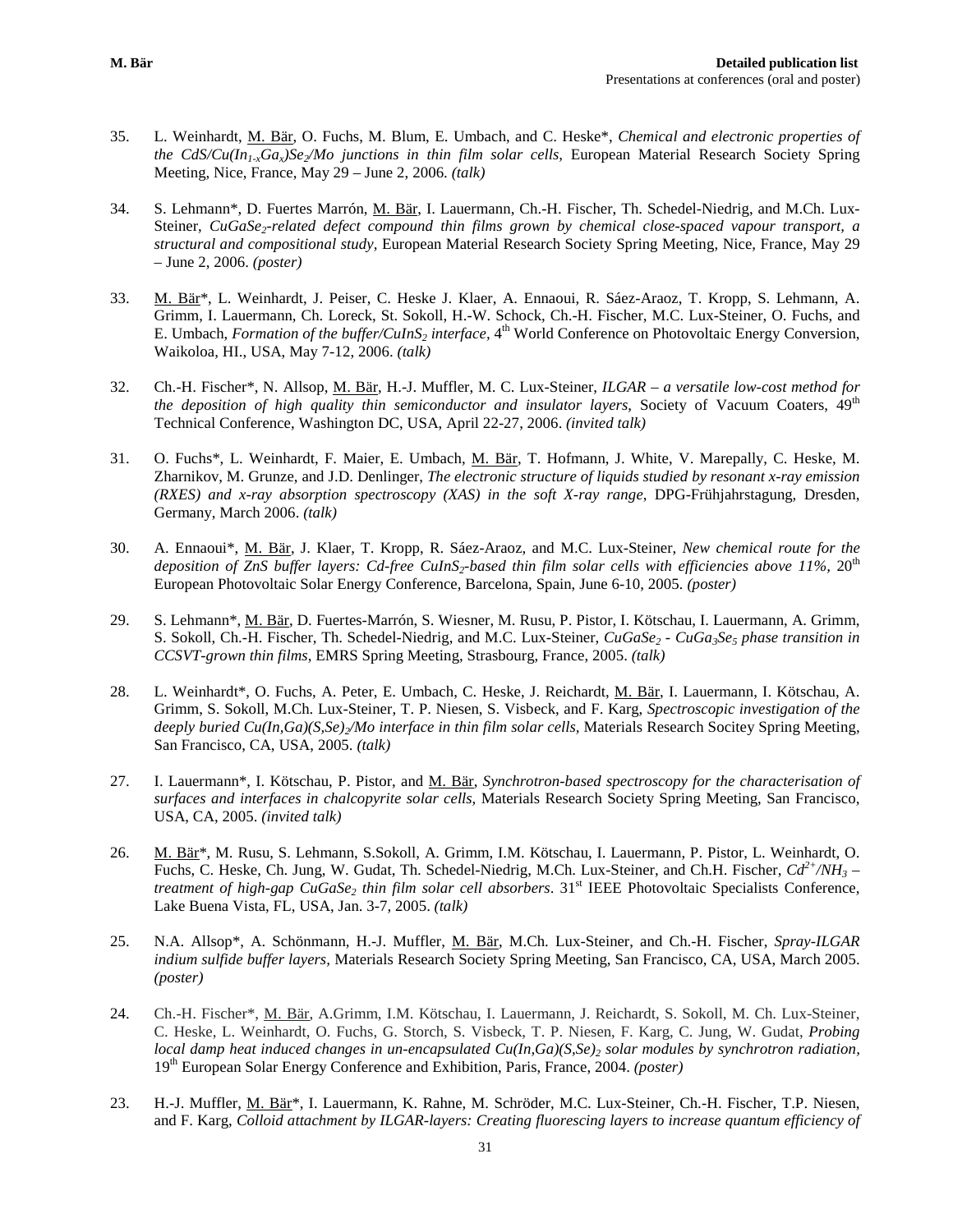35. L. Weinhardt, M. Bär, O. Fuchs, M. Blum, E. Umbach, and C. Heske*, *Chemical and electronic properties of the CdS/Cu($In_{1-x}Ga_x$)$Se_2$/Mo junctions in thin film solar cells,* European Material Research Society Spring Meeting, Nice, France, May 29 – June 2, 2006. *(talk)*

34. S. Lehmann*, D. Fuertes Marrón, M. Bär, I. Lauermann, Ch.-H. Fischer, Th. Schedel-Niedrig, and M.Ch. Lux-Steiner, *$CuGaSe_2$-related defect compound thin films grown by chemical close-spaced vapour transport, a structural and compositional study,* European Material Research Society Spring Meeting, Nice, France, May 29 – June 2, 2006. *(poster)*

33. M. Bär*, L. Weinhardt, J. Peiser, C. Heske J. Klaer, A. Ennaoui, R. Sáez-Araoz, T. Kropp, S. Lehmann, A. Grimm, I. Lauermann, Ch. Loreck, St. Sokoll, H.-W. Schock, Ch.-H. Fischer, M.C. Lux-Steiner, O. Fuchs, and E. Umbach, *Formation of the buffer/$CuInS_2$ interface,* 4[th] World Conference on Photovoltaic Energy Conversion, Waikoloa, HI., USA, May 7-12, 2006. *(talk)*

32. Ch.-H. Fischer*, N. Allsop, M. Bär, H.-J. Muffler, M. C. Lux-Steiner, *ILGAR – a versatile low-cost method for the deposition of high quality thin semiconductor and insulator layers,* Society of Vacuum Coaters, 49[th] Technical Conference, Washington DC, USA, April 22-27, 2006. *(invited talk)*

31. O. Fuchs*, L. Weinhardt, F. Maier, E. Umbach, M. Bär, T. Hofmann, J. White, V. Marepally, C. Heske, M. Zharnikov, M. Grunze, and J.D. Denlinger, *The electronic structure of liquids studied by resonant x-ray emission (RXES) and x-ray absorption spectroscopy (XAS) in the soft X-ray range,* DPG-Frühjahrstagung, Dresden, Germany, March 2006. *(talk)*

30. A. Ennaoui*, M. Bär, J. Klaer, T. Kropp, R. Sáez-Araoz, and M.C. Lux-Steiner, *New chemical route for the deposition of ZnS buffer layers: Cd-free $CuInS_2$-based thin film solar cells with efficiencies above 11%,* 20[th] European Photovoltaic Solar Energy Conference, Barcelona, Spain, June 6-10, 2005. *(poster)*

29. S. Lehmann*, M. Bär, D. Fuertes-Marrón, S. Wiesner, M. Rusu, P. Pistor, I. Kötschau, I. Lauermann, A. Grimm, S. Sokoll, Ch.-H. Fischer, Th. Schedel-Niedrig, and M.C. Lux-Steiner, *$CuGaSe_2$ - $CuGa_3Se_5$ phase transition in CCSVT-grown thin films*, EMRS Spring Meeting, Strasbourg, France, 2005. *(talk)*

28. L. Weinhardt*, O. Fuchs, A. Peter, E. Umbach, C. Heske, J. Reichardt, M. Bär, I. Lauermann, I. Kötschau, A. Grimm, S. Sokoll, M.Ch. Lux-Steiner, T. P. Niesen, S. Visbeck, and F. Karg, *Spectroscopic investigation of the deeply buried Cu(In,Ga)$(S,Se)_2$/Mo interface in thin film solar cells,* Materials Research Socitey Spring Meeting, San Francisco, CA, USA, 2005. *(talk)*

27. I. Lauermann*, I. Kötschau, P. Pistor, and M. Bär, *Synchrotron-based spectroscopy for the characterisation of surfaces and interfaces in chalcopyrite solar cells,* Materials Research Society Spring Meeting, San Francisco, USA, CA, 2005. *(invited talk)*

26. M. Bär*, M. Rusu, S. Lehmann, S.Sokoll, A. Grimm, I.M. Kötschau, I. Lauermann, P. Pistor, L. Weinhardt, O. Fuchs, C. Heske, Ch. Jung, W. Gudat, Th. Schedel-Niedrig, M.Ch. Lux-Steiner, and Ch.H. Fischer, *$Cd^{2+}/NH_3$ – treatment of high-gap $CuGaSe_2$ thin film solar cell absorbers*. 31[st] IEEE Photovoltaic Specialists Conference, Lake Buena Vista, FL, USA, Jan. 3-7, 2005. *(talk)*

25. N.A. Allsop*, A. Schönmann, H.-J. Muffler, M. Bär, M.Ch. Lux-Steiner, and Ch.-H. Fischer, *Spray-ILGAR indium sulfide buffer layers,* Materials Research Society Spring Meeting, San Francisco, CA, USA, March 2005. *(poster)*

24. Ch.-H. Fischer*, M. Bär, A.Grimm, I.M. Kötschau, I. Lauermann, J. Reichardt, S. Sokoll, M. Ch. Lux-Steiner, C. Heske, L. Weinhardt, O. Fuchs, G. Storch, S. Visbeck, T. P. Niesen, F. Karg, C. Jung, W. Gudat, *Probing local damp heat induced changes in un-encapsulated Cu(In,Ga)$(S,Se)_2$ solar modules by synchrotron radiation*, 19[th] European Solar Energy Conference and Exhibition, Paris, France, 2004. *(poster)*

23. H.-J. Muffler, M. Bär*, I. Lauermann, K. Rahne, M. Schröder, M.C. Lux-Steiner, Ch.-H. Fischer, T.P. Niesen, and F. Karg, *Colloid attachment by ILGAR-layers: Creating fluorescing layers to increase quantum efficiency of*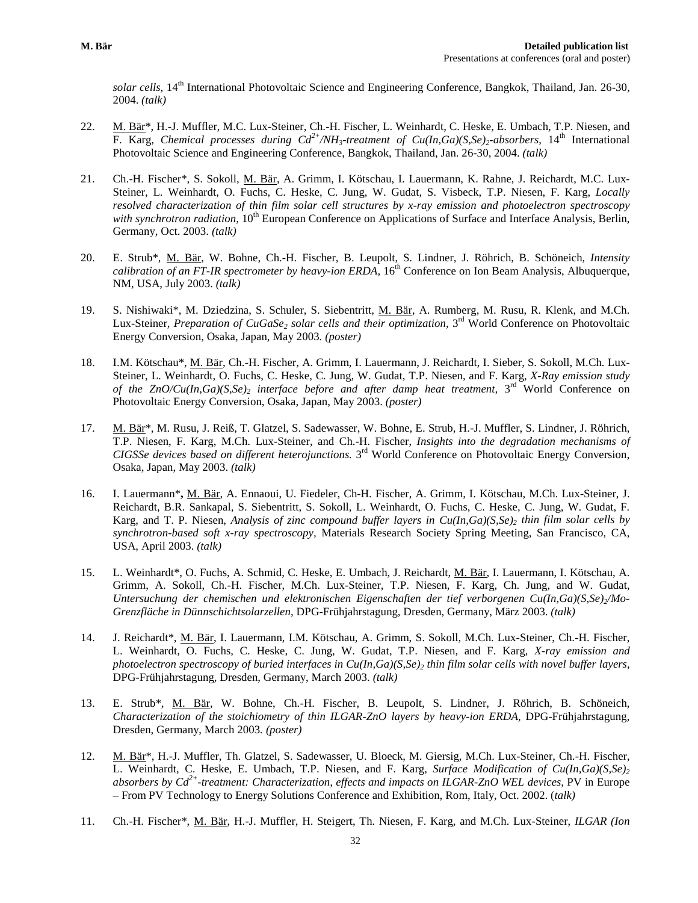*solar cells*, 14th International Photovoltaic Science and Engineering Conference, Bangkok, Thailand, Jan. 26-30, 2004. *(talk)*

22. M. Bär*, H.-J. Muffler, M.C. Lux-Steiner, Ch.-H. Fischer, L. Weinhardt, C. Heske, E. Umbach, T.P. Niesen, and F. Karg, *Chemical processes during $Cd^{2+}$/$NH_3$-treatment of $Cu(In,Ga)(S,Se)_2$-absorbers*, 14th International Photovoltaic Science and Engineering Conference, Bangkok, Thailand, Jan. 26-30, 2004. *(talk)*

21. Ch.-H. Fischer*, S. Sokoll, M. Bär, A. Grimm, I. Kötschau, I. Lauermann, K. Rahne, J. Reichardt, M.C. Lux-Steiner, L. Weinhardt, O. Fuchs, C. Heske, C. Jung, W. Gudat, S. Visbeck, T.P. Niesen, F. Karg, *Locally resolved characterization of thin film solar cell structures by x-ray emission and photoelectron spectroscopy with synchrotron radiation*, 10th European Conference on Applications of Surface and Interface Analysis, Berlin, Germany, Oct. 2003. *(talk)*

20. E. Strub*, M. Bär, W. Bohne, Ch.-H. Fischer, B. Leupolt, S. Lindner, J. Röhrich, B. Schöneich, *Intensity calibration of an FT-IR spectrometer by heavy-ion ERDA*, 16th Conference on Ion Beam Analysis, Albuquerque, NM, USA, July 2003. *(talk)*

19. S. Nishiwaki*, M. Dziedzina, S. Schuler, S. Siebentritt, M. Bär, A. Rumberg, M. Rusu, R. Klenk, and M.Ch. Lux-Steiner, *Preparation of $CuGaSe_2$ solar cells and their optimization*, 3rd World Conference on Photovoltaic Energy Conversion, Osaka, Japan, May 2003. *(poster)*

18. I.M. Kötschau*, M. Bär, Ch.-H. Fischer, A. Grimm, I. Lauermann, J. Reichardt, I. Sieber, S. Sokoll, M.Ch. Lux-Steiner, L. Weinhardt, O. Fuchs, C. Heske, C. Jung, W. Gudat, T.P. Niesen, and F. Karg, *X-Ray emission study of the ZnO/$Cu(In,Ga)(S,Se)_2$ interface before and after damp heat treatment*, 3rd World Conference on Photovoltaic Energy Conversion, Osaka, Japan, May 2003. *(poster)*

17. M. Bär*, M. Rusu, J. Reiß, T. Glatzel, S. Sadewasser, W. Bohne, E. Strub, H.-J. Muffler, S. Lindner, J. Röhrich, T.P. Niesen, F. Karg, M.Ch. Lux-Steiner, and Ch.-H. Fischer, *Insights into the degradation mechanisms of CIGSSe devices based on different heterojunctions.* 3rd World Conference on Photovoltaic Energy Conversion, Osaka, Japan, May 2003. *(talk)*

16. I. Lauermann***,** M. Bär, A. Ennaoui, U. Fiedeler, Ch-H. Fischer, A. Grimm, I. Kötschau, M.Ch. Lux-Steiner, J. Reichardt, B.R. Sankapal, S. Siebentritt, S. Sokoll, L. Weinhardt, O. Fuchs, C. Heske, C. Jung, W. Gudat, F. Karg, and T. P. Niesen, *Analysis of zinc compound buffer layers in $Cu(In,Ga)(S,Se)_2$ thin film solar cells by synchrotron-based soft x-ray spectroscopy*, Materials Research Society Spring Meeting, San Francisco, CA, USA, April 2003. *(talk)*

15. L. Weinhardt*, O. Fuchs, A. Schmid, C. Heske, E. Umbach, J. Reichardt, M. Bär, I. Lauermann, I. Kötschau, A. Grimm, A. Sokoll, Ch.-H. Fischer, M.Ch. Lux-Steiner, T.P. Niesen, F. Karg, Ch. Jung, and W. Gudat, *Untersuchung der chemischen und elektronischen Eigenschaften der tief verborgenen $Cu(In,Ga)(S,Se)_2$/Mo-Grenzfläche in Dünnschichtsolarzellen*, DPG-Frühjahrstagung, Dresden, Germany, März 2003. *(talk)*

14. J. Reichardt*, M. Bär, I. Lauermann, I.M. Kötschau, A. Grimm, S. Sokoll, M.Ch. Lux-Steiner, Ch.-H. Fischer, L. Weinhardt, O. Fuchs, C. Heske, C. Jung, W. Gudat, T.P. Niesen, and F. Karg, *X-ray emission and photoelectron spectroscopy of buried interfaces in $Cu(In,Ga)(S,Se)_2$ thin film solar cells with novel buffer layers*, DPG-Frühjahrstagung, Dresden, Germany, March 2003. *(talk)*

13. E. Strub*, M. Bär, W. Bohne, Ch.-H. Fischer, B. Leupolt, S. Lindner, J. Röhrich, B. Schöneich, *Characterization of the stoichiometry of thin ILGAR-ZnO layers by heavy-ion ERDA*, DPG-Frühjahrstagung, Dresden, Germany, March 2003. *(poster)*

12. M. Bär*, H.-J. Muffler, Th. Glatzel, S. Sadewasser, U. Bloeck, M. Giersig, M.Ch. Lux-Steiner, Ch.-H. Fischer, L. Weinhardt, C. Heske, E. Umbach, T.P. Niesen, and F. Karg, *Surface Modification of $Cu(In,Ga)(S,Se)_2$ absorbers by $Cd^{2+}$-treatment: Characterization, effects and impacts on ILGAR-ZnO WEL devices*, PV in Europe – From PV Technology to Energy Solutions Conference and Exhibition, Rom, Italy, Oct. 2002. (*talk)*

11. Ch.-H. Fischer*, M. Bär, H.-J. Muffler, H. Steigert, Th. Niesen, F. Karg, and M.Ch. Lux-Steiner, *ILGAR (Ion*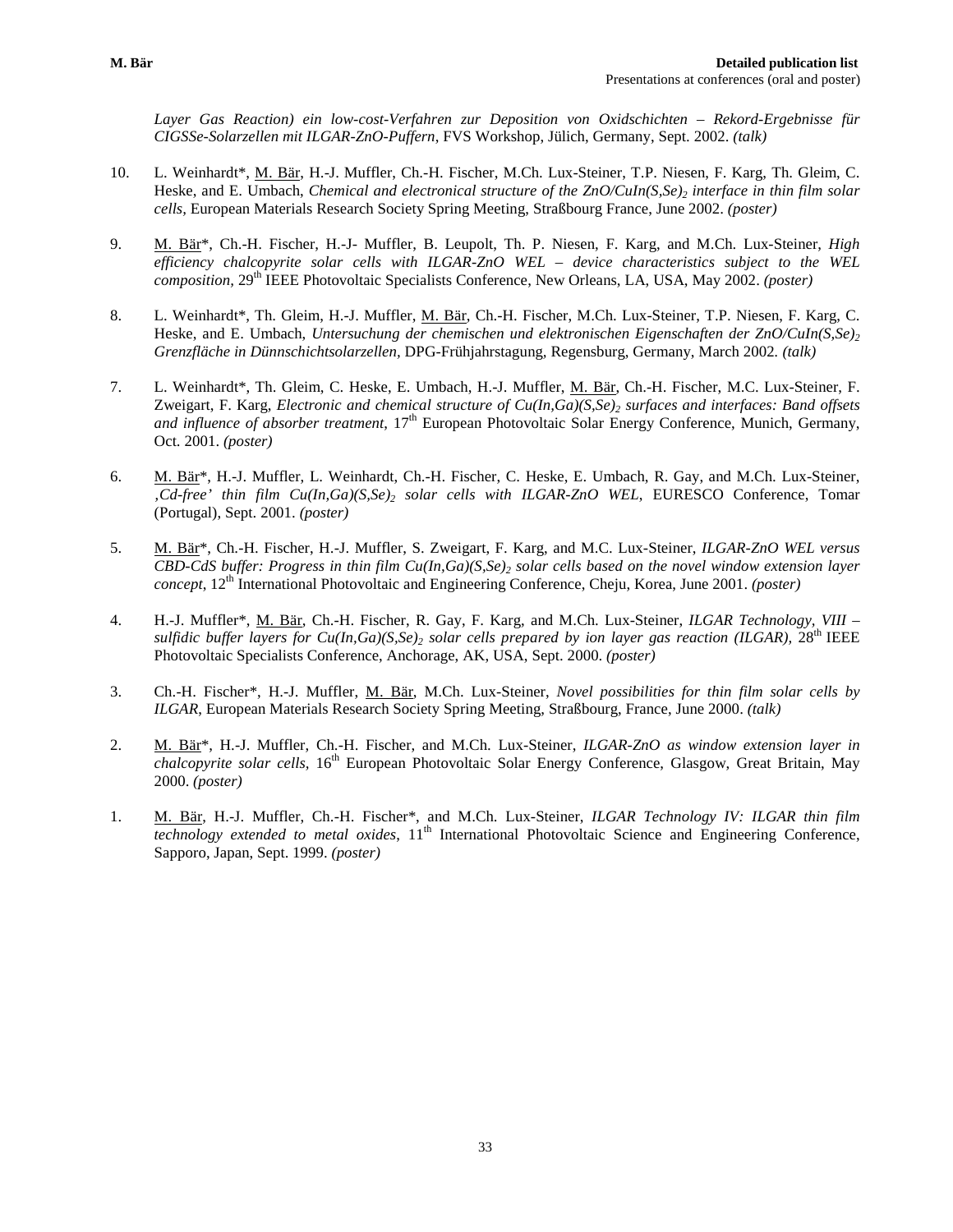*Layer Gas Reaction) ein low-cost-Verfahren zur Deposition von Oxidschichten – Rekord-Ergebnisse für CIGSSe-Solarzellen mit ILGAR-ZnO-Puffern*, FVS Workshop, Jülich, Germany, Sept. 2002. *(talk)*

10. L. Weinhardt*, <u>M. Bär</u>, H.-J. Muffler, Ch.-H. Fischer, M.Ch. Lux-Steiner, T.P. Niesen, F. Karg, Th. Gleim, C. Heske, and E. Umbach, *Chemical and electronical structure of the ZnO/CuIn(S,Se)$_2$ interface in thin film solar cells,* European Materials Research Society Spring Meeting, Straßbourg France, June 2002. *(poster)*

9. <u>M. Bär</u>*, Ch.-H. Fischer, H.-J- Muffler, B. Leupolt, Th. P. Niesen, F. Karg, and M.Ch. Lux-Steiner, *High efficiency chalcopyrite solar cells with ILGAR-ZnO WEL – device characteristics subject to the WEL composition,* 29th IEEE Photovoltaic Specialists Conference, New Orleans, LA, USA, May 2002. *(poster)*

8. L. Weinhardt*, Th. Gleim, H.-J. Muffler, <u>M. Bär</u>, Ch.-H. Fischer, M.Ch. Lux-Steiner, T.P. Niesen, F. Karg, C. Heske, and E. Umbach, *Untersuchung der chemischen und elektronischen Eigenschaften der ZnO/CuIn(S,Se)$_2$ Grenzfläche in Dünnschichtsolarzellen,* DPG-Frühjahrstagung, Regensburg, Germany, March 2002*. (talk)*

7. L. Weinhardt*, Th. Gleim, C. Heske, E. Umbach, H.-J. Muffler, <u>M. Bär</u>, Ch.-H. Fischer, M.C. Lux-Steiner, F. Zweigart, F. Karg, *Electronic and chemical structure of Cu(In,Ga)(S,Se)$_2$ surfaces and interfaces: Band offsets and influence of absorber treatment*, 17th European Photovoltaic Solar Energy Conference, Munich, Germany, Oct. 2001. *(poster)*

6. <u>M. Bär</u>*, H.-J. Muffler, L. Weinhardt, Ch.-H. Fischer, C. Heske, E. Umbach, R. Gay, and M.Ch. Lux-Steiner, *‚Cd-free' thin film Cu(In,Ga)(S,Se)$_2$ solar cells with ILGAR-ZnO WEL*, EURESCO Conference, Tomar (Portugal), Sept. 2001. *(poster)*

5. <u>M. Bär</u>*, Ch.-H. Fischer, H.-J. Muffler, S. Zweigart, F. Karg, and M.C. Lux-Steiner, *ILGAR-ZnO WEL versus CBD-CdS buffer: Progress in thin film Cu(In,Ga)(S,Se)$_2$ solar cells based on the novel window extension layer concept*, 12th International Photovoltaic and Engineering Conference, Cheju, Korea, June 2001. *(poster)*

4. H.-J. Muffler*, <u>M. Bär</u>, Ch.-H. Fischer, R. Gay, F. Karg, and M.Ch. Lux-Steiner, *ILGAR Technology, VIII – sulfidic buffer layers for Cu(In,Ga)(S,Se)$_2$ solar cells prepared by ion layer gas reaction (ILGAR),* 28th IEEE Photovoltaic Specialists Conference, Anchorage, AK, USA, Sept. 2000*. (poster)*

3. Ch.-H. Fischer*, H.-J. Muffler, <u>M. Bär</u>, M.Ch. Lux-Steiner, *Novel possibilities for thin film solar cells by ILGAR*, European Materials Research Society Spring Meeting, Straßbourg, France, June 2000. *(talk)*

2. <u>M. Bär</u>*, H.-J. Muffler, Ch.-H. Fischer, and M.Ch. Lux-Steiner, *ILGAR-ZnO as window extension layer in chalcopyrite solar cells,* 16th European Photovoltaic Solar Energy Conference, Glasgow, Great Britain, May 2000. *(poster)*

1. <u>M. Bär</u>, H.-J. Muffler, Ch.-H. Fischer*, and M.Ch. Lux-Steiner, *ILGAR Technology IV: ILGAR thin film technology extended to metal oxides*, 11th International Photovoltaic Science and Engineering Conference, Sapporo, Japan, Sept. 1999. *(poster)*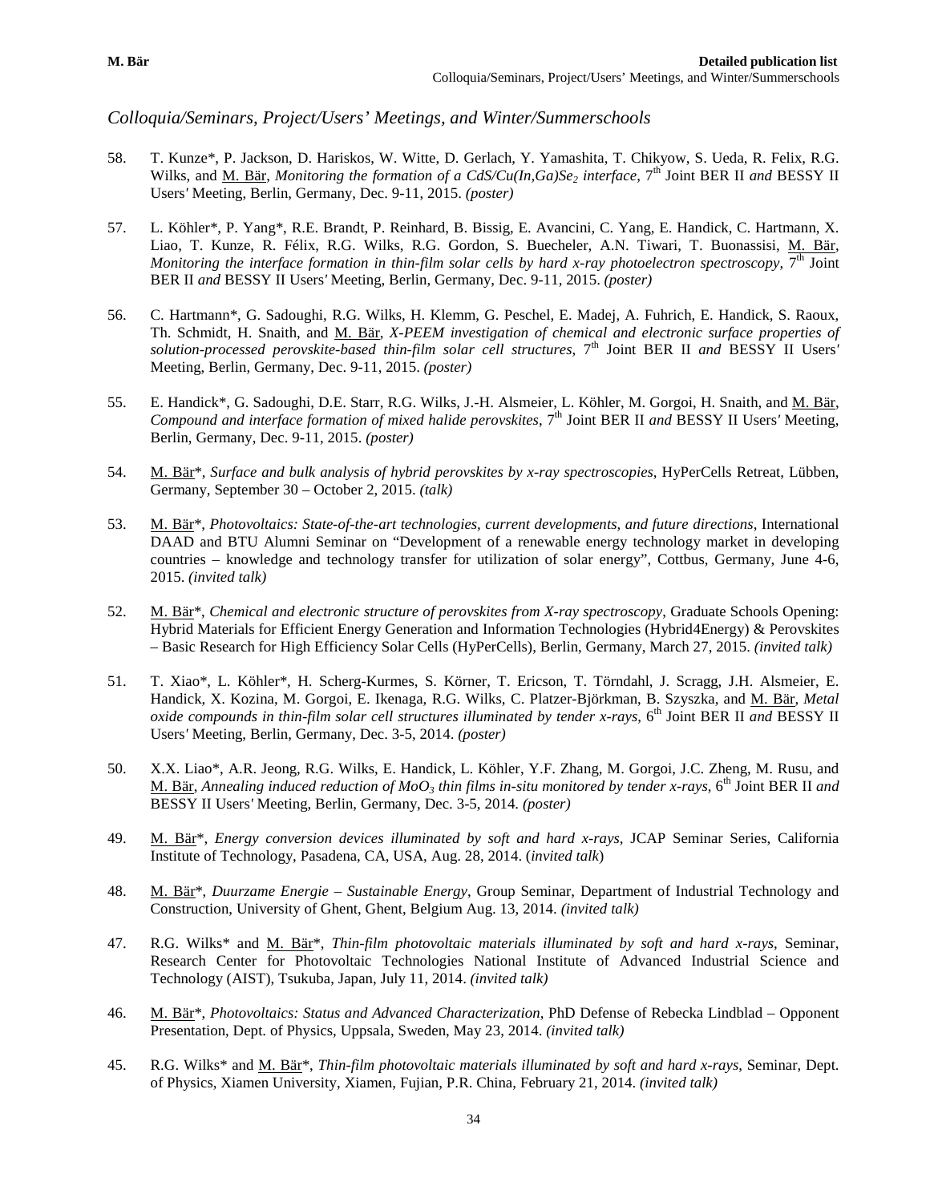## *Colloquia/Seminars, Project/Users' Meetings, and Winter/Summerschools*

58. T. Kunze*, P. Jackson, D. Hariskos, W. Witte, D. Gerlach, Y. Yamashita, T. Chikyow, S. Ueda, R. Felix, R.G. Wilks, and M. Bär, *Monitoring the formation of a CdS/Cu(In,Ga)$Se_2$ interface*, 7th Joint BER II *and* BESSY II Users' Meeting, Berlin, Germany, Dec. 9-11, 2015. *(poster)*

57. L. Köhler*, P. Yang*, R.E. Brandt, P. Reinhard, B. Bissig, E. Avancini, C. Yang, E. Handick, C. Hartmann, X. Liao, T. Kunze, R. Félix, R.G. Wilks, R.G. Gordon, S. Buecheler, A.N. Tiwari, T. Buonassisi, M. Bär, *Monitoring the interface formation in thin-film solar cells by hard x-ray photoelectron spectroscopy*, 7th Joint BER II *and* BESSY II Users' Meeting, Berlin, Germany, Dec. 9-11, 2015. *(poster)*

56. C. Hartmann*, G. Sadoughi, R.G. Wilks, H. Klemm, G. Peschel, E. Madej, A. Fuhrich, E. Handick, S. Raoux, Th. Schmidt, H. Snaith, and M. Bär, *X-PEEM investigation of chemical and electronic surface properties of solution-processed perovskite-based thin-film solar cell structures*, 7th Joint BER II *and* BESSY II Users' Meeting, Berlin, Germany, Dec. 9-11, 2015. *(poster)*

55. E. Handick*, G. Sadoughi, D.E. Starr, R.G. Wilks, J.-H. Alsmeier, L. Köhler, M. Gorgoi, H. Snaith, and M. Bär, *Compound and interface formation of mixed halide perovskites*, 7th Joint BER II *and* BESSY II Users' Meeting, Berlin, Germany, Dec. 9-11, 2015. *(poster)*

54. M. Bär*, *Surface and bulk analysis of hybrid perovskites by x-ray spectroscopies*, HyPerCells Retreat, Lübben, Germany, September 30 – October 2, 2015. *(talk)*

53. M. Bär*, *Photovoltaics: State-of-the-art technologies, current developments, and future directions*, International DAAD and BTU Alumni Seminar on "Development of a renewable energy technology market in developing countries – knowledge and technology transfer for utilization of solar energy", Cottbus, Germany, June 4-6, 2015. *(invited talk)*

52. M. Bär*, *Chemical and electronic structure of perovskites from X-ray spectroscopy*, Graduate Schools Opening: Hybrid Materials for Efficient Energy Generation and Information Technologies (Hybrid4Energy) & Perovskites – Basic Research for High Efficiency Solar Cells (HyPerCells), Berlin, Germany, March 27, 2015. *(invited talk)*

51. T. Xiao*, L. Köhler*, H. Scherg-Kurmes, S. Körner, T. Ericson, T. Törndahl, J. Scragg, J.H. Alsmeier, E. Handick, X. Kozina, M. Gorgoi, E. Ikenaga, R.G. Wilks, C. Platzer-Björkman, B. Szyszka, and M. Bär, *Metal oxide compounds in thin-film solar cell structures illuminated by tender x-rays*, 6th Joint BER II *and* BESSY II Users' Meeting, Berlin, Germany, Dec. 3-5, 2014. *(poster)*

50. X.X. Liao*, A.R. Jeong, R.G. Wilks, E. Handick, L. Köhler, Y.F. Zhang, M. Gorgoi, J.C. Zheng, M. Rusu, and M. Bär, *Annealing induced reduction of $MoO_3$ thin films in-situ monitored by tender x-rays*, 6th Joint BER II *and* BESSY II Users' Meeting, Berlin, Germany, Dec. 3-5, 2014. *(poster)*

49. M. Bär*, *Energy conversion devices illuminated by soft and hard x-rays*, JCAP Seminar Series, California Institute of Technology, Pasadena, CA, USA, Aug. 28, 2014. (*invited talk*)

48. M. Bär*, *Duurzame Energie – Sustainable Energy*, Group Seminar, Department of Industrial Technology and Construction, University of Ghent, Ghent, Belgium Aug. 13, 2014. *(invited talk)*

47. R.G. Wilks* and M. Bär*, *Thin-film photovoltaic materials illuminated by soft and hard x-rays*, Seminar, Research Center for Photovoltaic Technologies National Institute of Advanced Industrial Science and Technology (AIST), Tsukuba, Japan, July 11, 2014. *(invited talk)*

46. M. Bär*, *Photovoltaics: Status and Advanced Characterization*, PhD Defense of Rebecka Lindblad – Opponent Presentation, Dept. of Physics, Uppsala, Sweden, May 23, 2014. *(invited talk)*

45. R.G. Wilks* and M. Bär*, *Thin-film photovoltaic materials illuminated by soft and hard x-rays*, Seminar, Dept. of Physics, Xiamen University, Xiamen, Fujian, P.R. China, February 21, 2014. *(invited talk)*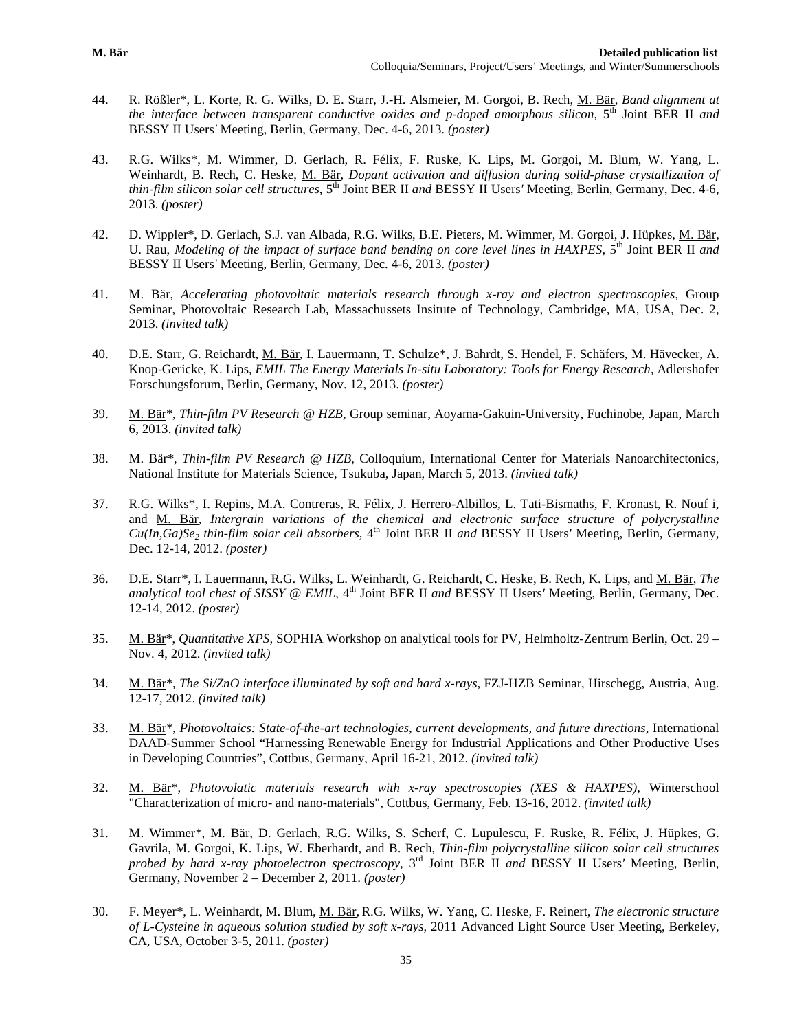44. R. Rößler*, L. Korte, R. G. Wilks, D. E. Starr, J.-H. Alsmeier, M. Gorgoi, B. Rech, M. Bär, *Band alignment at the interface between transparent conductive oxides and p-doped amorphous silicon*, 5[th] Joint BER II *and* BESSY II Users′ Meeting, Berlin, Germany, Dec. 4-6, 2013. *(poster)*

43. R.G. Wilks*, M. Wimmer, D. Gerlach, R. Félix, F. Ruske, K. Lips, M. Gorgoi, M. Blum, W. Yang, L. Weinhardt, B. Rech, C. Heske, M. Bär, *Dopant activation and diffusion during solid-phase crystallization of thin-film silicon solar cell structures*, 5[th] Joint BER II *and* BESSY II Users′ Meeting, Berlin, Germany, Dec. 4-6, 2013. *(poster)*

42. D. Wippler*, D. Gerlach, S.J. van Albada, R.G. Wilks, B.E. Pieters, M. Wimmer, M. Gorgoi, J. Hüpkes, M. Bär, U. Rau, *Modeling of the impact of surface band bending on core level lines in HAXPES*, 5[th] Joint BER II *and* BESSY II Users′ Meeting, Berlin, Germany, Dec. 4-6, 2013. *(poster)*

41. M. Bär, *Accelerating photovoltaic materials research through x-ray and electron spectroscopies*, Group Seminar, Photovoltaic Research Lab, Massachussets Insitute of Technology, Cambridge, MA, USA, Dec. 2, 2013. *(invited talk)*

40. D.E. Starr, G. Reichardt, M. Bär, I. Lauermann, T. Schulze*, J. Bahrdt, S. Hendel, F. Schäfers, M. Hävecker, A. Knop-Gericke, K. Lips, *EMIL The Energy Materials In-situ Laboratory: Tools for Energy Research*, Adlershofer Forschungsforum, Berlin, Germany, Nov. 12, 2013. *(poster)*

39. M. Bär*, *Thin-film PV Research @ HZB*, Group seminar, Aoyama-Gakuin-University, Fuchinobe, Japan, March 6, 2013. *(invited talk)*

38. M. Bär*, *Thin-film PV Research @ HZB*, Colloquium, International Center for Materials Nanoarchitectonics, National Institute for Materials Science, Tsukuba, Japan, March 5, 2013. *(invited talk)*

37. R.G. Wilks*, I. Repins, M.A. Contreras, R. Félix, J. Herrero-Albillos, L. Tati-Bismaths, F. Kronast, R. Nouf i, and M. Bär, *Intergrain variations of the chemical and electronic surface structure of polycrystalline $Cu(In,Ga)Se_2$ thin-film solar cell absorbers*, 4[th] Joint BER II *and* BESSY II Users′ Meeting, Berlin, Germany, Dec. 12-14, 2012. *(poster)*

36. D.E. Starr*, I. Lauermann, R.G. Wilks, L. Weinhardt, G. Reichardt, C. Heske, B. Rech, K. Lips, and M. Bär, *The analytical tool chest of SISSY @ EMIL*, 4[th] Joint BER II *and* BESSY II Users′ Meeting, Berlin, Germany, Dec. 12-14, 2012. *(poster)*

35. M. Bär*, *Quantitative XPS*, SOPHIA Workshop on analytical tools for PV, Helmholtz-Zentrum Berlin, Oct. 29 – Nov. 4, 2012. *(invited talk)*

34. M. Bär*, *The Si/ZnO interface illuminated by soft and hard x-rays*, FZJ-HZB Seminar, Hirschegg, Austria, Aug. 12-17, 2012. *(invited talk)*

33. M. Bär*, *Photovoltaics: State-of-the-art technologies, current developments, and future directions*, International DAAD-Summer School "Harnessing Renewable Energy for Industrial Applications and Other Productive Uses in Developing Countries", Cottbus, Germany, April 16-21, 2012. *(invited talk)*

32. M. Bär*, *Photovolatic materials research with x-ray spectroscopies (XES & HAXPES)*, Winterschool "Characterization of micro- and nano-materials", Cottbus, Germany, Feb. 13-16, 2012. *(invited talk)*

31. M. Wimmer*, M. Bär, D. Gerlach, R.G. Wilks, S. Scherf, C. Lupulescu, F. Ruske, R. Félix, J. Hüpkes, G. Gavrila, M. Gorgoi, K. Lips, W. Eberhardt, and B. Rech, *Thin-film polycrystalline silicon solar cell structures probed by hard x-ray photoelectron spectroscopy*, 3[rd] Joint BER II *and* BESSY II Users′ Meeting, Berlin, Germany, November 2 – December 2, 2011. *(poster)*

30. F. Meyer*, L. Weinhardt, M. Blum, M. Bär, R.G. Wilks, W. Yang, C. Heske, F. Reinert, *The electronic structure of L-Cysteine in aqueous solution studied by soft x-rays*, 2011 Advanced Light Source User Meeting, Berkeley, CA, USA, October 3-5, 2011. *(poster)*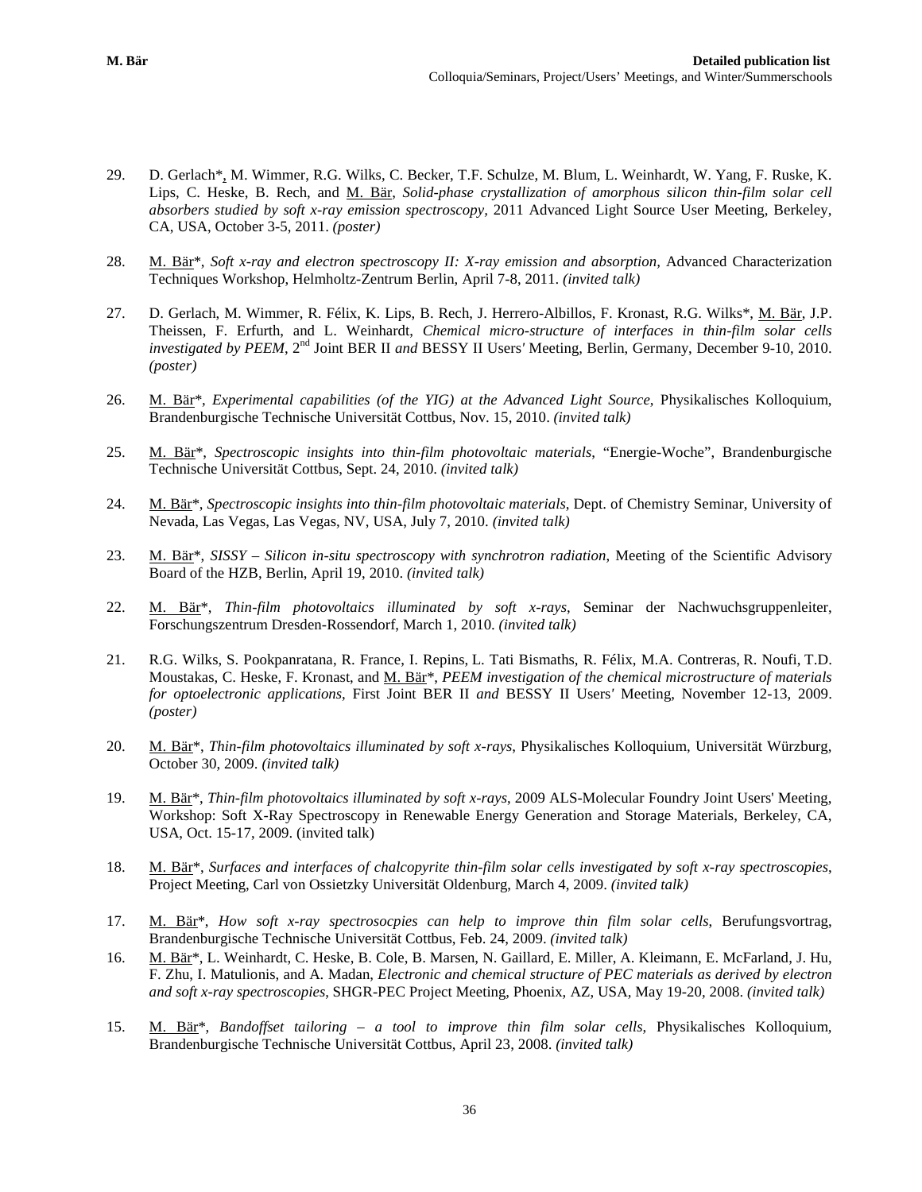29. D. Gerlach*, M. Wimmer, R.G. Wilks, C. Becker, T.F. Schulze, M. Blum, L. Weinhardt, W. Yang, F. Ruske, K. Lips, C. Heske, B. Rech, and M. Bär, *Solid-phase crystallization of amorphous silicon thin-film solar cell absorbers studied by soft x-ray emission spectroscopy,* 2011 Advanced Light Source User Meeting, Berkeley, CA, USA, October 3-5, 2011. *(poster)*

28. M. Bär*, *Soft x-ray and electron spectroscopy II: X-ray emission and absorption*, Advanced Characterization Techniques Workshop, Helmholtz-Zentrum Berlin, April 7-8, 2011. *(invited talk)*

27. D. Gerlach, M. Wimmer, R. Félix, K. Lips, B. Rech, J. Herrero-Albillos, F. Kronast, R.G. Wilks*, M. Bär, J.P. Theissen, F. Erfurth, and L. Weinhardt, *Chemical micro-structure of interfaces in thin-film solar cells investigated by PEEM*, 2nd Joint BER II *and* BESSY II Users′ Meeting, Berlin, Germany, December 9-10, 2010. *(poster)*

26. M. Bär*, *Experimental capabilities (of the YIG) at the Advanced Light Source,* Physikalisches Kolloquium, Brandenburgische Technische Universität Cottbus, Nov. 15, 2010. *(invited talk)*

25. M. Bär*, *Spectroscopic insights into thin-film photovoltaic materials*, "Energie-Woche", Brandenburgische Technische Universität Cottbus, Sept. 24, 2010. *(invited talk)*

24. M. Bär*, *Spectroscopic insights into thin-film photovoltaic materials*, Dept. of Chemistry Seminar, University of Nevada, Las Vegas, Las Vegas, NV, USA, July 7, 2010. *(invited talk)*

23. M. Bär*, *SISSY – Silicon in-situ spectroscopy with synchrotron radiation*, Meeting of the Scientific Advisory Board of the HZB, Berlin, April 19, 2010. *(invited talk)*

22. M. Bär*, *Thin-film photovoltaics illuminated by soft x-rays*, Seminar der Nachwuchsgruppenleiter, Forschungszentrum Dresden-Rossendorf, March 1, 2010. *(invited talk)*

21. R.G. Wilks, S. Pookpanratana, R. France, I. Repins, L. Tati Bismaths, R. Félix, M.A. Contreras, R. Noufi, T.D. Moustakas, C. Heske, F. Kronast, and M. Bär*, *PEEM investigation of the chemical microstructure of materials for optoelectronic applications*, First Joint BER II *and* BESSY II Users′ Meeting, November 12-13, 2009. *(poster)*

20. M. Bär*, *Thin-film photovoltaics illuminated by soft x-rays*, Physikalisches Kolloquium, Universität Würzburg, October 30, 2009. *(invited talk)*

19. M. Bär*, *Thin-film photovoltaics illuminated by soft x-rays*, 2009 ALS-Molecular Foundry Joint Users' Meeting, Workshop: Soft X-Ray Spectroscopy in Renewable Energy Generation and Storage Materials, Berkeley, CA, USA, Oct. 15-17, 2009. (invited talk)

18. M. Bär*, *Surfaces and interfaces of chalcopyrite thin-film solar cells investigated by soft x-ray spectroscopies*, Project Meeting, Carl von Ossietzky Universität Oldenburg, March 4, 2009. *(invited talk)*

17. M. Bär*, *How soft x-ray spectrosocpies can help to improve thin film solar cells*, Berufungsvortrag, Brandenburgische Technische Universität Cottbus, Feb. 24, 2009. *(invited talk)*

16. M. Bär*, L. Weinhardt, C. Heske, B. Cole, B. Marsen, N. Gaillard, E. Miller, A. Kleimann, E. McFarland, J. Hu, F. Zhu, I. Matulionis, and A. Madan, *Electronic and chemical structure of PEC materials as derived by electron and soft x-ray spectroscopies*, SHGR-PEC Project Meeting, Phoenix, AZ, USA, May 19-20, 2008. *(invited talk)*

15. M. Bär*, *Bandoffset tailoring – a tool to improve thin film solar cells*, Physikalisches Kolloquium, Brandenburgische Technische Universität Cottbus, April 23, 2008. *(invited talk)*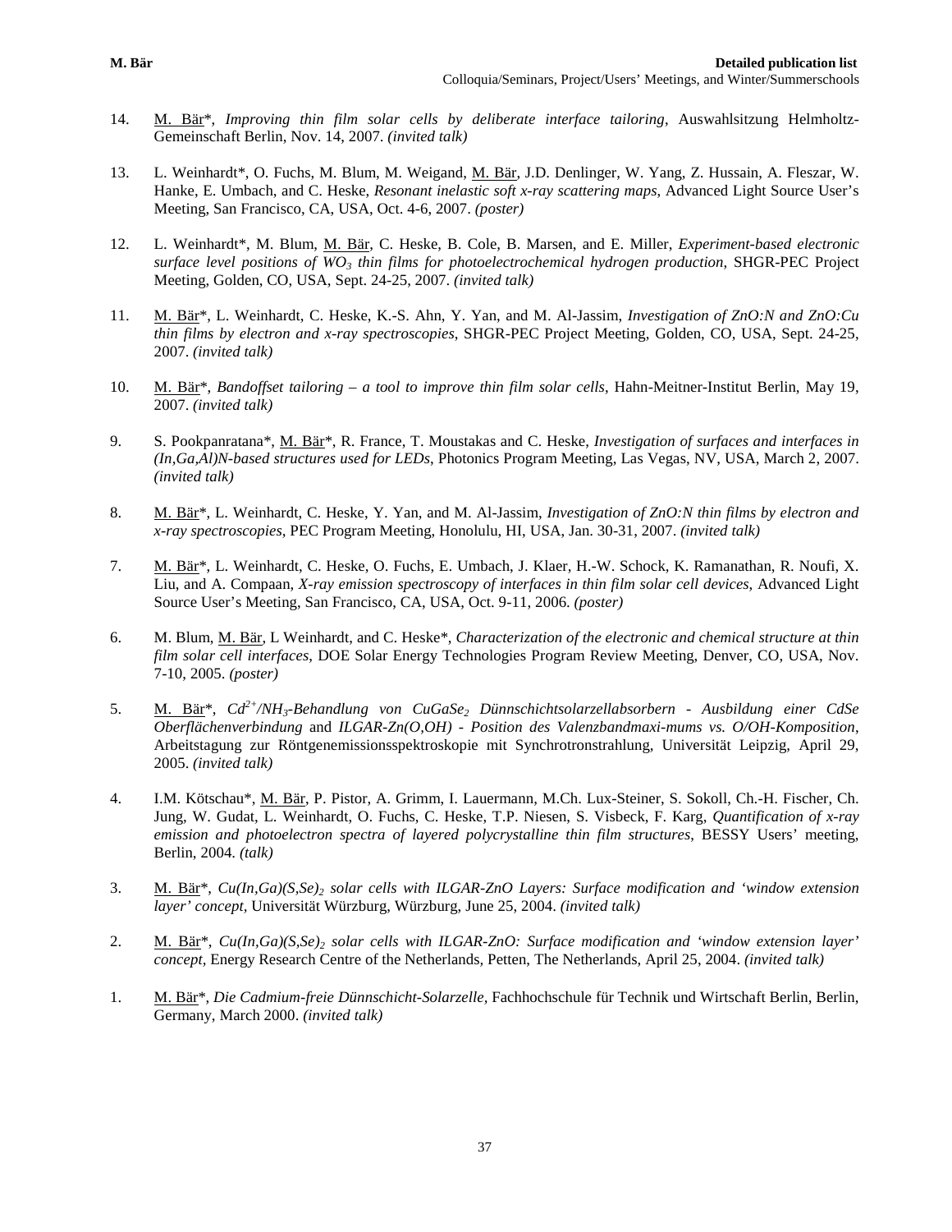14. M. Bär*, *Improving thin film solar cells by deliberate interface tailoring*, Auswahlsitzung Helmholtz-Gemeinschaft Berlin, Nov. 14, 2007. *(invited talk)*

13. L. Weinhardt*, O. Fuchs, M. Blum, M. Weigand, M. Bär, J.D. Denlinger, W. Yang, Z. Hussain, A. Fleszar, W. Hanke, E. Umbach, and C. Heske, *Resonant inelastic soft x-ray scattering maps*, Advanced Light Source User's Meeting, San Francisco, CA, USA, Oct. 4-6, 2007. *(poster)*

12. L. Weinhardt*, M. Blum, M. Bär, C. Heske, B. Cole, B. Marsen, and E. Miller, *Experiment-based electronic surface level positions of $WO_3$ thin films for photoelectrochemical hydrogen production*, SHGR-PEC Project Meeting, Golden, CO, USA, Sept. 24-25, 2007. *(invited talk)*

11. M. Bär*, L. Weinhardt, C. Heske, K.-S. Ahn, Y. Yan, and M. Al-Jassim, *Investigation of ZnO:N and ZnO:Cu thin films by electron and x-ray spectroscopies*, SHGR-PEC Project Meeting, Golden, CO, USA, Sept. 24-25, 2007. *(invited talk)*

10. M. Bär*, *Bandoffset tailoring – a tool to improve thin film solar cells*, Hahn-Meitner-Institut Berlin, May 19, 2007. *(invited talk)*

9. S. Pookpanratana*, M. Bär*, R. France, T. Moustakas and C. Heske, *Investigation of surfaces and interfaces in (In,Ga,Al)N-based structures used for LEDs*, Photonics Program Meeting, Las Vegas, NV, USA, March 2, 2007. *(invited talk)*

8. M. Bär*, L. Weinhardt, C. Heske, Y. Yan, and M. Al-Jassim, *Investigation of ZnO:N thin films by electron and x-ray spectroscopies*, PEC Program Meeting, Honolulu, HI, USA, Jan. 30-31, 2007. *(invited talk)*

7. M. Bär*, L. Weinhardt, C. Heske, O. Fuchs, E. Umbach, J. Klaer, H.-W. Schock, K. Ramanathan, R. Noufi, X. Liu, and A. Compaan, *X-ray emission spectroscopy of interfaces in thin film solar cell devices*, Advanced Light Source User's Meeting, San Francisco, CA, USA, Oct. 9-11, 2006. *(poster)*

6. M. Blum, M. Bär, L Weinhardt, and C. Heske*, *Characterization of the electronic and chemical structure at thin film solar cell interfaces*, DOE Solar Energy Technologies Program Review Meeting, Denver, CO, USA, Nov. 7-10, 2005. *(poster)*

5. M. Bär*, *$Cd^{2+}/NH_3$-Behandlung von $CuGaSe_2$ Dünnschichtsolarzellabsorbern - Ausbildung einer CdSe Oberflächenverbindung* and *ILGAR-Zn(O,OH) - Position des Valenzbandmaxi-mums vs. O/OH-Komposition*, Arbeitstagung zur Röntgenemissionsspektroskopie mit Synchrotronstrahlung, Universität Leipzig, April 29, 2005. *(invited talk)*

4. I.M. Kötschau*, M. Bär, P. Pistor, A. Grimm, I. Lauermann, M.Ch. Lux-Steiner, S. Sokoll, Ch.-H. Fischer, Ch. Jung, W. Gudat, L. Weinhardt, O. Fuchs, C. Heske, T.P. Niesen, S. Visbeck, F. Karg, *Quantification of x-ray emission and photoelectron spectra of layered polycrystalline thin film structures*, BESSY Users' meeting, Berlin, 2004. *(talk)*

3. M. Bär*, *$Cu(In,Ga)(S,Se)_2$ solar cells with ILGAR-ZnO Layers: Surface modification and 'window extension layer' concept*, Universität Würzburg, Würzburg, June 25, 2004. *(invited talk)*

2. M. Bär*, *$Cu(In,Ga)(S,Se)_2$ solar cells with ILGAR-ZnO: Surface modification and 'window extension layer' concept,* Energy Research Centre of the Netherlands, Petten, The Netherlands, April 25, 2004. *(invited talk)*

1. M. Bär*, *Die Cadmium-freie Dünnschicht-Solarzelle,* Fachhochschule für Technik und Wirtschaft Berlin, Berlin, Germany, March 2000. *(invited talk)*